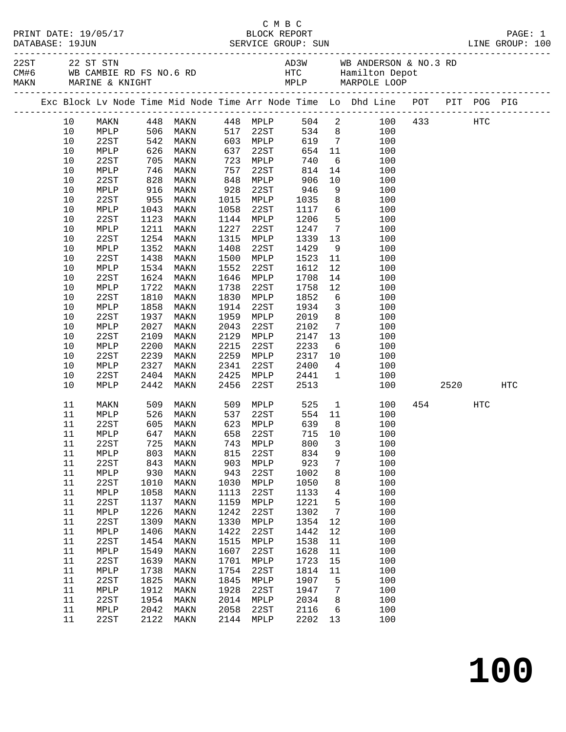C M B C

PRINT DATE: 19/05/17 BLOCK REPORT

DATABASE: 19JUN SERVICE GROUP: SUN LINE GROUP: 100

| Code | Description | Code | Description |
|---|---|---|---|
| 22ST | 22 ST STN | AD3W | WB ANDERSON & NO.3 RD |
| CM#6 | WB CAMBIE RD FS NO.6 RD | HTC | Hamilton Depot |
| MAKN | MARINE & KNIGHT | MPLP | MARPOLE LOOP |

| Exc | Block | Lv Node | Time | Mid Node | Time | Arr Node | Time | Lo | Dhd Line | POT | PIT | POG | PIG |
|---|---|---|---|---|---|---|---|---|---|---|---|---|---|
| | 10 | MAKN | 448 | MAKN | 448 | MPLP | 504 | 2 | 100 | 433 | | HTC | |
| | 10 | MPLP | 506 | MAKN | 517 | 22ST | 534 | 8 | 100 | | | | |
| | 10 | 22ST | 542 | MAKN | 603 | MPLP | 619 | 7 | 100 | | | | |
| | 10 | MPLP | 626 | MAKN | 637 | 22ST | 654 | 11 | 100 | | | | |
| | 10 | 22ST | 705 | MAKN | 723 | MPLP | 740 | 6 | 100 | | | | |
| | 10 | MPLP | 746 | MAKN | 757 | 22ST | 814 | 14 | 100 | | | | |
| | 10 | 22ST | 828 | MAKN | 848 | MPLP | 906 | 10 | 100 | | | | |
| | 10 | MPLP | 916 | MAKN | 928 | 22ST | 946 | 9 | 100 | | | | |
| | 10 | 22ST | 955 | MAKN | 1015 | MPLP | 1035 | 8 | 100 | | | | |
| | 10 | MPLP | 1043 | MAKN | 1058 | 22ST | 1117 | 6 | 100 | | | | |
| | 10 | 22ST | 1123 | MAKN | 1144 | MPLP | 1206 | 5 | 100 | | | | |
| | 10 | MPLP | 1211 | MAKN | 1227 | 22ST | 1247 | 7 | 100 | | | | |
| | 10 | 22ST | 1254 | MAKN | 1315 | MPLP | 1339 | 13 | 100 | | | | |
| | 10 | MPLP | 1352 | MAKN | 1408 | 22ST | 1429 | 9 | 100 | | | | |
| | 10 | 22ST | 1438 | MAKN | 1500 | MPLP | 1523 | 11 | 100 | | | | |
| | 10 | MPLP | 1534 | MAKN | 1552 | 22ST | 1612 | 12 | 100 | | | | |
| | 10 | 22ST | 1624 | MAKN | 1646 | MPLP | 1708 | 14 | 100 | | | | |
| | 10 | MPLP | 1722 | MAKN | 1738 | 22ST | 1758 | 12 | 100 | | | | |
| | 10 | 22ST | 1810 | MAKN | 1830 | MPLP | 1852 | 6 | 100 | | | | |
| | 10 | MPLP | 1858 | MAKN | 1914 | 22ST | 1934 | 3 | 100 | | | | |
| | 10 | 22ST | 1937 | MAKN | 1959 | MPLP | 2019 | 8 | 100 | | | | |
| | 10 | MPLP | 2027 | MAKN | 2043 | 22ST | 2102 | 7 | 100 | | | | |
| | 10 | 22ST | 2109 | MAKN | 2129 | MPLP | 2147 | 13 | 100 | | | | |
| | 10 | MPLP | 2200 | MAKN | 2215 | 22ST | 2233 | 6 | 100 | | | | |
| | 10 | 22ST | 2239 | MAKN | 2259 | MPLP | 2317 | 10 | 100 | | | | |
| | 10 | MPLP | 2327 | MAKN | 2341 | 22ST | 2400 | 4 | 100 | | | | |
| | 10 | 22ST | 2404 | MAKN | 2425 | MPLP | 2441 | 1 | 100 | | | | |
| | 10 | MPLP | 2442 | MAKN | 2456 | 22ST | 2513 | | 100 | | 2520 | | HTC |
| | 11 | MAKN | 509 | MAKN | 509 | MPLP | 525 | 1 | 100 | 454 | | HTC | |
| | 11 | MPLP | 526 | MAKN | 537 | 22ST | 554 | 11 | 100 | | | | |
| | 11 | 22ST | 605 | MAKN | 623 | MPLP | 639 | 8 | 100 | | | | |
| | 11 | MPLP | 647 | MAKN | 658 | 22ST | 715 | 10 | 100 | | | | |
| | 11 | 22ST | 725 | MAKN | 743 | MPLP | 800 | 3 | 100 | | | | |
| | 11 | MPLP | 803 | MAKN | 815 | 22ST | 834 | 9 | 100 | | | | |
| | 11 | 22ST | 843 | MAKN | 903 | MPLP | 923 | 7 | 100 | | | | |
| | 11 | MPLP | 930 | MAKN | 943 | 22ST | 1002 | 8 | 100 | | | | |
| | 11 | 22ST | 1010 | MAKN | 1030 | MPLP | 1050 | 8 | 100 | | | | |
| | 11 | MPLP | 1058 | MAKN | 1113 | 22ST | 1133 | 4 | 100 | | | | |
| | 11 | 22ST | 1137 | MAKN | 1159 | MPLP | 1221 | 5 | 100 | | | | |
| | 11 | MPLP | 1226 | MAKN | 1242 | 22ST | 1302 | 7 | 100 | | | | |
| | 11 | 22ST | 1309 | MAKN | 1330 | MPLP | 1354 | 12 | 100 | | | | |
| | 11 | MPLP | 1406 | MAKN | 1422 | 22ST | 1442 | 12 | 100 | | | | |
| | 11 | 22ST | 1454 | MAKN | 1515 | MPLP | 1538 | 11 | 100 | | | | |
| | 11 | MPLP | 1549 | MAKN | 1607 | 22ST | 1628 | 11 | 100 | | | | |
| | 11 | 22ST | 1639 | MAKN | 1701 | MPLP | 1723 | 15 | 100 | | | | |
| | 11 | MPLP | 1738 | MAKN | 1754 | 22ST | 1814 | 11 | 100 | | | | |
| | 11 | 22ST | 1825 | MAKN | 1845 | MPLP | 1907 | 5 | 100 | | | | |
| | 11 | MPLP | 1912 | MAKN | 1928 | 22ST | 1947 | 7 | 100 | | | | |
| | 11 | 22ST | 1954 | MAKN | 2014 | MPLP | 2034 | 8 | 100 | | | | |
| | 11 | MPLP | 2042 | MAKN | 2058 | 22ST | 2116 | 6 | 100 | | | | |
| | 11 | 22ST | 2122 | MAKN | 2144 | MPLP | 2202 | 13 | 100 | | | | |

# 100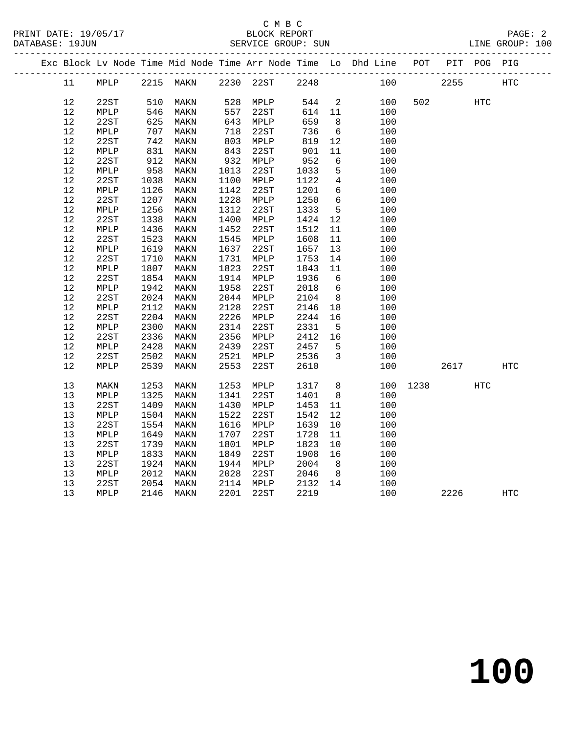C M B C
BLOCK REPORT
SERVICE GROUP: SUN

PRINT DATE: 19/05/17
DATABASE: 19JUN
LINE GROUP: 100

| Exc | Block | Lv | Node | Time | Mid Node | Time | Arr Node | Time | Lo | Dhd Line | POT | PIT | POG | PIG |
|---|---|---|---|---|---|---|---|---|---|---|---|---|---|---|
| | 11 | | MPLP | 2215 | MAKN | 2230 | 22ST | 2248 | | 100 | | 2255 | | HTC |
| | 12 | | 22ST | 510 | MAKN | 528 | MPLP | 544 | 2 | 100 | 502 | | HTC | |
| | 12 | | MPLP | 546 | MAKN | 557 | 22ST | 614 | 11 | 100 | | | | |
| | 12 | | 22ST | 625 | MAKN | 643 | MPLP | 659 | 8 | 100 | | | | |
| | 12 | | MPLP | 707 | MAKN | 718 | 22ST | 736 | 6 | 100 | | | | |
| | 12 | | 22ST | 742 | MAKN | 803 | MPLP | 819 | 12 | 100 | | | | |
| | 12 | | MPLP | 831 | MAKN | 843 | 22ST | 901 | 11 | 100 | | | | |
| | 12 | | 22ST | 912 | MAKN | 932 | MPLP | 952 | 6 | 100 | | | | |
| | 12 | | MPLP | 958 | MAKN | 1013 | 22ST | 1033 | 5 | 100 | | | | |
| | 12 | | 22ST | 1038 | MAKN | 1100 | MPLP | 1122 | 4 | 100 | | | | |
| | 12 | | MPLP | 1126 | MAKN | 1142 | 22ST | 1201 | 6 | 100 | | | | |
| | 12 | | 22ST | 1207 | MAKN | 1228 | MPLP | 1250 | 6 | 100 | | | | |
| | 12 | | MPLP | 1256 | MAKN | 1312 | 22ST | 1333 | 5 | 100 | | | | |
| | 12 | | 22ST | 1338 | MAKN | 1400 | MPLP | 1424 | 12 | 100 | | | | |
| | 12 | | MPLP | 1436 | MAKN | 1452 | 22ST | 1512 | 11 | 100 | | | | |
| | 12 | | 22ST | 1523 | MAKN | 1545 | MPLP | 1608 | 11 | 100 | | | | |
| | 12 | | MPLP | 1619 | MAKN | 1637 | 22ST | 1657 | 13 | 100 | | | | |
| | 12 | | 22ST | 1710 | MAKN | 1731 | MPLP | 1753 | 14 | 100 | | | | |
| | 12 | | MPLP | 1807 | MAKN | 1823 | 22ST | 1843 | 11 | 100 | | | | |
| | 12 | | 22ST | 1854 | MAKN | 1914 | MPLP | 1936 | 6 | 100 | | | | |
| | 12 | | MPLP | 1942 | MAKN | 1958 | 22ST | 2018 | 6 | 100 | | | | |
| | 12 | | 22ST | 2024 | MAKN | 2044 | MPLP | 2104 | 8 | 100 | | | | |
| | 12 | | MPLP | 2112 | MAKN | 2128 | 22ST | 2146 | 18 | 100 | | | | |
| | 12 | | 22ST | 2204 | MAKN | 2226 | MPLP | 2244 | 16 | 100 | | | | |
| | 12 | | MPLP | 2300 | MAKN | 2314 | 22ST | 2331 | 5 | 100 | | | | |
| | 12 | | 22ST | 2336 | MAKN | 2356 | MPLP | 2412 | 16 | 100 | | | | |
| | 12 | | MPLP | 2428 | MAKN | 2439 | 22ST | 2457 | 5 | 100 | | | | |
| | 12 | | 22ST | 2502 | MAKN | 2521 | MPLP | 2536 | 3 | 100 | | | | |
| | 12 | | MPLP | 2539 | MAKN | 2553 | 22ST | 2610 | | 100 | | 2617 | | HTC |
| | 13 | | MAKN | 1253 | MAKN | 1253 | MPLP | 1317 | 8 | 100 | 1238 | | HTC | |
| | 13 | | MPLP | 1325 | MAKN | 1341 | 22ST | 1401 | 8 | 100 | | | | |
| | 13 | | 22ST | 1409 | MAKN | 1430 | MPLP | 1453 | 11 | 100 | | | | |
| | 13 | | MPLP | 1504 | MAKN | 1522 | 22ST | 1542 | 12 | 100 | | | | |
| | 13 | | 22ST | 1554 | MAKN | 1616 | MPLP | 1639 | 10 | 100 | | | | |
| | 13 | | MPLP | 1649 | MAKN | 1707 | 22ST | 1728 | 11 | 100 | | | | |
| | 13 | | 22ST | 1739 | MAKN | 1801 | MPLP | 1823 | 10 | 100 | | | | |
| | 13 | | MPLP | 1833 | MAKN | 1849 | 22ST | 1908 | 16 | 100 | | | | |
| | 13 | | 22ST | 1924 | MAKN | 1944 | MPLP | 2004 | 8 | 100 | | | | |
| | 13 | | MPLP | 2012 | MAKN | 2028 | 22ST | 2046 | 8 | 100 | | | | |
| | 13 | | 22ST | 2054 | MAKN | 2114 | MPLP | 2132 | 14 | 100 | | | | |
| | 13 | | MPLP | 2146 | MAKN | 2201 | 22ST | 2219 | | 100 | | 2226 | | HTC |

# 100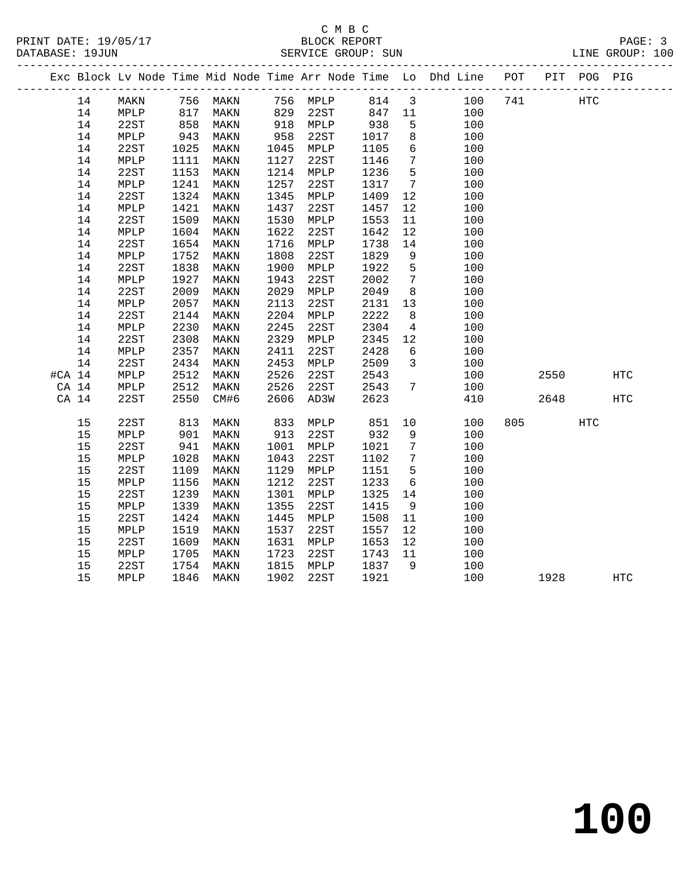C M B C
BLOCK REPORT
SERVICE GROUP: SUN

PRINT DATE: 19/05/17
DATABASE: 19JUN
LINE GROUP: 100

| Exc | Block | Lv | Node | Time | Mid Node | Time | Arr Node | Time | Lo | Dhd Line | POT | PIT | POG | PIG |
|---|---|---|---|---|---|---|---|---|---|---|---|---|---|---|
| | 14 | | MAKN | 756 | MAKN | 756 | MPLP | 814 | 3 | 100 | 741 | | HTC | |
| | 14 | | MPLP | 817 | MAKN | 829 | 22ST | 847 | 11 | 100 | | | | |
| | 14 | | 22ST | 858 | MAKN | 918 | MPLP | 938 | 5 | 100 | | | | |
| | 14 | | MPLP | 943 | MAKN | 958 | 22ST | 1017 | 8 | 100 | | | | |
| | 14 | | 22ST | 1025 | MAKN | 1045 | MPLP | 1105 | 6 | 100 | | | | |
| | 14 | | MPLP | 1111 | MAKN | 1127 | 22ST | 1146 | 7 | 100 | | | | |
| | 14 | | 22ST | 1153 | MAKN | 1214 | MPLP | 1236 | 5 | 100 | | | | |
| | 14 | | MPLP | 1241 | MAKN | 1257 | 22ST | 1317 | 7 | 100 | | | | |
| | 14 | | 22ST | 1324 | MAKN | 1345 | MPLP | 1409 | 12 | 100 | | | | |
| | 14 | | MPLP | 1421 | MAKN | 1437 | 22ST | 1457 | 12 | 100 | | | | |
| | 14 | | 22ST | 1509 | MAKN | 1530 | MPLP | 1553 | 11 | 100 | | | | |
| | 14 | | MPLP | 1604 | MAKN | 1622 | 22ST | 1642 | 12 | 100 | | | | |
| | 14 | | 22ST | 1654 | MAKN | 1716 | MPLP | 1738 | 14 | 100 | | | | |
| | 14 | | MPLP | 1752 | MAKN | 1808 | 22ST | 1829 | 9 | 100 | | | | |
| | 14 | | 22ST | 1838 | MAKN | 1900 | MPLP | 1922 | 5 | 100 | | | | |
| | 14 | | MPLP | 1927 | MAKN | 1943 | 22ST | 2002 | 7 | 100 | | | | |
| | 14 | | 22ST | 2009 | MAKN | 2029 | MPLP | 2049 | 8 | 100 | | | | |
| | 14 | | MPLP | 2057 | MAKN | 2113 | 22ST | 2131 | 13 | 100 | | | | |
| | 14 | | 22ST | 2144 | MAKN | 2204 | MPLP | 2222 | 8 | 100 | | | | |
| | 14 | | MPLP | 2230 | MAKN | 2245 | 22ST | 2304 | 4 | 100 | | | | |
| | 14 | | 22ST | 2308 | MAKN | 2329 | MPLP | 2345 | 12 | 100 | | | | |
| | 14 | | MPLP | 2357 | MAKN | 2411 | 22ST | 2428 | 6 | 100 | | | | |
| | 14 | | 22ST | 2434 | MAKN | 2453 | MPLP | 2509 | 3 | 100 | | | | |
| #CA | 14 | | MPLP | 2512 | MAKN | 2526 | 22ST | 2543 | | 100 | | 2550 | | HTC |
| CA | 14 | | MPLP | 2512 | MAKN | 2526 | 22ST | 2543 | 7 | 100 | | | | |
| CA | 14 | | 22ST | 2550 | CM#6 | 2606 | AD3W | 2623 | | 410 | | 2648 | | HTC |
| | 15 | | 22ST | 813 | MAKN | 833 | MPLP | 851 | 10 | 100 | 805 | | HTC | |
| | 15 | | MPLP | 901 | MAKN | 913 | 22ST | 932 | 9 | 100 | | | | |
| | 15 | | 22ST | 941 | MAKN | 1001 | MPLP | 1021 | 7 | 100 | | | | |
| | 15 | | MPLP | 1028 | MAKN | 1043 | 22ST | 1102 | 7 | 100 | | | | |
| | 15 | | 22ST | 1109 | MAKN | 1129 | MPLP | 1151 | 5 | 100 | | | | |
| | 15 | | MPLP | 1156 | MAKN | 1212 | 22ST | 1233 | 6 | 100 | | | | |
| | 15 | | 22ST | 1239 | MAKN | 1301 | MPLP | 1325 | 14 | 100 | | | | |
| | 15 | | MPLP | 1339 | MAKN | 1355 | 22ST | 1415 | 9 | 100 | | | | |
| | 15 | | 22ST | 1424 | MAKN | 1445 | MPLP | 1508 | 11 | 100 | | | | |
| | 15 | | MPLP | 1519 | MAKN | 1537 | 22ST | 1557 | 12 | 100 | | | | |
| | 15 | | 22ST | 1609 | MAKN | 1631 | MPLP | 1653 | 12 | 100 | | | | |
| | 15 | | MPLP | 1705 | MAKN | 1723 | 22ST | 1743 | 11 | 100 | | | | |
| | 15 | | 22ST | 1754 | MAKN | 1815 | MPLP | 1837 | 9 | 100 | | | | |
| | 15 | | MPLP | 1846 | MAKN | 1902 | 22ST | 1921 | | 100 | | 1928 | | HTC |

# 100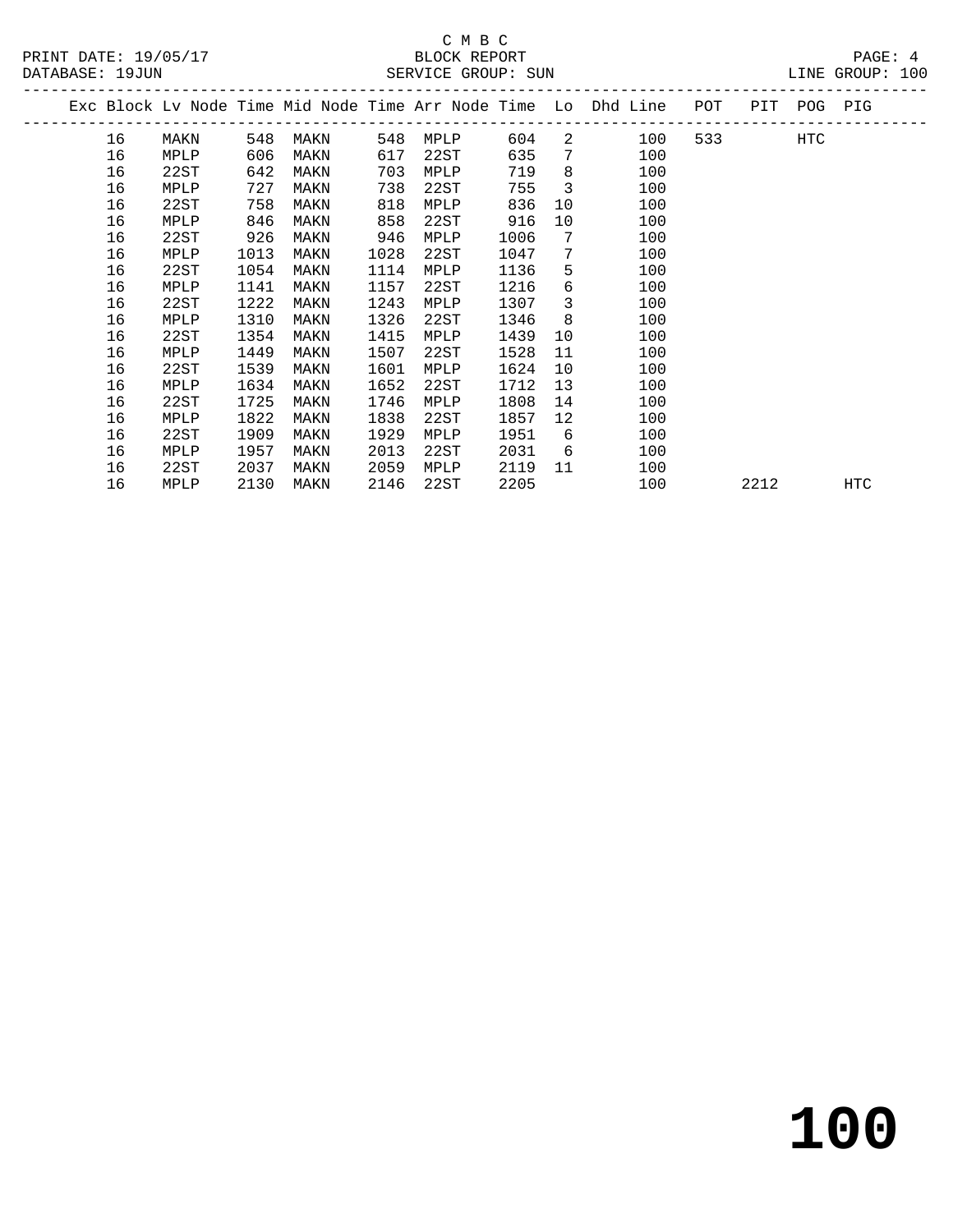C M B C
BLOCK REPORT
SERVICE GROUP: SUN

PRINT DATE: 19/05/17
DATABASE: 19JUN
LINE GROUP: 100

| Exc | Block | Lv | Node | Time | Mid Node | Time | Arr Node | Time | Lo | Dhd Line | POT | PIT | POG | PIG |
|---|---|---|---|---|---|---|---|---|---|---|---|---|---|---|
| | 16 | | MAKN | 548 | MAKN | 548 | MPLP | 604 | 2 | 100 | 533 | | HTC | |
| | 16 | | MPLP | 606 | MAKN | 617 | 22ST | 635 | 7 | 100 | | | | |
| | 16 | | 22ST | 642 | MAKN | 703 | MPLP | 719 | 8 | 100 | | | | |
| | 16 | | MPLP | 727 | MAKN | 738 | 22ST | 755 | 3 | 100 | | | | |
| | 16 | | 22ST | 758 | MAKN | 818 | MPLP | 836 | 10 | 100 | | | | |
| | 16 | | MPLP | 846 | MAKN | 858 | 22ST | 916 | 10 | 100 | | | | |
| | 16 | | 22ST | 926 | MAKN | 946 | MPLP | 1006 | 7 | 100 | | | | |
| | 16 | | MPLP | 1013 | MAKN | 1028 | 22ST | 1047 | 7 | 100 | | | | |
| | 16 | | 22ST | 1054 | MAKN | 1114 | MPLP | 1136 | 5 | 100 | | | | |
| | 16 | | MPLP | 1141 | MAKN | 1157 | 22ST | 1216 | 6 | 100 | | | | |
| | 16 | | 22ST | 1222 | MAKN | 1243 | MPLP | 1307 | 3 | 100 | | | | |
| | 16 | | MPLP | 1310 | MAKN | 1326 | 22ST | 1346 | 8 | 100 | | | | |
| | 16 | | 22ST | 1354 | MAKN | 1415 | MPLP | 1439 | 10 | 100 | | | | |
| | 16 | | MPLP | 1449 | MAKN | 1507 | 22ST | 1528 | 11 | 100 | | | | |
| | 16 | | 22ST | 1539 | MAKN | 1601 | MPLP | 1624 | 10 | 100 | | | | |
| | 16 | | MPLP | 1634 | MAKN | 1652 | 22ST | 1712 | 13 | 100 | | | | |
| | 16 | | 22ST | 1725 | MAKN | 1746 | MPLP | 1808 | 14 | 100 | | | | |
| | 16 | | MPLP | 1822 | MAKN | 1838 | 22ST | 1857 | 12 | 100 | | | | |
| | 16 | | 22ST | 1909 | MAKN | 1929 | MPLP | 1951 | 6 | 100 | | | | |
| | 16 | | MPLP | 1957 | MAKN | 2013 | 22ST | 2031 | 6 | 100 | | | | |
| | 16 | | 22ST | 2037 | MAKN | 2059 | MPLP | 2119 | 11 | 100 | | | | |
| | 16 | | MPLP | 2130 | MAKN | 2146 | 22ST | 2205 | | 100 | | 2212 | | HTC |

# 100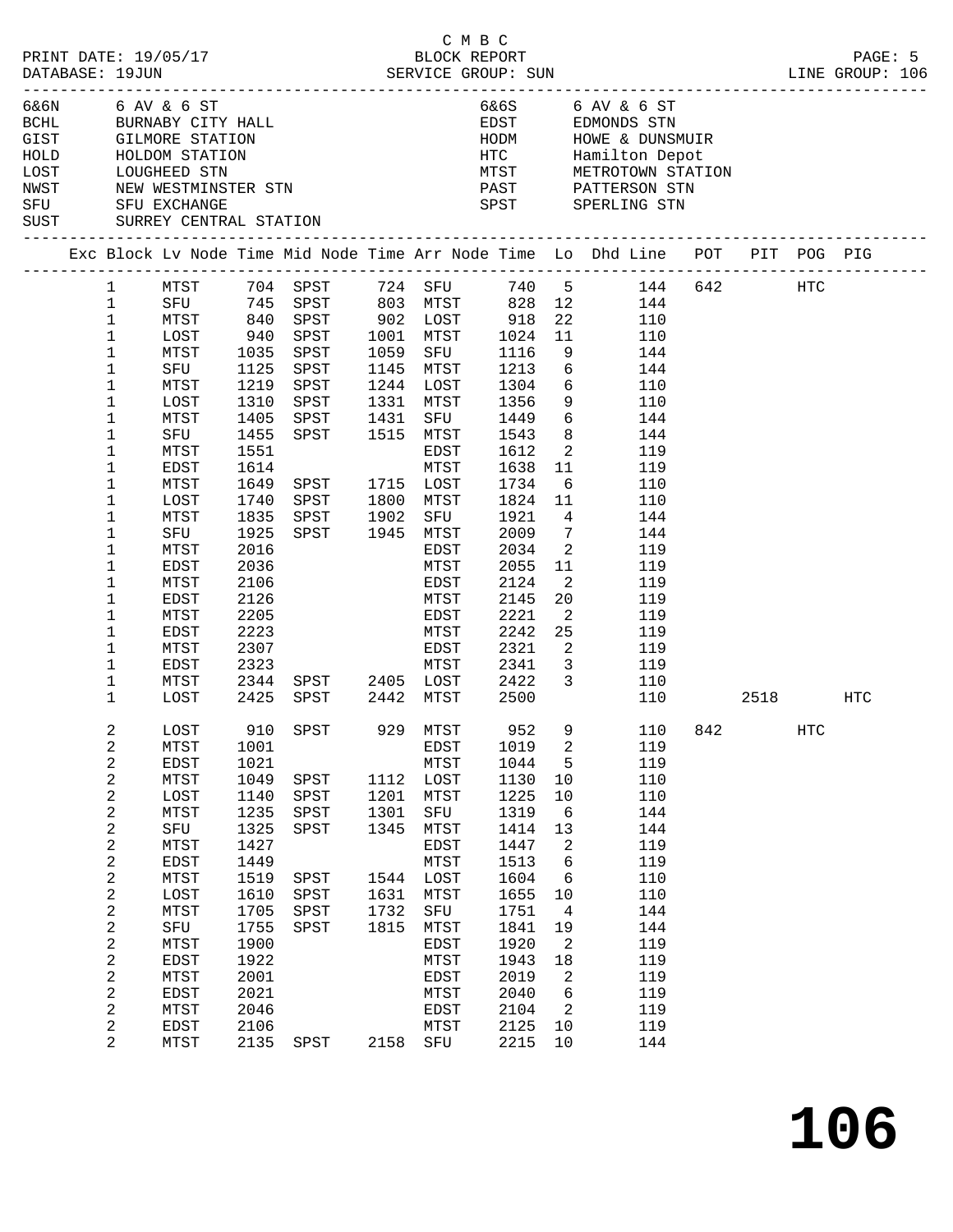C M B C

PRINT DATE: 19/05/17 BLOCK REPORT

DATABASE: 19JUN SERVICE GROUP: SUN LINE GROUP: 106

| Code | Name | Code | Name |
|---|---|---|---|
| 6&6N | 6 AV & 6 ST | 6&6S | 6 AV & 6 ST |
| BCHL | BURNABY CITY HALL | EDST | EDMONDS STN |
| GIST | GILMORE STATION | HODM | HOWE & DUNSMUIR |
| HOLD | HOLDOM STATION | HTC | Hamilton Depot |
| LOST | LOUGHEED STN | MTST | METROTOWN STATION |
| NWST | NEW WESTMINSTER STN | PAST | PATTERSON STN |
| SFU | SFU EXCHANGE | SPST | SPERLING STN |
| SUST | SURREY CENTRAL STATION | | |

| Exc | Block | Lv Node | Time | Mid Node | Time | Arr Node | Time | Lo | Dhd Line | POT | PIT | POG | PIG |
|---|---|---|---|---|---|---|---|---|---|---|---|---|---|
| | 1 | MTST | 704 | SPST | 724 | SFU | 740 | 5 | 144 | 642 | | HTC | |
| | 1 | SFU | 745 | SPST | 803 | MTST | 828 | 12 | 144 | | | | |
| | 1 | MTST | 840 | SPST | 902 | LOST | 918 | 22 | 110 | | | | |
| | 1 | LOST | 940 | SPST | 1001 | MTST | 1024 | 11 | 110 | | | | |
| | 1 | MTST | 1035 | SPST | 1059 | SFU | 1116 | 9 | 144 | | | | |
| | 1 | SFU | 1125 | SPST | 1145 | MTST | 1213 | 6 | 144 | | | | |
| | 1 | MTST | 1219 | SPST | 1244 | LOST | 1304 | 6 | 110 | | | | |
| | 1 | LOST | 1310 | SPST | 1331 | MTST | 1356 | 9 | 110 | | | | |
| | 1 | MTST | 1405 | SPST | 1431 | SFU | 1449 | 6 | 144 | | | | |
| | 1 | SFU | 1455 | SPST | 1515 | MTST | 1543 | 8 | 144 | | | | |
| | 1 | MTST | 1551 | | | EDST | 1612 | 2 | 119 | | | | |
| | 1 | EDST | 1614 | | | MTST | 1638 | 11 | 119 | | | | |
| | 1 | MTST | 1649 | SPST | 1715 | LOST | 1734 | 6 | 110 | | | | |
| | 1 | LOST | 1740 | SPST | 1800 | MTST | 1824 | 11 | 110 | | | | |
| | 1 | MTST | 1835 | SPST | 1902 | SFU | 1921 | 4 | 144 | | | | |
| | 1 | SFU | 1925 | SPST | 1945 | MTST | 2009 | 7 | 144 | | | | |
| | 1 | MTST | 2016 | | | EDST | 2034 | 2 | 119 | | | | |
| | 1 | EDST | 2036 | | | MTST | 2055 | 11 | 119 | | | | |
| | 1 | MTST | 2106 | | | EDST | 2124 | 2 | 119 | | | | |
| | 1 | EDST | 2126 | | | MTST | 2145 | 20 | 119 | | | | |
| | 1 | MTST | 2205 | | | EDST | 2221 | 2 | 119 | | | | |
| | 1 | EDST | 2223 | | | MTST | 2242 | 25 | 119 | | | | |
| | 1 | MTST | 2307 | | | EDST | 2321 | 2 | 119 | | | | |
| | 1 | EDST | 2323 | | | MTST | 2341 | 3 | 119 | | | | |
| | 1 | MTST | 2344 | SPST | 2405 | LOST | 2422 | 3 | 110 | | | | |
| | 1 | LOST | 2425 | SPST | 2442 | MTST | 2500 | | 110 | | 2518 | | HTC |
| | 2 | LOST | 910 | SPST | 929 | MTST | 952 | 9 | 110 | 842 | | HTC | |
| | 2 | MTST | 1001 | | | EDST | 1019 | 2 | 119 | | | | |
| | 2 | EDST | 1021 | | | MTST | 1044 | 5 | 119 | | | | |
| | 2 | MTST | 1049 | SPST | 1112 | LOST | 1130 | 10 | 110 | | | | |
| | 2 | LOST | 1140 | SPST | 1201 | MTST | 1225 | 10 | 110 | | | | |
| | 2 | MTST | 1235 | SPST | 1301 | SFU | 1319 | 6 | 144 | | | | |
| | 2 | SFU | 1325 | SPST | 1345 | MTST | 1414 | 13 | 144 | | | | |
| | 2 | MTST | 1427 | | | EDST | 1447 | 2 | 119 | | | | |
| | 2 | EDST | 1449 | | | MTST | 1513 | 6 | 119 | | | | |
| | 2 | MTST | 1519 | SPST | 1544 | LOST | 1604 | 6 | 110 | | | | |
| | 2 | LOST | 1610 | SPST | 1631 | MTST | 1655 | 10 | 110 | | | | |
| | 2 | MTST | 1705 | SPST | 1732 | SFU | 1751 | 4 | 144 | | | | |
| | 2 | SFU | 1755 | SPST | 1815 | MTST | 1841 | 19 | 144 | | | | |
| | 2 | MTST | 1900 | | | EDST | 1920 | 2 | 119 | | | | |
| | 2 | EDST | 1922 | | | MTST | 1943 | 18 | 119 | | | | |
| | 2 | MTST | 2001 | | | EDST | 2019 | 2 | 119 | | | | |
| | 2 | EDST | 2021 | | | MTST | 2040 | 6 | 119 | | | | |
| | 2 | MTST | 2046 | | | EDST | 2104 | 2 | 119 | | | | |
| | 2 | EDST | 2106 | | | MTST | 2125 | 10 | 119 | | | | |
| | 2 | MTST | 2135 | SPST | 2158 | SFU | 2215 | 10 | 144 | | | | |

# 106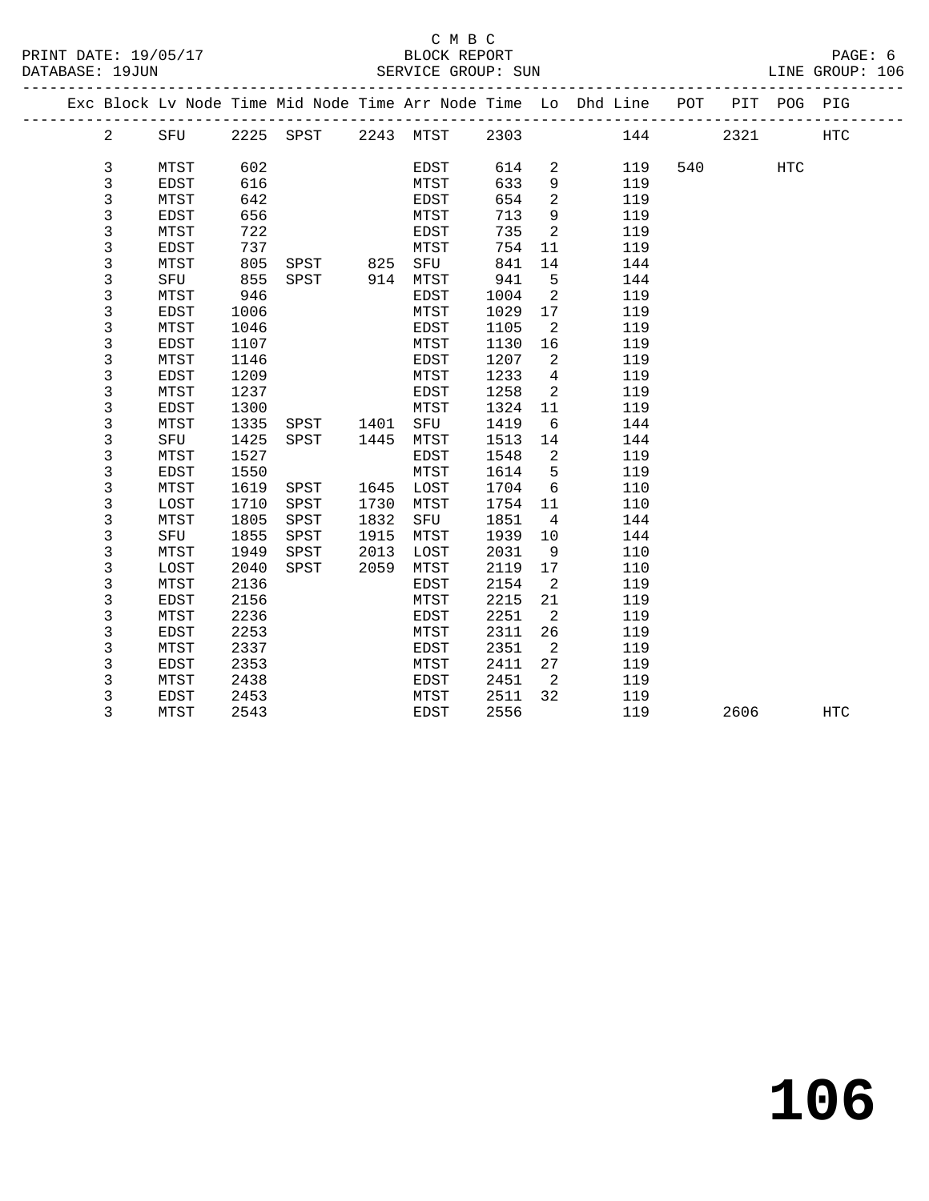C M B C

BLOCK REPORT

PRINT DATE: 19/05/17 DATABASE: 19JUN SERVICE GROUP: SUN LINE GROUP: 106

| Exc | Block | Lv | Node | Time | Mid Node | Time | Arr Node | Time | Lo | Dhd Line | POT | PIT | POG | PIG |
|---|---|---|---|---|---|---|---|---|---|---|---|---|---|---|
| | 2 | | SFU | 2225 | SPST | 2243 | MTST | 2303 | | 144 | | 2321 | | HTC |
| | 3 | | MTST | 602 | | | EDST | 614 | 2 | 119 | 540 | | HTC | |
| | 3 | | EDST | 616 | | | MTST | 633 | 9 | 119 | | | | |
| | 3 | | MTST | 642 | | | EDST | 654 | 2 | 119 | | | | |
| | 3 | | EDST | 656 | | | MTST | 713 | 9 | 119 | | | | |
| | 3 | | MTST | 722 | | | EDST | 735 | 2 | 119 | | | | |
| | 3 | | EDST | 737 | | | MTST | 754 | 11 | 119 | | | | |
| | 3 | | MTST | 805 | SPST | 825 | SFU | 841 | 14 | 144 | | | | |
| | 3 | | SFU | 855 | SPST | 914 | MTST | 941 | 5 | 144 | | | | |
| | 3 | | MTST | 946 | | | EDST | 1004 | 2 | 119 | | | | |
| | 3 | | EDST | 1006 | | | MTST | 1029 | 17 | 119 | | | | |
| | 3 | | MTST | 1046 | | | EDST | 1105 | 2 | 119 | | | | |
| | 3 | | EDST | 1107 | | | MTST | 1130 | 16 | 119 | | | | |
| | 3 | | MTST | 1146 | | | EDST | 1207 | 2 | 119 | | | | |
| | 3 | | EDST | 1209 | | | MTST | 1233 | 4 | 119 | | | | |
| | 3 | | MTST | 1237 | | | EDST | 1258 | 2 | 119 | | | | |
| | 3 | | EDST | 1300 | | | MTST | 1324 | 11 | 119 | | | | |
| | 3 | | MTST | 1335 | SPST | 1401 | SFU | 1419 | 6 | 144 | | | | |
| | 3 | | SFU | 1425 | SPST | 1445 | MTST | 1513 | 14 | 144 | | | | |
| | 3 | | MTST | 1527 | | | EDST | 1548 | 2 | 119 | | | | |
| | 3 | | EDST | 1550 | | | MTST | 1614 | 5 | 119 | | | | |
| | 3 | | MTST | 1619 | SPST | 1645 | LOST | 1704 | 6 | 110 | | | | |
| | 3 | | LOST | 1710 | SPST | 1730 | MTST | 1754 | 11 | 110 | | | | |
| | 3 | | MTST | 1805 | SPST | 1832 | SFU | 1851 | 4 | 144 | | | | |
| | 3 | | SFU | 1855 | SPST | 1915 | MTST | 1939 | 10 | 144 | | | | |
| | 3 | | MTST | 1949 | SPST | 2013 | LOST | 2031 | 9 | 110 | | | | |
| | 3 | | LOST | 2040 | SPST | 2059 | MTST | 2119 | 17 | 110 | | | | |
| | 3 | | MTST | 2136 | | | EDST | 2154 | 2 | 119 | | | | |
| | 3 | | EDST | 2156 | | | MTST | 2215 | 21 | 119 | | | | |
| | 3 | | MTST | 2236 | | | EDST | 2251 | 2 | 119 | | | | |
| | 3 | | EDST | 2253 | | | MTST | 2311 | 26 | 119 | | | | |
| | 3 | | MTST | 2337 | | | EDST | 2351 | 2 | 119 | | | | |
| | 3 | | EDST | 2353 | | | MTST | 2411 | 27 | 119 | | | | |
| | 3 | | MTST | 2438 | | | EDST | 2451 | 2 | 119 | | | | |
| | 3 | | EDST | 2453 | | | MTST | 2511 | 32 | 119 | | | | |
| | 3 | | MTST | 2543 | | | EDST | 2556 | | 119 | | 2606 | | HTC |

**106**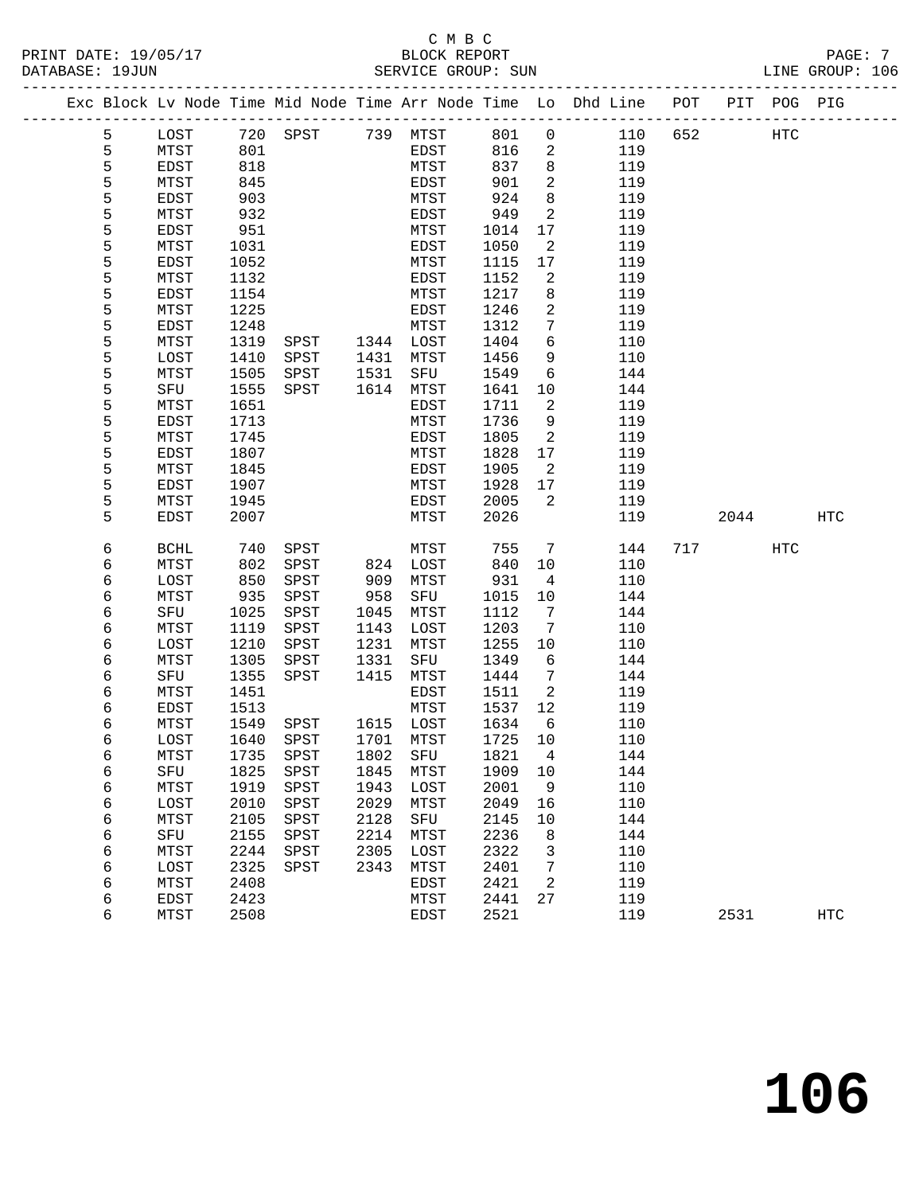C M B C
BLOCK REPORT
SERVICE GROUP: SUN

PRINT DATE: 19/05/17
DATABASE: 19JUN
LINE GROUP: 106

| Exc | Block | Lv Node | Time | Mid Node | Time | Arr Node | Time | Lo | Dhd Line | POT | PIT | POG | PIG |
|---|---|---|---|---|---|---|---|---|---|---|---|---|---|
| | 5 | LOST | 720 | SPST | 739 | MTST | 801 | 0 | 110 | 652 | | HTC | |
| | 5 | MTST | 801 | | | EDST | 816 | 2 | 119 | | | | |
| | 5 | EDST | 818 | | | MTST | 837 | 8 | 119 | | | | |
| | 5 | MTST | 845 | | | EDST | 901 | 2 | 119 | | | | |
| | 5 | EDST | 903 | | | MTST | 924 | 8 | 119 | | | | |
| | 5 | MTST | 932 | | | EDST | 949 | 2 | 119 | | | | |
| | 5 | EDST | 951 | | | MTST | 1014 | 17 | 119 | | | | |
| | 5 | MTST | 1031 | | | EDST | 1050 | 2 | 119 | | | | |
| | 5 | EDST | 1052 | | | MTST | 1115 | 17 | 119 | | | | |
| | 5 | MTST | 1132 | | | EDST | 1152 | 2 | 119 | | | | |
| | 5 | EDST | 1154 | | | MTST | 1217 | 8 | 119 | | | | |
| | 5 | MTST | 1225 | | | EDST | 1246 | 2 | 119 | | | | |
| | 5 | EDST | 1248 | | | MTST | 1312 | 7 | 119 | | | | |
| | 5 | MTST | 1319 | SPST | 1344 | LOST | 1404 | 6 | 110 | | | | |
| | 5 | LOST | 1410 | SPST | 1431 | MTST | 1456 | 9 | 110 | | | | |
| | 5 | MTST | 1505 | SPST | 1531 | SFU | 1549 | 6 | 144 | | | | |
| | 5 | SFU | 1555 | SPST | 1614 | MTST | 1641 | 10 | 144 | | | | |
| | 5 | MTST | 1651 | | | EDST | 1711 | 2 | 119 | | | | |
| | 5 | EDST | 1713 | | | MTST | 1736 | 9 | 119 | | | | |
| | 5 | MTST | 1745 | | | EDST | 1805 | 2 | 119 | | | | |
| | 5 | EDST | 1807 | | | MTST | 1828 | 17 | 119 | | | | |
| | 5 | MTST | 1845 | | | EDST | 1905 | 2 | 119 | | | | |
| | 5 | EDST | 1907 | | | MTST | 1928 | 17 | 119 | | | | |
| | 5 | MTST | 1945 | | | EDST | 2005 | 2 | 119 | | | | |
| | 5 | EDST | 2007 | | | MTST | 2026 | | 119 | | 2044 | | HTC |
| | 6 | BCHL | 740 | SPST | | MTST | 755 | 7 | 144 | 717 | | HTC | |
| | 6 | MTST | 802 | SPST | 824 | LOST | 840 | 10 | 110 | | | | |
| | 6 | LOST | 850 | SPST | 909 | MTST | 931 | 4 | 110 | | | | |
| | 6 | MTST | 935 | SPST | 958 | SFU | 1015 | 10 | 144 | | | | |
| | 6 | SFU | 1025 | SPST | 1045 | MTST | 1112 | 7 | 144 | | | | |
| | 6 | MTST | 1119 | SPST | 1143 | LOST | 1203 | 7 | 110 | | | | |
| | 6 | LOST | 1210 | SPST | 1231 | MTST | 1255 | 10 | 110 | | | | |
| | 6 | MTST | 1305 | SPST | 1331 | SFU | 1349 | 6 | 144 | | | | |
| | 6 | SFU | 1355 | SPST | 1415 | MTST | 1444 | 7 | 144 | | | | |
| | 6 | MTST | 1451 | | | EDST | 1511 | 2 | 119 | | | | |
| | 6 | EDST | 1513 | | | MTST | 1537 | 12 | 119 | | | | |
| | 6 | MTST | 1549 | SPST | 1615 | LOST | 1634 | 6 | 110 | | | | |
| | 6 | LOST | 1640 | SPST | 1701 | MTST | 1725 | 10 | 110 | | | | |
| | 6 | MTST | 1735 | SPST | 1802 | SFU | 1821 | 4 | 144 | | | | |
| | 6 | SFU | 1825 | SPST | 1845 | MTST | 1909 | 10 | 144 | | | | |
| | 6 | MTST | 1919 | SPST | 1943 | LOST | 2001 | 9 | 110 | | | | |
| | 6 | LOST | 2010 | SPST | 2029 | MTST | 2049 | 16 | 110 | | | | |
| | 6 | MTST | 2105 | SPST | 2128 | SFU | 2145 | 10 | 144 | | | | |
| | 6 | SFU | 2155 | SPST | 2214 | MTST | 2236 | 8 | 144 | | | | |
| | 6 | MTST | 2244 | SPST | 2305 | LOST | 2322 | 3 | 110 | | | | |
| | 6 | LOST | 2325 | SPST | 2343 | MTST | 2401 | 7 | 110 | | | | |
| | 6 | MTST | 2408 | | | EDST | 2421 | 2 | 119 | | | | |
| | 6 | EDST | 2423 | | | MTST | 2441 | 27 | 119 | | | | |
| | 6 | MTST | 2508 | | | EDST | 2521 | | 119 | | 2531 | | HTC |

# 106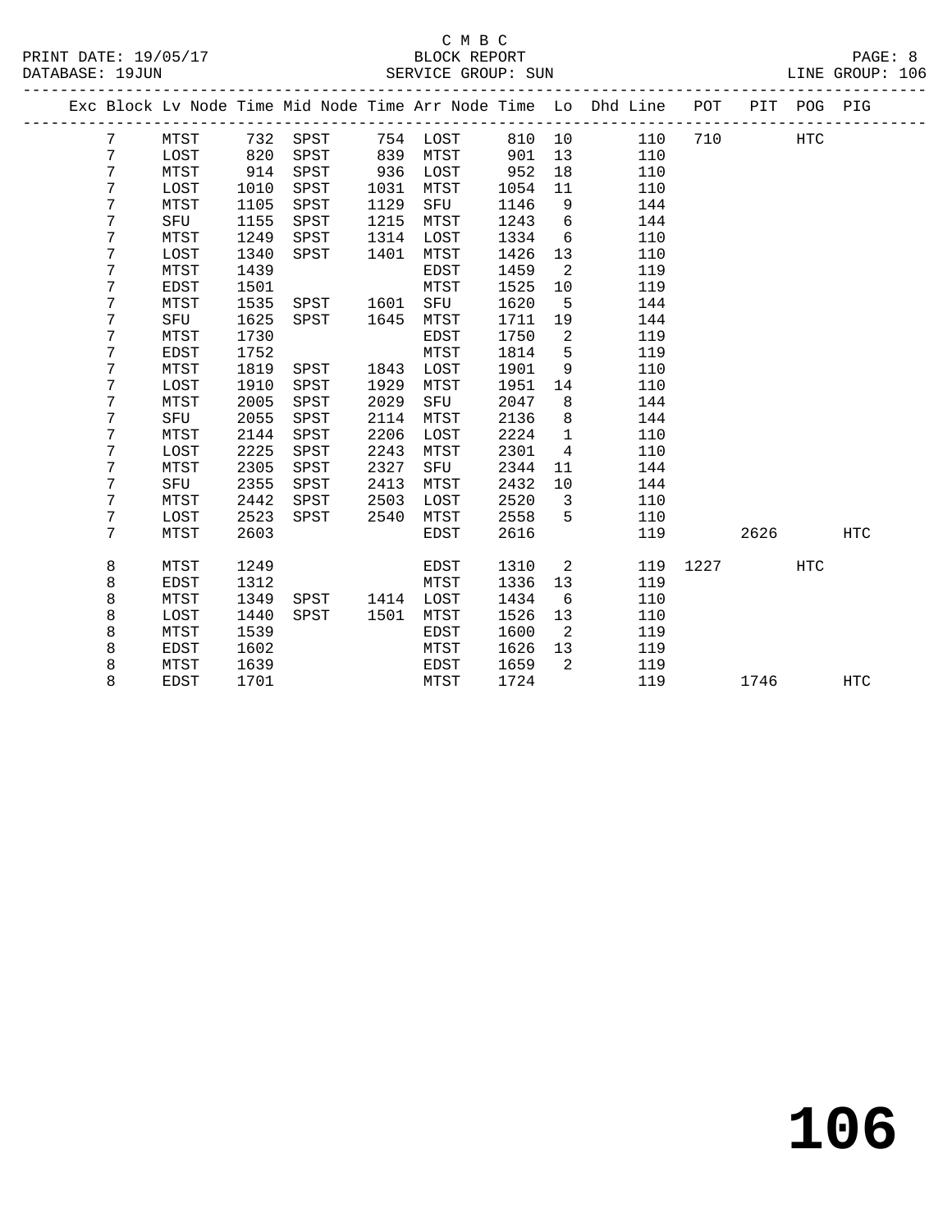C M B C

BLOCK REPORT

SERVICE GROUP: SUN

PRINT DATE: 19/05/17
DATABASE: 19JUN
LINE GROUP: 106

| Exc | Block | Lv Node | Time | Mid Node | Time | Arr Node | Time | Lo | Dhd Line | POT | PIT | POG | PIG |
|---|---|---|---|---|---|---|---|---|---|---|---|---|---|
| | 7 | MTST | 732 | SPST | 754 | LOST | 810 | 10 | 110 | 710 | | HTC | |
| | 7 | LOST | 820 | SPST | 839 | MTST | 901 | 13 | 110 | | | | |
| | 7 | MTST | 914 | SPST | 936 | LOST | 952 | 18 | 110 | | | | |
| | 7 | LOST | 1010 | SPST | 1031 | MTST | 1054 | 11 | 110 | | | | |
| | 7 | MTST | 1105 | SPST | 1129 | SFU | 1146 | 9 | 144 | | | | |
| | 7 | SFU | 1155 | SPST | 1215 | MTST | 1243 | 6 | 144 | | | | |
| | 7 | MTST | 1249 | SPST | 1314 | LOST | 1334 | 6 | 110 | | | | |
| | 7 | LOST | 1340 | SPST | 1401 | MTST | 1426 | 13 | 110 | | | | |
| | 7 | MTST | 1439 | | | EDST | 1459 | 2 | 119 | | | | |
| | 7 | EDST | 1501 | | | MTST | 1525 | 10 | 119 | | | | |
| | 7 | MTST | 1535 | SPST | 1601 | SFU | 1620 | 5 | 144 | | | | |
| | 7 | SFU | 1625 | SPST | 1645 | MTST | 1711 | 19 | 144 | | | | |
| | 7 | MTST | 1730 | | | EDST | 1750 | 2 | 119 | | | | |
| | 7 | EDST | 1752 | | | MTST | 1814 | 5 | 119 | | | | |
| | 7 | MTST | 1819 | SPST | 1843 | LOST | 1901 | 9 | 110 | | | | |
| | 7 | LOST | 1910 | SPST | 1929 | MTST | 1951 | 14 | 110 | | | | |
| | 7 | MTST | 2005 | SPST | 2029 | SFU | 2047 | 8 | 144 | | | | |
| | 7 | SFU | 2055 | SPST | 2114 | MTST | 2136 | 8 | 144 | | | | |
| | 7 | MTST | 2144 | SPST | 2206 | LOST | 2224 | 1 | 110 | | | | |
| | 7 | LOST | 2225 | SPST | 2243 | MTST | 2301 | 4 | 110 | | | | |
| | 7 | MTST | 2305 | SPST | 2327 | SFU | 2344 | 11 | 144 | | | | |
| | 7 | SFU | 2355 | SPST | 2413 | MTST | 2432 | 10 | 144 | | | | |
| | 7 | MTST | 2442 | SPST | 2503 | LOST | 2520 | 3 | 110 | | | | |
| | 7 | LOST | 2523 | SPST | 2540 | MTST | 2558 | 5 | 110 | | | | |
| | 7 | MTST | 2603 | | | EDST | 2616 | | 119 | | 2626 | | HTC |
| | 8 | MTST | 1249 | | | EDST | 1310 | 2 | 119 | 1227 | | HTC | |
| | 8 | EDST | 1312 | | | MTST | 1336 | 13 | 119 | | | | |
| | 8 | MTST | 1349 | SPST | 1414 | LOST | 1434 | 6 | 110 | | | | |
| | 8 | LOST | 1440 | SPST | 1501 | MTST | 1526 | 13 | 110 | | | | |
| | 8 | MTST | 1539 | | | EDST | 1600 | 2 | 119 | | | | |
| | 8 | EDST | 1602 | | | MTST | 1626 | 13 | 119 | | | | |
| | 8 | MTST | 1639 | | | EDST | 1659 | 2 | 119 | | | | |
| | 8 | EDST | 1701 | | | MTST | 1724 | | 119 | | 1746 | | HTC |

# 106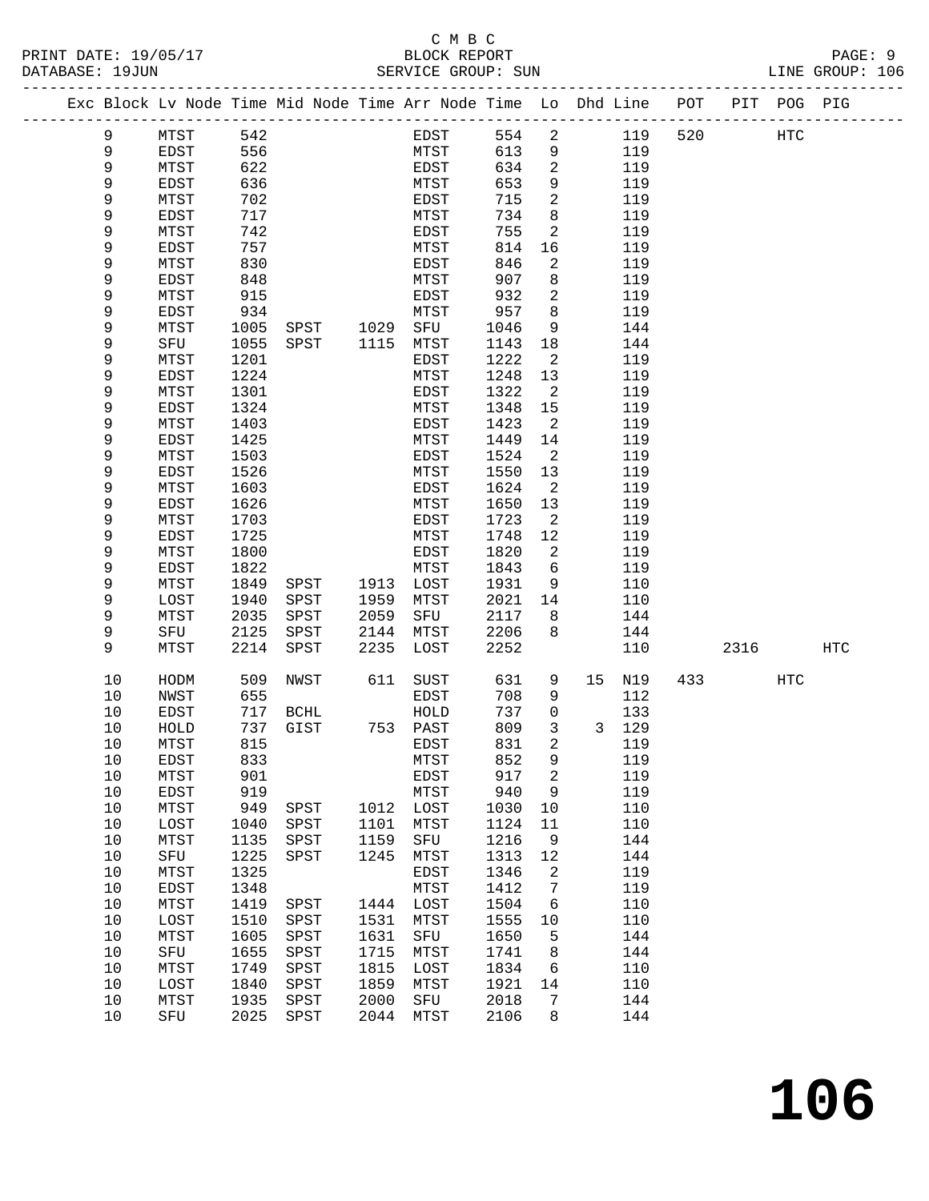C M B C
BLOCK REPORT
SERVICE GROUP: SUN

PRINT DATE: 19/05/17
DATABASE: 19JUN
LINE GROUP: 106

| Exc | Block | Lv | Node | Time | Mid Node | Time | Arr Node | Time | Lo | Dhd | Line | POT | PIT | POG | PIG |
|---|---|---|---|---|---|---|---|---|---|---|---|---|---|---|---|
| | 9 | | MTST | 542 | | | EDST | 554 | 2 | | 119 | 520 | | HTC | |
| | 9 | | EDST | 556 | | | MTST | 613 | 9 | | 119 | | | | |
| | 9 | | MTST | 622 | | | EDST | 634 | 2 | | 119 | | | | |
| | 9 | | EDST | 636 | | | MTST | 653 | 9 | | 119 | | | | |
| | 9 | | MTST | 702 | | | EDST | 715 | 2 | | 119 | | | | |
| | 9 | | EDST | 717 | | | MTST | 734 | 8 | | 119 | | | | |
| | 9 | | MTST | 742 | | | EDST | 755 | 2 | | 119 | | | | |
| | 9 | | EDST | 757 | | | MTST | 814 | 16 | | 119 | | | | |
| | 9 | | MTST | 830 | | | EDST | 846 | 2 | | 119 | | | | |
| | 9 | | EDST | 848 | | | MTST | 907 | 8 | | 119 | | | | |
| | 9 | | MTST | 915 | | | EDST | 932 | 2 | | 119 | | | | |
| | 9 | | EDST | 934 | | | MTST | 957 | 8 | | 119 | | | | |
| | 9 | | MTST | 1005 | SPST | 1029 | SFU | 1046 | 9 | | 144 | | | | |
| | 9 | | SFU | 1055 | SPST | 1115 | MTST | 1143 | 18 | | 144 | | | | |
| | 9 | | MTST | 1201 | | | EDST | 1222 | 2 | | 119 | | | | |
| | 9 | | EDST | 1224 | | | MTST | 1248 | 13 | | 119 | | | | |
| | 9 | | MTST | 1301 | | | EDST | 1322 | 2 | | 119 | | | | |
| | 9 | | EDST | 1324 | | | MTST | 1348 | 15 | | 119 | | | | |
| | 9 | | MTST | 1403 | | | EDST | 1423 | 2 | | 119 | | | | |
| | 9 | | EDST | 1425 | | | MTST | 1449 | 14 | | 119 | | | | |
| | 9 | | MTST | 1503 | | | EDST | 1524 | 2 | | 119 | | | | |
| | 9 | | EDST | 1526 | | | MTST | 1550 | 13 | | 119 | | | | |
| | 9 | | MTST | 1603 | | | EDST | 1624 | 2 | | 119 | | | | |
| | 9 | | EDST | 1626 | | | MTST | 1650 | 13 | | 119 | | | | |
| | 9 | | MTST | 1703 | | | EDST | 1723 | 2 | | 119 | | | | |
| | 9 | | EDST | 1725 | | | MTST | 1748 | 12 | | 119 | | | | |
| | 9 | | MTST | 1800 | | | EDST | 1820 | 2 | | 119 | | | | |
| | 9 | | EDST | 1822 | | | MTST | 1843 | 6 | | 119 | | | | |
| | 9 | | MTST | 1849 | SPST | 1913 | LOST | 1931 | 9 | | 110 | | | | |
| | 9 | | LOST | 1940 | SPST | 1959 | MTST | 2021 | 14 | | 110 | | | | |
| | 9 | | MTST | 2035 | SPST | 2059 | SFU | 2117 | 8 | | 144 | | | | |
| | 9 | | SFU | 2125 | SPST | 2144 | MTST | 2206 | 8 | | 144 | | | | |
| | 9 | | MTST | 2214 | SPST | 2235 | LOST | 2252 | | | 110 | | 2316 | | HTC |
| | 10 | | HODM | 509 | NWST | 611 | SUST | 631 | 9 | 15 | N19 | 433 | | HTC | |
| | 10 | | NWST | 655 | | | EDST | 708 | 9 | | 112 | | | | |
| | 10 | | EDST | 717 | BCHL | | HOLD | 737 | 0 | | 133 | | | | |
| | 10 | | HOLD | 737 | GIST | 753 | PAST | 809 | 3 | 3 | 129 | | | | |
| | 10 | | MTST | 815 | | | EDST | 831 | 2 | | 119 | | | | |
| | 10 | | EDST | 833 | | | MTST | 852 | 9 | | 119 | | | | |
| | 10 | | MTST | 901 | | | EDST | 917 | 2 | | 119 | | | | |
| | 10 | | EDST | 919 | | | MTST | 940 | 9 | | 119 | | | | |
| | 10 | | MTST | 949 | SPST | 1012 | LOST | 1030 | 10 | | 110 | | | | |
| | 10 | | LOST | 1040 | SPST | 1101 | MTST | 1124 | 11 | | 110 | | | | |
| | 10 | | MTST | 1135 | SPST | 1159 | SFU | 1216 | 9 | | 144 | | | | |
| | 10 | | SFU | 1225 | SPST | 1245 | MTST | 1313 | 12 | | 144 | | | | |
| | 10 | | MTST | 1325 | | | EDST | 1346 | 2 | | 119 | | | | |
| | 10 | | EDST | 1348 | | | MTST | 1412 | 7 | | 119 | | | | |
| | 10 | | MTST | 1419 | SPST | 1444 | LOST | 1504 | 6 | | 110 | | | | |
| | 10 | | LOST | 1510 | SPST | 1531 | MTST | 1555 | 10 | | 110 | | | | |
| | 10 | | MTST | 1605 | SPST | 1631 | SFU | 1650 | 5 | | 144 | | | | |
| | 10 | | SFU | 1655 | SPST | 1715 | MTST | 1741 | 8 | | 144 | | | | |
| | 10 | | MTST | 1749 | SPST | 1815 | LOST | 1834 | 6 | | 110 | | | | |
| | 10 | | LOST | 1840 | SPST | 1859 | MTST | 1921 | 14 | | 110 | | | | |
| | 10 | | MTST | 1935 | SPST | 2000 | SFU | 2018 | 7 | | 144 | | | | |
| | 10 | | SFU | 2025 | SPST | 2044 | MTST | 2106 | 8 | | 144 | | | | |

**106**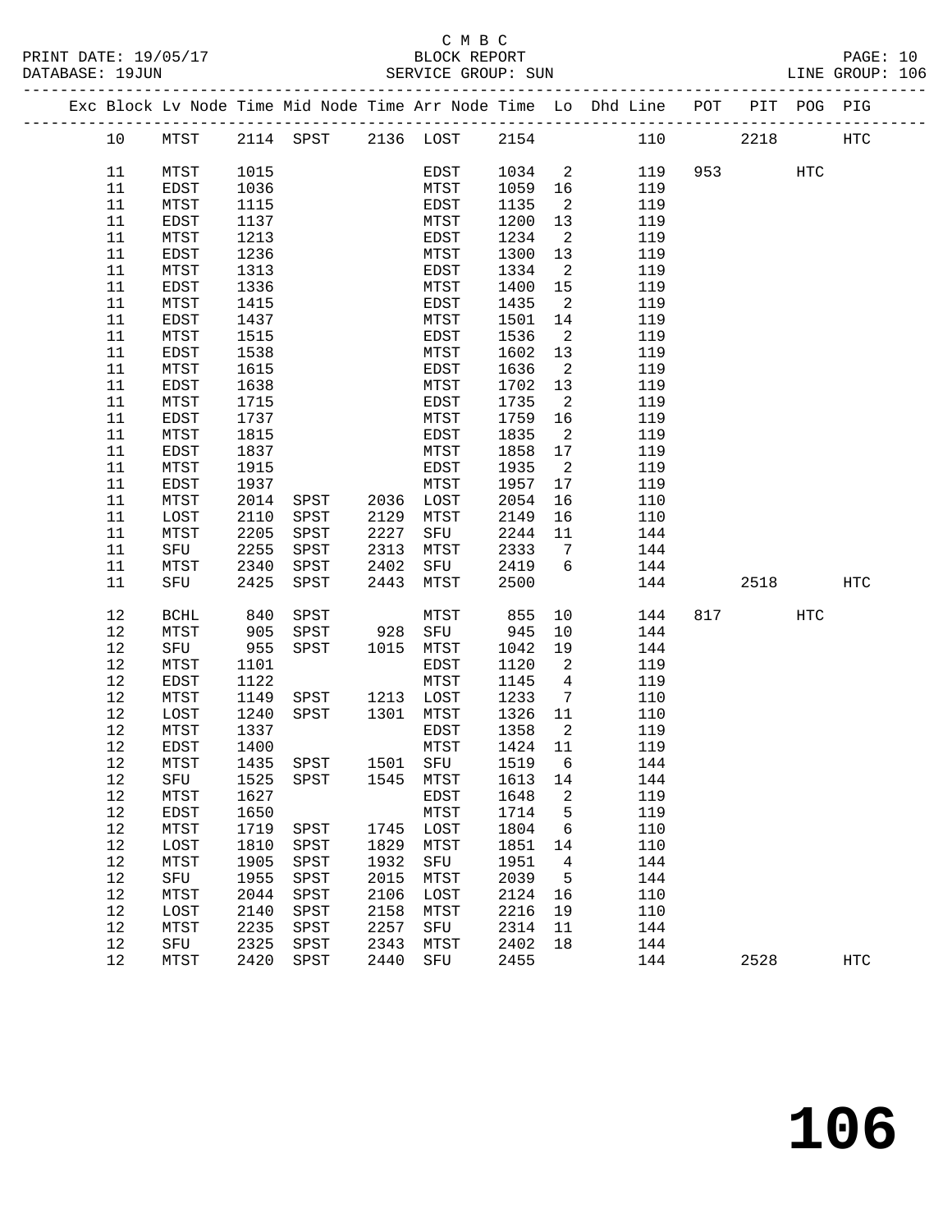C M B C
PRINT DATE: 19/05/17 BLOCK REPORT PAGE: 10
DATABASE: 19JUN SERVICE GROUP: SUN LINE GROUP: 106

| Exc | Block | Lv Node | Time | Mid Node | Time | Arr Node | Time | Lo | Dhd Line | POT | PIT | POG | PIG |
|---|---|---|---|---|---|---|---|---|---|---|---|---|---|
| | 10 | MTST | 2114 | SPST | 2136 | LOST | 2154 | | 110 | | 2218 | | HTC |
| | 11 | MTST | 1015 | | | EDST | 1034 | 2 | 119 | 953 | | HTC | |
| | 11 | EDST | 1036 | | | MTST | 1059 | 16 | 119 | | | | |
| | 11 | MTST | 1115 | | | EDST | 1135 | 2 | 119 | | | | |
| | 11 | EDST | 1137 | | | MTST | 1200 | 13 | 119 | | | | |
| | 11 | MTST | 1213 | | | EDST | 1234 | 2 | 119 | | | | |
| | 11 | EDST | 1236 | | | MTST | 1300 | 13 | 119 | | | | |
| | 11 | MTST | 1313 | | | EDST | 1334 | 2 | 119 | | | | |
| | 11 | EDST | 1336 | | | MTST | 1400 | 15 | 119 | | | | |
| | 11 | MTST | 1415 | | | EDST | 1435 | 2 | 119 | | | | |
| | 11 | EDST | 1437 | | | MTST | 1501 | 14 | 119 | | | | |
| | 11 | MTST | 1515 | | | EDST | 1536 | 2 | 119 | | | | |
| | 11 | EDST | 1538 | | | MTST | 1602 | 13 | 119 | | | | |
| | 11 | MTST | 1615 | | | EDST | 1636 | 2 | 119 | | | | |
| | 11 | EDST | 1638 | | | MTST | 1702 | 13 | 119 | | | | |
| | 11 | MTST | 1715 | | | EDST | 1735 | 2 | 119 | | | | |
| | 11 | EDST | 1737 | | | MTST | 1759 | 16 | 119 | | | | |
| | 11 | MTST | 1815 | | | EDST | 1835 | 2 | 119 | | | | |
| | 11 | EDST | 1837 | | | MTST | 1858 | 17 | 119 | | | | |
| | 11 | MTST | 1915 | | | EDST | 1935 | 2 | 119 | | | | |
| | 11 | EDST | 1937 | | | MTST | 1957 | 17 | 119 | | | | |
| | 11 | MTST | 2014 | SPST | 2036 | LOST | 2054 | 16 | 110 | | | | |
| | 11 | LOST | 2110 | SPST | 2129 | MTST | 2149 | 16 | 110 | | | | |
| | 11 | MTST | 2205 | SPST | 2227 | SFU | 2244 | 11 | 144 | | | | |
| | 11 | SFU | 2255 | SPST | 2313 | MTST | 2333 | 7 | 144 | | | | |
| | 11 | MTST | 2340 | SPST | 2402 | SFU | 2419 | 6 | 144 | | | | |
| | 11 | SFU | 2425 | SPST | 2443 | MTST | 2500 | | 144 | | 2518 | | HTC |
| | 12 | BCHL | 840 | SPST | | MTST | 855 | 10 | 144 | 817 | | HTC | |
| | 12 | MTST | 905 | SPST | 928 | SFU | 945 | 10 | 144 | | | | |
| | 12 | SFU | 955 | SPST | 1015 | MTST | 1042 | 19 | 144 | | | | |
| | 12 | MTST | 1101 | | | EDST | 1120 | 2 | 119 | | | | |
| | 12 | EDST | 1122 | | | MTST | 1145 | 4 | 119 | | | | |
| | 12 | MTST | 1149 | SPST | 1213 | LOST | 1233 | 7 | 110 | | | | |
| | 12 | LOST | 1240 | SPST | 1301 | MTST | 1326 | 11 | 110 | | | | |
| | 12 | MTST | 1337 | | | EDST | 1358 | 2 | 119 | | | | |
| | 12 | EDST | 1400 | | | MTST | 1424 | 11 | 119 | | | | |
| | 12 | MTST | 1435 | SPST | 1501 | SFU | 1519 | 6 | 144 | | | | |
| | 12 | SFU | 1525 | SPST | 1545 | MTST | 1613 | 14 | 144 | | | | |
| | 12 | MTST | 1627 | | | EDST | 1648 | 2 | 119 | | | | |
| | 12 | EDST | 1650 | | | MTST | 1714 | 5 | 119 | | | | |
| | 12 | MTST | 1719 | SPST | 1745 | LOST | 1804 | 6 | 110 | | | | |
| | 12 | LOST | 1810 | SPST | 1829 | MTST | 1851 | 14 | 110 | | | | |
| | 12 | MTST | 1905 | SPST | 1932 | SFU | 1951 | 4 | 144 | | | | |
| | 12 | SFU | 1955 | SPST | 2015 | MTST | 2039 | 5 | 144 | | | | |
| | 12 | MTST | 2044 | SPST | 2106 | LOST | 2124 | 16 | 110 | | | | |
| | 12 | LOST | 2140 | SPST | 2158 | MTST | 2216 | 19 | 110 | | | | |
| | 12 | MTST | 2235 | SPST | 2257 | SFU | 2314 | 11 | 144 | | | | |
| | 12 | SFU | 2325 | SPST | 2343 | MTST | 2402 | 18 | 144 | | | | |
| | 12 | MTST | 2420 | SPST | 2440 | SFU | 2455 | | 144 | | 2528 | | HTC |

# 106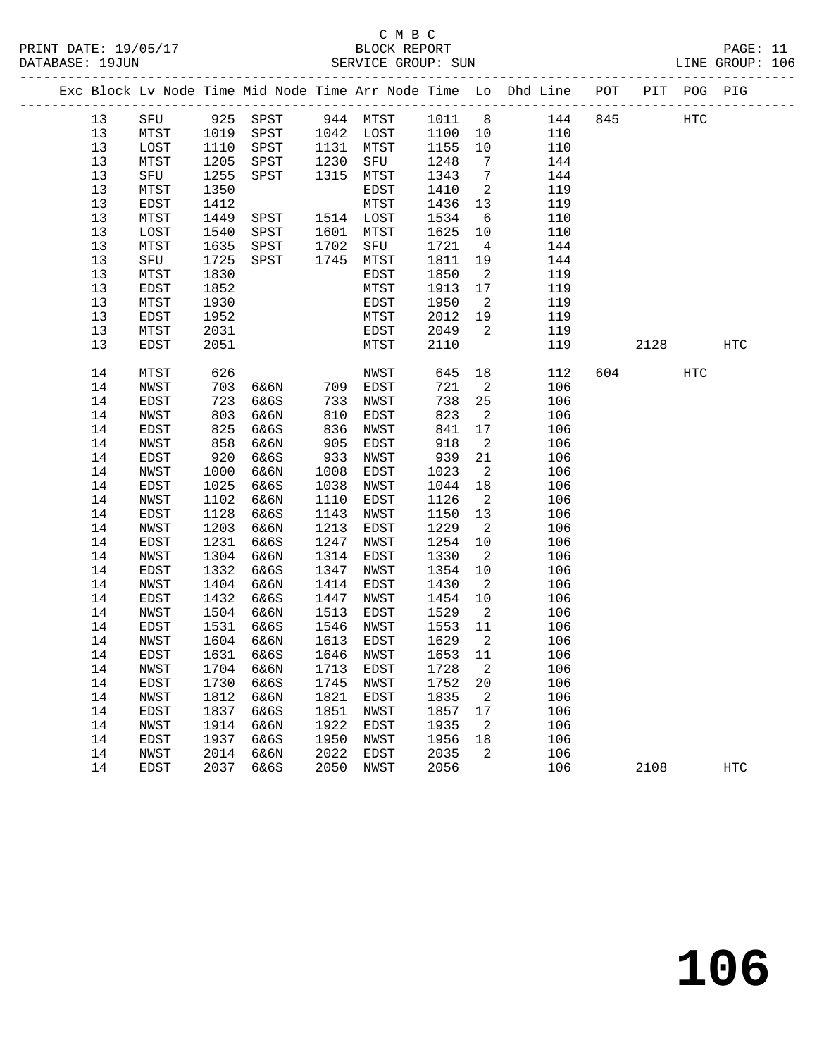C M B C
BLOCK REPORT
SERVICE GROUP: SUN

PRINT DATE: 19/05/17
DATABASE: 19JUN
LINE GROUP: 106

| Exc | Block | Lv Node | Time | Mid Node | Time | Arr Node | Time | Lo | Dhd Line | POT | PIT | POG | PIG |
|---|---|---|---|---|---|---|---|---|---|---|---|---|---|
| | 13 | SFU | 925 | SPST | 944 | MTST | 1011 | 8 | 144 | 845 | | HTC | |
| | 13 | MTST | 1019 | SPST | 1042 | LOST | 1100 | 10 | 110 | | | | |
| | 13 | LOST | 1110 | SPST | 1131 | MTST | 1155 | 10 | 110 | | | | |
| | 13 | MTST | 1205 | SPST | 1230 | SFU | 1248 | 7 | 144 | | | | |
| | 13 | SFU | 1255 | SPST | 1315 | MTST | 1343 | 7 | 144 | | | | |
| | 13 | MTST | 1350 | | | EDST | 1410 | 2 | 119 | | | | |
| | 13 | EDST | 1412 | | | MTST | 1436 | 13 | 119 | | | | |
| | 13 | MTST | 1449 | SPST | 1514 | LOST | 1534 | 6 | 110 | | | | |
| | 13 | LOST | 1540 | SPST | 1601 | MTST | 1625 | 10 | 110 | | | | |
| | 13 | MTST | 1635 | SPST | 1702 | SFU | 1721 | 4 | 144 | | | | |
| | 13 | SFU | 1725 | SPST | 1745 | MTST | 1811 | 19 | 144 | | | | |
| | 13 | MTST | 1830 | | | EDST | 1850 | 2 | 119 | | | | |
| | 13 | EDST | 1852 | | | MTST | 1913 | 17 | 119 | | | | |
| | 13 | MTST | 1930 | | | EDST | 1950 | 2 | 119 | | | | |
| | 13 | EDST | 1952 | | | MTST | 2012 | 19 | 119 | | | | |
| | 13 | MTST | 2031 | | | EDST | 2049 | 2 | 119 | | | | |
| | 13 | EDST | 2051 | | | MTST | 2110 | | 119 | | 2128 | | HTC |
| | 14 | MTST | 626 | | | NWST | 645 | 18 | 112 | 604 | | HTC | |
| | 14 | NWST | 703 | 6&6N | 709 | EDST | 721 | 2 | 106 | | | | |
| | 14 | EDST | 723 | 6&6S | 733 | NWST | 738 | 25 | 106 | | | | |
| | 14 | NWST | 803 | 6&6N | 810 | EDST | 823 | 2 | 106 | | | | |
| | 14 | EDST | 825 | 6&6S | 836 | NWST | 841 | 17 | 106 | | | | |
| | 14 | NWST | 858 | 6&6N | 905 | EDST | 918 | 2 | 106 | | | | |
| | 14 | EDST | 920 | 6&6S | 933 | NWST | 939 | 21 | 106 | | | | |
| | 14 | NWST | 1000 | 6&6N | 1008 | EDST | 1023 | 2 | 106 | | | | |
| | 14 | EDST | 1025 | 6&6S | 1038 | NWST | 1044 | 18 | 106 | | | | |
| | 14 | NWST | 1102 | 6&6N | 1110 | EDST | 1126 | 2 | 106 | | | | |
| | 14 | EDST | 1128 | 6&6S | 1143 | NWST | 1150 | 13 | 106 | | | | |
| | 14 | NWST | 1203 | 6&6N | 1213 | EDST | 1229 | 2 | 106 | | | | |
| | 14 | EDST | 1231 | 6&6S | 1247 | NWST | 1254 | 10 | 106 | | | | |
| | 14 | NWST | 1304 | 6&6N | 1314 | EDST | 1330 | 2 | 106 | | | | |
| | 14 | EDST | 1332 | 6&6S | 1347 | NWST | 1354 | 10 | 106 | | | | |
| | 14 | NWST | 1404 | 6&6N | 1414 | EDST | 1430 | 2 | 106 | | | | |
| | 14 | EDST | 1432 | 6&6S | 1447 | NWST | 1454 | 10 | 106 | | | | |
| | 14 | NWST | 1504 | 6&6N | 1513 | EDST | 1529 | 2 | 106 | | | | |
| | 14 | EDST | 1531 | 6&6S | 1546 | NWST | 1553 | 11 | 106 | | | | |
| | 14 | NWST | 1604 | 6&6N | 1613 | EDST | 1629 | 2 | 106 | | | | |
| | 14 | EDST | 1631 | 6&6S | 1646 | NWST | 1653 | 11 | 106 | | | | |
| | 14 | NWST | 1704 | 6&6N | 1713 | EDST | 1728 | 2 | 106 | | | | |
| | 14 | EDST | 1730 | 6&6S | 1745 | NWST | 1752 | 20 | 106 | | | | |
| | 14 | NWST | 1812 | 6&6N | 1821 | EDST | 1835 | 2 | 106 | | | | |
| | 14 | EDST | 1837 | 6&6S | 1851 | NWST | 1857 | 17 | 106 | | | | |
| | 14 | NWST | 1914 | 6&6N | 1922 | EDST | 1935 | 2 | 106 | | | | |
| | 14 | EDST | 1937 | 6&6S | 1950 | NWST | 1956 | 18 | 106 | | | | |
| | 14 | NWST | 2014 | 6&6N | 2022 | EDST | 2035 | 2 | 106 | | | | |
| | 14 | EDST | 2037 | 6&6S | 2050 | NWST | 2056 | | 106 | | 2108 | | HTC |

# 106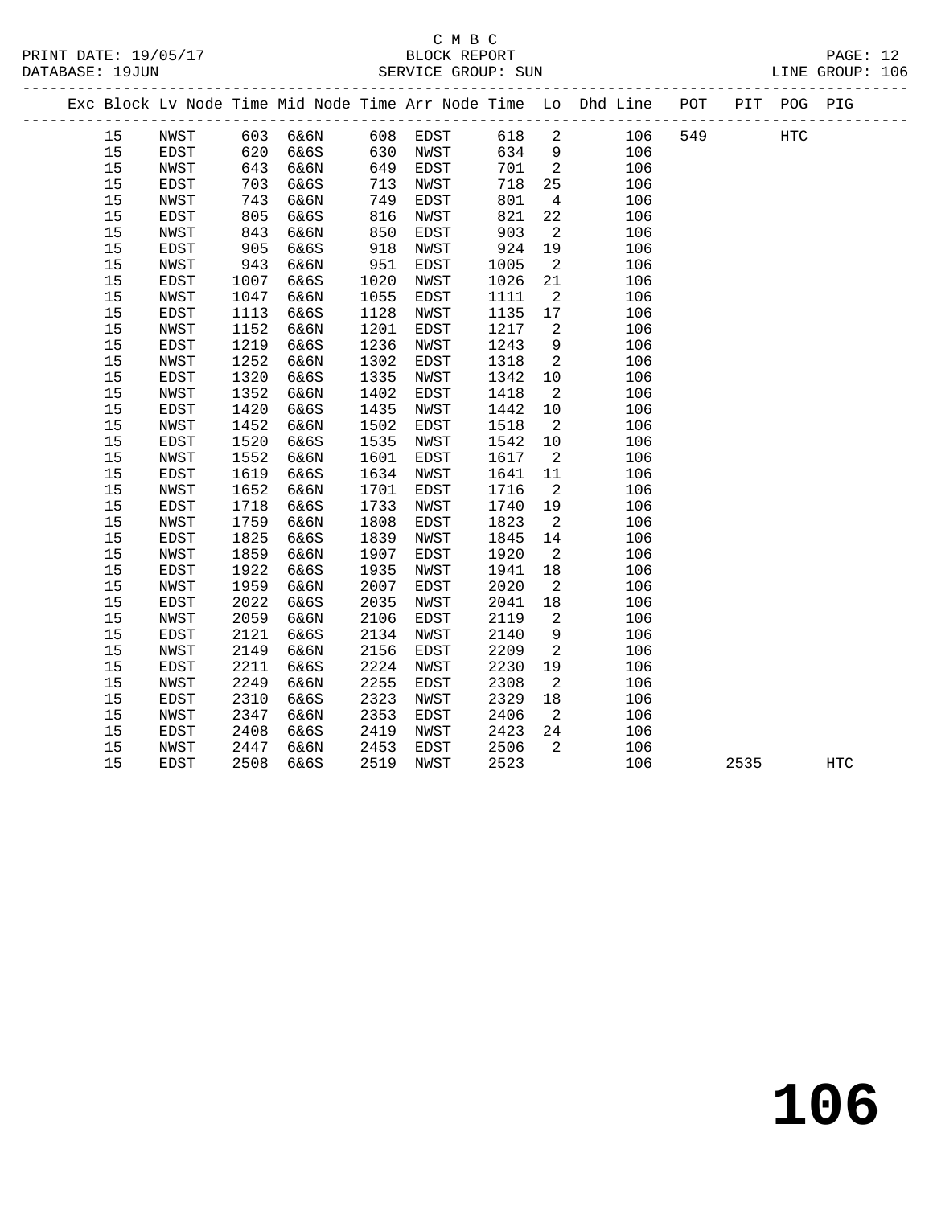C M B C
BLOCK REPORT
SERVICE GROUP: SUN

PRINT DATE: 19/05/17
DATABASE: 19JUN
LINE GROUP: 106

| Exc | Block | Lv Node | Time | Mid Node | Time | Arr Node | Time | Lo | Dhd Line | POT | PIT | POG | PIG |
|---|---|---|---|---|---|---|---|---|---|---|---|---|---|
| | 15 | NWST | 603 | 6&6N | 608 | EDST | 618 | 2 | 106 | 549 | | HTC | |
| | 15 | EDST | 620 | 6&6S | 630 | NWST | 634 | 9 | 106 | | | | |
| | 15 | NWST | 643 | 6&6N | 649 | EDST | 701 | 2 | 106 | | | | |
| | 15 | EDST | 703 | 6&6S | 713 | NWST | 718 | 25 | 106 | | | | |
| | 15 | NWST | 743 | 6&6N | 749 | EDST | 801 | 4 | 106 | | | | |
| | 15 | EDST | 805 | 6&6S | 816 | NWST | 821 | 22 | 106 | | | | |
| | 15 | NWST | 843 | 6&6N | 850 | EDST | 903 | 2 | 106 | | | | |
| | 15 | EDST | 905 | 6&6S | 918 | NWST | 924 | 19 | 106 | | | | |
| | 15 | NWST | 943 | 6&6N | 951 | EDST | 1005 | 2 | 106 | | | | |
| | 15 | EDST | 1007 | 6&6S | 1020 | NWST | 1026 | 21 | 106 | | | | |
| | 15 | NWST | 1047 | 6&6N | 1055 | EDST | 1111 | 2 | 106 | | | | |
| | 15 | EDST | 1113 | 6&6S | 1128 | NWST | 1135 | 17 | 106 | | | | |
| | 15 | NWST | 1152 | 6&6N | 1201 | EDST | 1217 | 2 | 106 | | | | |
| | 15 | EDST | 1219 | 6&6S | 1236 | NWST | 1243 | 9 | 106 | | | | |
| | 15 | NWST | 1252 | 6&6N | 1302 | EDST | 1318 | 2 | 106 | | | | |
| | 15 | EDST | 1320 | 6&6S | 1335 | NWST | 1342 | 10 | 106 | | | | |
| | 15 | NWST | 1352 | 6&6N | 1402 | EDST | 1418 | 2 | 106 | | | | |
| | 15 | EDST | 1420 | 6&6S | 1435 | NWST | 1442 | 10 | 106 | | | | |
| | 15 | NWST | 1452 | 6&6N | 1502 | EDST | 1518 | 2 | 106 | | | | |
| | 15 | EDST | 1520 | 6&6S | 1535 | NWST | 1542 | 10 | 106 | | | | |
| | 15 | NWST | 1552 | 6&6N | 1601 | EDST | 1617 | 2 | 106 | | | | |
| | 15 | EDST | 1619 | 6&6S | 1634 | NWST | 1641 | 11 | 106 | | | | |
| | 15 | NWST | 1652 | 6&6N | 1701 | EDST | 1716 | 2 | 106 | | | | |
| | 15 | EDST | 1718 | 6&6S | 1733 | NWST | 1740 | 19 | 106 | | | | |
| | 15 | NWST | 1759 | 6&6N | 1808 | EDST | 1823 | 2 | 106 | | | | |
| | 15 | EDST | 1825 | 6&6S | 1839 | NWST | 1845 | 14 | 106 | | | | |
| | 15 | NWST | 1859 | 6&6N | 1907 | EDST | 1920 | 2 | 106 | | | | |
| | 15 | EDST | 1922 | 6&6S | 1935 | NWST | 1941 | 18 | 106 | | | | |
| | 15 | NWST | 1959 | 6&6N | 2007 | EDST | 2020 | 2 | 106 | | | | |
| | 15 | EDST | 2022 | 6&6S | 2035 | NWST | 2041 | 18 | 106 | | | | |
| | 15 | NWST | 2059 | 6&6N | 2106 | EDST | 2119 | 2 | 106 | | | | |
| | 15 | EDST | 2121 | 6&6S | 2134 | NWST | 2140 | 9 | 106 | | | | |
| | 15 | NWST | 2149 | 6&6N | 2156 | EDST | 2209 | 2 | 106 | | | | |
| | 15 | EDST | 2211 | 6&6S | 2224 | NWST | 2230 | 19 | 106 | | | | |
| | 15 | NWST | 2249 | 6&6N | 2255 | EDST | 2308 | 2 | 106 | | | | |
| | 15 | EDST | 2310 | 6&6S | 2323 | NWST | 2329 | 18 | 106 | | | | |
| | 15 | NWST | 2347 | 6&6N | 2353 | EDST | 2406 | 2 | 106 | | | | |
| | 15 | EDST | 2408 | 6&6S | 2419 | NWST | 2423 | 24 | 106 | | | | |
| | 15 | NWST | 2447 | 6&6N | 2453 | EDST | 2506 | 2 | 106 | | | | |
| | 15 | EDST | 2508 | 6&6S | 2519 | NWST | 2523 | | 106 | | 2535 | | HTC |

# 106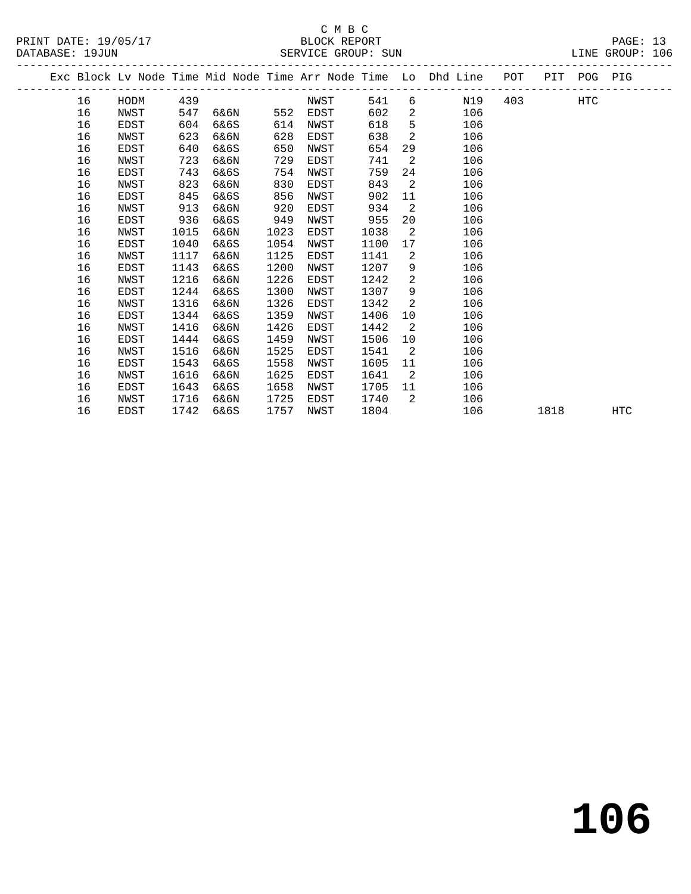C M B C
BLOCK REPORT
SERVICE GROUP: SUN

PRINT DATE: 19/05/17
DATABASE: 19JUN
LINE GROUP: 106

| Exc | Block | Lv Node | Time | Mid Node | Time | Arr Node | Time | Lo | Dhd Line | POT | PIT | POG | PIG |
|---|---|---|---|---|---|---|---|---|---|---|---|---|---|
| | 16 | HODM | 439 | | | NWST | 541 | 6 | N19 | 403 | | HTC | |
| | 16 | NWST | 547 | 6&6N | 552 | EDST | 602 | 2 | 106 | | | | |
| | 16 | EDST | 604 | 6&6S | 614 | NWST | 618 | 5 | 106 | | | | |
| | 16 | NWST | 623 | 6&6N | 628 | EDST | 638 | 2 | 106 | | | | |
| | 16 | EDST | 640 | 6&6S | 650 | NWST | 654 | 29 | 106 | | | | |
| | 16 | NWST | 723 | 6&6N | 729 | EDST | 741 | 2 | 106 | | | | |
| | 16 | EDST | 743 | 6&6S | 754 | NWST | 759 | 24 | 106 | | | | |
| | 16 | NWST | 823 | 6&6N | 830 | EDST | 843 | 2 | 106 | | | | |
| | 16 | EDST | 845 | 6&6S | 856 | NWST | 902 | 11 | 106 | | | | |
| | 16 | NWST | 913 | 6&6N | 920 | EDST | 934 | 2 | 106 | | | | |
| | 16 | EDST | 936 | 6&6S | 949 | NWST | 955 | 20 | 106 | | | | |
| | 16 | NWST | 1015 | 6&6N | 1023 | EDST | 1038 | 2 | 106 | | | | |
| | 16 | EDST | 1040 | 6&6S | 1054 | NWST | 1100 | 17 | 106 | | | | |
| | 16 | NWST | 1117 | 6&6N | 1125 | EDST | 1141 | 2 | 106 | | | | |
| | 16 | EDST | 1143 | 6&6S | 1200 | NWST | 1207 | 9 | 106 | | | | |
| | 16 | NWST | 1216 | 6&6N | 1226 | EDST | 1242 | 2 | 106 | | | | |
| | 16 | EDST | 1244 | 6&6S | 1300 | NWST | 1307 | 9 | 106 | | | | |
| | 16 | NWST | 1316 | 6&6N | 1326 | EDST | 1342 | 2 | 106 | | | | |
| | 16 | EDST | 1344 | 6&6S | 1359 | NWST | 1406 | 10 | 106 | | | | |
| | 16 | NWST | 1416 | 6&6N | 1426 | EDST | 1442 | 2 | 106 | | | | |
| | 16 | EDST | 1444 | 6&6S | 1459 | NWST | 1506 | 10 | 106 | | | | |
| | 16 | NWST | 1516 | 6&6N | 1525 | EDST | 1541 | 2 | 106 | | | | |
| | 16 | EDST | 1543 | 6&6S | 1558 | NWST | 1605 | 11 | 106 | | | | |
| | 16 | NWST | 1616 | 6&6N | 1625 | EDST | 1641 | 2 | 106 | | | | |
| | 16 | EDST | 1643 | 6&6S | 1658 | NWST | 1705 | 11 | 106 | | | | |
| | 16 | NWST | 1716 | 6&6N | 1725 | EDST | 1740 | 2 | 106 | | | | |
| | 16 | EDST | 1742 | 6&6S | 1757 | NWST | 1804 | | 106 | | 1818 | | HTC |

# 106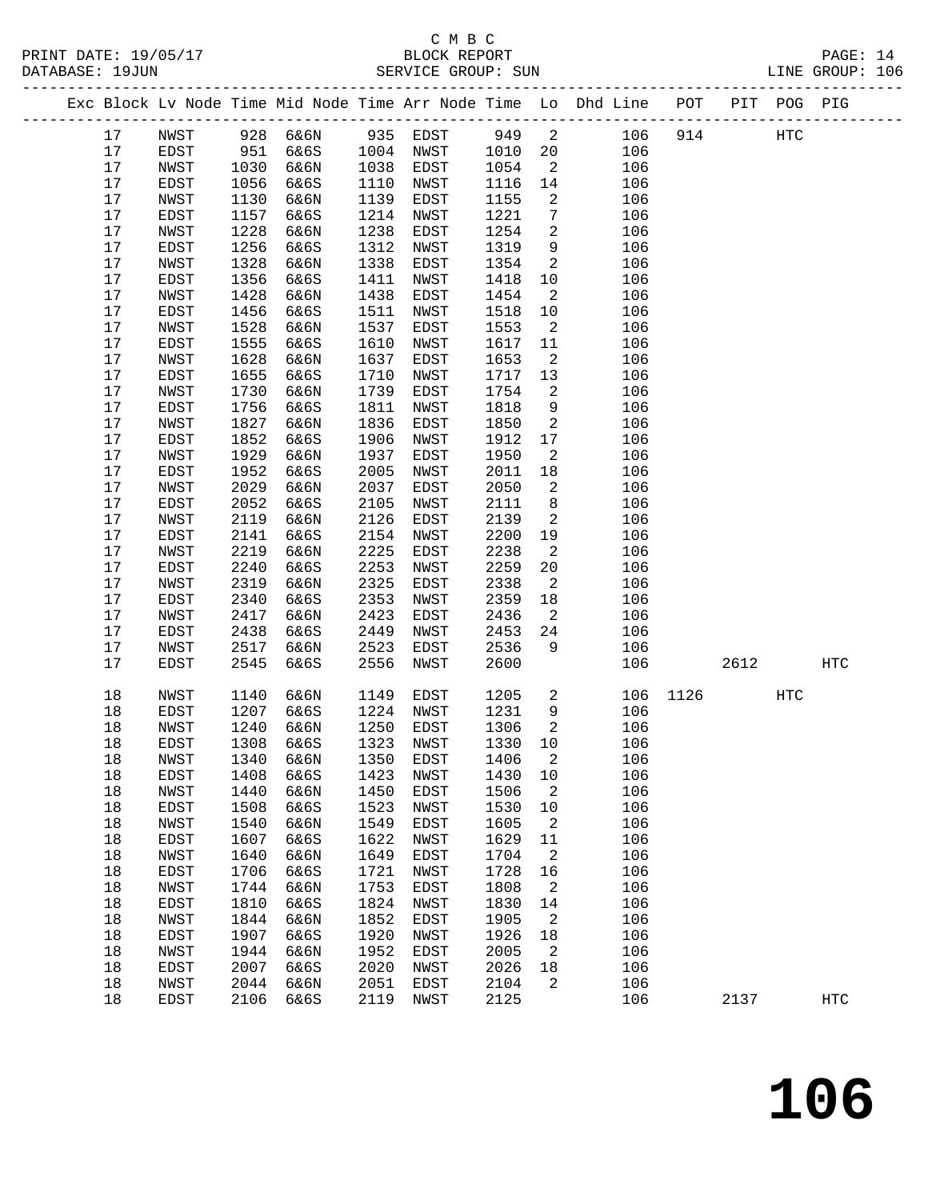C M B C
BLOCK REPORT
SERVICE GROUP: SUN

PRINT DATE: 19/05/17
DATABASE: 19JUN
LINE GROUP: 106

| Exc | Block | Lv Node | Time | Mid Node | Time | Arr Node | Time | Lo | Dhd Line | POT | PIT | POG | PIG |
|---|---|---|---|---|---|---|---|---|---|---|---|---|---|
| | 17 | NWST | 928 | 6&6N | 935 | EDST | 949 | 2 | 106 | 914 | | HTC | |
| | 17 | EDST | 951 | 6&6S | 1004 | NWST | 1010 | 20 | 106 | | | | |
| | 17 | NWST | 1030 | 6&6N | 1038 | EDST | 1054 | 2 | 106 | | | | |
| | 17 | EDST | 1056 | 6&6S | 1110 | NWST | 1116 | 14 | 106 | | | | |
| | 17 | NWST | 1130 | 6&6N | 1139 | EDST | 1155 | 2 | 106 | | | | |
| | 17 | EDST | 1157 | 6&6S | 1214 | NWST | 1221 | 7 | 106 | | | | |
| | 17 | NWST | 1228 | 6&6N | 1238 | EDST | 1254 | 2 | 106 | | | | |
| | 17 | EDST | 1256 | 6&6S | 1312 | NWST | 1319 | 9 | 106 | | | | |
| | 17 | NWST | 1328 | 6&6N | 1338 | EDST | 1354 | 2 | 106 | | | | |
| | 17 | EDST | 1356 | 6&6S | 1411 | NWST | 1418 | 10 | 106 | | | | |
| | 17 | NWST | 1428 | 6&6N | 1438 | EDST | 1454 | 2 | 106 | | | | |
| | 17 | EDST | 1456 | 6&6S | 1511 | NWST | 1518 | 10 | 106 | | | | |
| | 17 | NWST | 1528 | 6&6N | 1537 | EDST | 1553 | 2 | 106 | | | | |
| | 17 | EDST | 1555 | 6&6S | 1610 | NWST | 1617 | 11 | 106 | | | | |
| | 17 | NWST | 1628 | 6&6N | 1637 | EDST | 1653 | 2 | 106 | | | | |
| | 17 | EDST | 1655 | 6&6S | 1710 | NWST | 1717 | 13 | 106 | | | | |
| | 17 | NWST | 1730 | 6&6N | 1739 | EDST | 1754 | 2 | 106 | | | | |
| | 17 | EDST | 1756 | 6&6S | 1811 | NWST | 1818 | 9 | 106 | | | | |
| | 17 | NWST | 1827 | 6&6N | 1836 | EDST | 1850 | 2 | 106 | | | | |
| | 17 | EDST | 1852 | 6&6S | 1906 | NWST | 1912 | 17 | 106 | | | | |
| | 17 | NWST | 1929 | 6&6N | 1937 | EDST | 1950 | 2 | 106 | | | | |
| | 17 | EDST | 1952 | 6&6S | 2005 | NWST | 2011 | 18 | 106 | | | | |
| | 17 | NWST | 2029 | 6&6N | 2037 | EDST | 2050 | 2 | 106 | | | | |
| | 17 | EDST | 2052 | 6&6S | 2105 | NWST | 2111 | 8 | 106 | | | | |
| | 17 | NWST | 2119 | 6&6N | 2126 | EDST | 2139 | 2 | 106 | | | | |
| | 17 | EDST | 2141 | 6&6S | 2154 | NWST | 2200 | 19 | 106 | | | | |
| | 17 | NWST | 2219 | 6&6N | 2225 | EDST | 2238 | 2 | 106 | | | | |
| | 17 | EDST | 2240 | 6&6S | 2253 | NWST | 2259 | 20 | 106 | | | | |
| | 17 | NWST | 2319 | 6&6N | 2325 | EDST | 2338 | 2 | 106 | | | | |
| | 17 | EDST | 2340 | 6&6S | 2353 | NWST | 2359 | 18 | 106 | | | | |
| | 17 | NWST | 2417 | 6&6N | 2423 | EDST | 2436 | 2 | 106 | | | | |
| | 17 | EDST | 2438 | 6&6S | 2449 | NWST | 2453 | 24 | 106 | | | | |
| | 17 | NWST | 2517 | 6&6N | 2523 | EDST | 2536 | 9 | 106 | | | | |
| | 17 | EDST | 2545 | 6&6S | 2556 | NWST | 2600 | | 106 | | 2612 | | HTC |
| | 18 | NWST | 1140 | 6&6N | 1149 | EDST | 1205 | 2 | 106 | 1126 | | HTC | |
| | 18 | EDST | 1207 | 6&6S | 1224 | NWST | 1231 | 9 | 106 | | | | |
| | 18 | NWST | 1240 | 6&6N | 1250 | EDST | 1306 | 2 | 106 | | | | |
| | 18 | EDST | 1308 | 6&6S | 1323 | NWST | 1330 | 10 | 106 | | | | |
| | 18 | NWST | 1340 | 6&6N | 1350 | EDST | 1406 | 2 | 106 | | | | |
| | 18 | EDST | 1408 | 6&6S | 1423 | NWST | 1430 | 10 | 106 | | | | |
| | 18 | NWST | 1440 | 6&6N | 1450 | EDST | 1506 | 2 | 106 | | | | |
| | 18 | EDST | 1508 | 6&6S | 1523 | NWST | 1530 | 10 | 106 | | | | |
| | 18 | NWST | 1540 | 6&6N | 1549 | EDST | 1605 | 2 | 106 | | | | |
| | 18 | EDST | 1607 | 6&6S | 1622 | NWST | 1629 | 11 | 106 | | | | |
| | 18 | NWST | 1640 | 6&6N | 1649 | EDST | 1704 | 2 | 106 | | | | |
| | 18 | EDST | 1706 | 6&6S | 1721 | NWST | 1728 | 16 | 106 | | | | |
| | 18 | NWST | 1744 | 6&6N | 1753 | EDST | 1808 | 2 | 106 | | | | |
| | 18 | EDST | 1810 | 6&6S | 1824 | NWST | 1830 | 14 | 106 | | | | |
| | 18 | NWST | 1844 | 6&6N | 1852 | EDST | 1905 | 2 | 106 | | | | |
| | 18 | EDST | 1907 | 6&6S | 1920 | NWST | 1926 | 18 | 106 | | | | |
| | 18 | NWST | 1944 | 6&6N | 1952 | EDST | 2005 | 2 | 106 | | | | |
| | 18 | EDST | 2007 | 6&6S | 2020 | NWST | 2026 | 18 | 106 | | | | |
| | 18 | NWST | 2044 | 6&6N | 2051 | EDST | 2104 | 2 | 106 | | | | |
| | 18 | EDST | 2106 | 6&6S | 2119 | NWST | 2125 | | 106 | | 2137 | | HTC |

# 106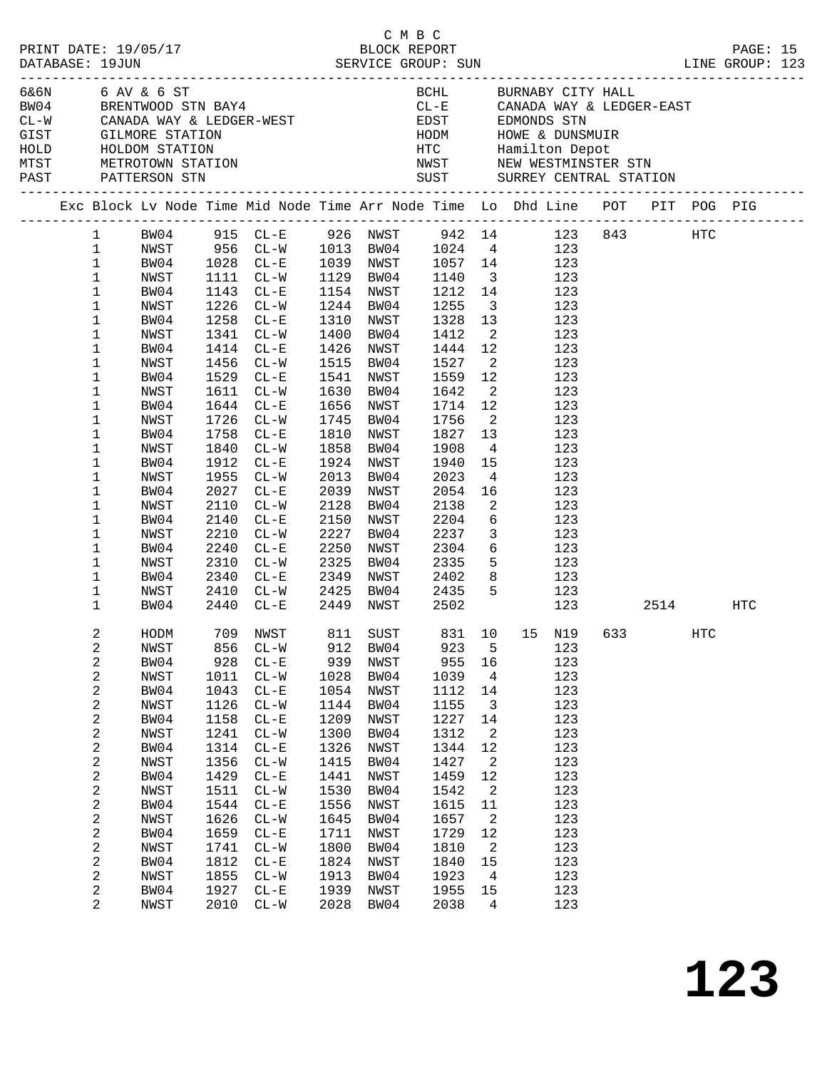C M B C
PRINT DATE: 19/05/17 BLOCK REPORT
DATABASE: 19JUN SERVICE GROUP: SUN LINE GROUP: 123

| Code | Name | Code | Name |
|---|---|---|---|
| 6&6N | 6 AV & 6 ST | BCHL | BURNABY CITY HALL |
| BW04 | BRENTWOOD STN BAY4 | CL-E | CANADA WAY & LEDGER-EAST |
| CL-W | CANADA WAY & LEDGER-WEST | EDST | EDMONDS STN |
| GIST | GILMORE STATION | HODM | HOWE & DUNSMUIR |
| HOLD | HOLDOM STATION | HTC | Hamilton Depot |
| MTST | METROTOWN STATION | NWST | NEW WESTMINSTER STN |
| PAST | PATTERSON STN | SUST | SURREY CENTRAL STATION |

| Exc | Block | Lv Node | Time | Mid Node | Time | Arr Node | Time | Lo | Dhd | Line | POT | PIT | POG | PIG |
|---|---|---|---|---|---|---|---|---|---|---|---|---|---|---|
| | 1 | BW04 | 915 | CL-E | 926 | NWST | 942 | 14 | | 123 | 843 | | HTC | |
| | 1 | NWST | 956 | CL-W | 1013 | BW04 | 1024 | 4 | | 123 | | | | |
| | 1 | BW04 | 1028 | CL-E | 1039 | NWST | 1057 | 14 | | 123 | | | | |
| | 1 | NWST | 1111 | CL-W | 1129 | BW04 | 1140 | 3 | | 123 | | | | |
| | 1 | BW04 | 1143 | CL-E | 1154 | NWST | 1212 | 14 | | 123 | | | | |
| | 1 | NWST | 1226 | CL-W | 1244 | BW04 | 1255 | 3 | | 123 | | | | |
| | 1 | BW04 | 1258 | CL-E | 1310 | NWST | 1328 | 13 | | 123 | | | | |
| | 1 | NWST | 1341 | CL-W | 1400 | BW04 | 1412 | 2 | | 123 | | | | |
| | 1 | BW04 | 1414 | CL-E | 1426 | NWST | 1444 | 12 | | 123 | | | | |
| | 1 | NWST | 1456 | CL-W | 1515 | BW04 | 1527 | 2 | | 123 | | | | |
| | 1 | BW04 | 1529 | CL-E | 1541 | NWST | 1559 | 12 | | 123 | | | | |
| | 1 | NWST | 1611 | CL-W | 1630 | BW04 | 1642 | 2 | | 123 | | | | |
| | 1 | BW04 | 1644 | CL-E | 1656 | NWST | 1714 | 12 | | 123 | | | | |
| | 1 | NWST | 1726 | CL-W | 1745 | BW04 | 1756 | 2 | | 123 | | | | |
| | 1 | BW04 | 1758 | CL-E | 1810 | NWST | 1827 | 13 | | 123 | | | | |
| | 1 | NWST | 1840 | CL-W | 1858 | BW04 | 1908 | 4 | | 123 | | | | |
| | 1 | BW04 | 1912 | CL-E | 1924 | NWST | 1940 | 15 | | 123 | | | | |
| | 1 | NWST | 1955 | CL-W | 2013 | BW04 | 2023 | 4 | | 123 | | | | |
| | 1 | BW04 | 2027 | CL-E | 2039 | NWST | 2054 | 16 | | 123 | | | | |
| | 1 | NWST | 2110 | CL-W | 2128 | BW04 | 2138 | 2 | | 123 | | | | |
| | 1 | BW04 | 2140 | CL-E | 2150 | NWST | 2204 | 6 | | 123 | | | | |
| | 1 | NWST | 2210 | CL-W | 2227 | BW04 | 2237 | 3 | | 123 | | | | |
| | 1 | BW04 | 2240 | CL-E | 2250 | NWST | 2304 | 6 | | 123 | | | | |
| | 1 | NWST | 2310 | CL-W | 2325 | BW04 | 2335 | 5 | | 123 | | | | |
| | 1 | BW04 | 2340 | CL-E | 2349 | NWST | 2402 | 8 | | 123 | | | | |
| | 1 | NWST | 2410 | CL-W | 2425 | BW04 | 2435 | 5 | | 123 | | | | |
| | 1 | BW04 | 2440 | CL-E | 2449 | NWST | 2502 | | | 123 | | 2514 | | HTC |
| | 2 | HODM | 709 | NWST | 811 | SUST | 831 | 10 | 15 | N19 | 633 | | HTC | |
| | 2 | NWST | 856 | CL-W | 912 | BW04 | 923 | 5 | | 123 | | | | |
| | 2 | BW04 | 928 | CL-E | 939 | NWST | 955 | 16 | | 123 | | | | |
| | 2 | NWST | 1011 | CL-W | 1028 | BW04 | 1039 | 4 | | 123 | | | | |
| | 2 | BW04 | 1043 | CL-E | 1054 | NWST | 1112 | 14 | | 123 | | | | |
| | 2 | NWST | 1126 | CL-W | 1144 | BW04 | 1155 | 3 | | 123 | | | | |
| | 2 | BW04 | 1158 | CL-E | 1209 | NWST | 1227 | 14 | | 123 | | | | |
| | 2 | NWST | 1241 | CL-W | 1300 | BW04 | 1312 | 2 | | 123 | | | | |
| | 2 | BW04 | 1314 | CL-E | 1326 | NWST | 1344 | 12 | | 123 | | | | |
| | 2 | NWST | 1356 | CL-W | 1415 | BW04 | 1427 | 2 | | 123 | | | | |
| | 2 | BW04 | 1429 | CL-E | 1441 | NWST | 1459 | 12 | | 123 | | | | |
| | 2 | NWST | 1511 | CL-W | 1530 | BW04 | 1542 | 2 | | 123 | | | | |
| | 2 | BW04 | 1544 | CL-E | 1556 | NWST | 1615 | 11 | | 123 | | | | |
| | 2 | NWST | 1626 | CL-W | 1645 | BW04 | 1657 | 2 | | 123 | | | | |
| | 2 | BW04 | 1659 | CL-E | 1711 | NWST | 1729 | 12 | | 123 | | | | |
| | 2 | NWST | 1741 | CL-W | 1800 | BW04 | 1810 | 2 | | 123 | | | | |
| | 2 | BW04 | 1812 | CL-E | 1824 | NWST | 1840 | 15 | | 123 | | | | |
| | 2 | NWST | 1855 | CL-W | 1913 | BW04 | 1923 | 4 | | 123 | | | | |
| | 2 | BW04 | 1927 | CL-E | 1939 | NWST | 1955 | 15 | | 123 | | | | |
| | 2 | NWST | 2010 | CL-W | 2028 | BW04 | 2038 | 4 | | 123 | | | | |

# 123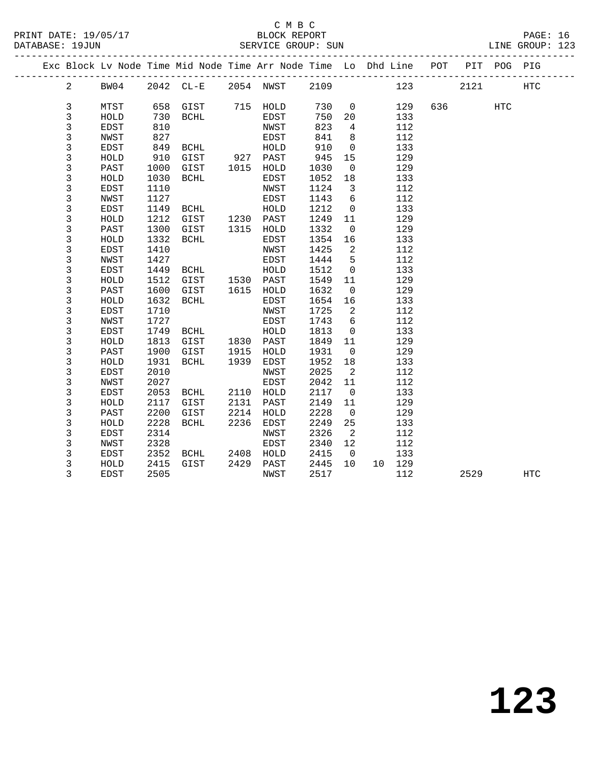C M B C
BLOCK REPORT
SERVICE GROUP: SUN

PRINT DATE: 19/05/17
DATABASE: 19JUN

LINE GROUP: 123

| Exc | Block | Lv | Node | Time | Mid Node | Time | Arr Node | Time | Lo | Dhd | Line | POT | PIT | POG | PIG |
|---|---|---|---|---|---|---|---|---|---|---|---|---|---|---|---|
| | 2 | | BW04 | 2042 | CL-E | 2054 | NWST | 2109 | | | 123 | | 2121 | | HTC |
| | 3 | | MTST | 658 | GIST | 715 | HOLD | 730 | 0 | | 129 | 636 | | HTC | |
| | 3 | | HOLD | 730 | BCHL | | EDST | 750 | 20 | | 133 | | | | |
| | 3 | | EDST | 810 | | | NWST | 823 | 4 | | 112 | | | | |
| | 3 | | NWST | 827 | | | EDST | 841 | 8 | | 112 | | | | |
| | 3 | | EDST | 849 | BCHL | | HOLD | 910 | 0 | | 133 | | | | |
| | 3 | | HOLD | 910 | GIST | 927 | PAST | 945 | 15 | | 129 | | | | |
| | 3 | | PAST | 1000 | GIST | 1015 | HOLD | 1030 | 0 | | 129 | | | | |
| | 3 | | HOLD | 1030 | BCHL | | EDST | 1052 | 18 | | 133 | | | | |
| | 3 | | EDST | 1110 | | | NWST | 1124 | 3 | | 112 | | | | |
| | 3 | | NWST | 1127 | | | EDST | 1143 | 6 | | 112 | | | | |
| | 3 | | EDST | 1149 | BCHL | | HOLD | 1212 | 0 | | 133 | | | | |
| | 3 | | HOLD | 1212 | GIST | 1230 | PAST | 1249 | 11 | | 129 | | | | |
| | 3 | | PAST | 1300 | GIST | 1315 | HOLD | 1332 | 0 | | 129 | | | | |
| | 3 | | HOLD | 1332 | BCHL | | EDST | 1354 | 16 | | 133 | | | | |
| | 3 | | EDST | 1410 | | | NWST | 1425 | 2 | | 112 | | | | |
| | 3 | | NWST | 1427 | | | EDST | 1444 | 5 | | 112 | | | | |
| | 3 | | EDST | 1449 | BCHL | | HOLD | 1512 | 0 | | 133 | | | | |
| | 3 | | HOLD | 1512 | GIST | 1530 | PAST | 1549 | 11 | | 129 | | | | |
| | 3 | | PAST | 1600 | GIST | 1615 | HOLD | 1632 | 0 | | 129 | | | | |
| | 3 | | HOLD | 1632 | BCHL | | EDST | 1654 | 16 | | 133 | | | | |
| | 3 | | EDST | 1710 | | | NWST | 1725 | 2 | | 112 | | | | |
| | 3 | | NWST | 1727 | | | EDST | 1743 | 6 | | 112 | | | | |
| | 3 | | EDST | 1749 | BCHL | | HOLD | 1813 | 0 | | 133 | | | | |
| | 3 | | HOLD | 1813 | GIST | 1830 | PAST | 1849 | 11 | | 129 | | | | |
| | 3 | | PAST | 1900 | GIST | 1915 | HOLD | 1931 | 0 | | 129 | | | | |
| | 3 | | HOLD | 1931 | BCHL | 1939 | EDST | 1952 | 18 | | 133 | | | | |
| | 3 | | EDST | 2010 | | | NWST | 2025 | 2 | | 112 | | | | |
| | 3 | | NWST | 2027 | | | EDST | 2042 | 11 | | 112 | | | | |
| | 3 | | EDST | 2053 | BCHL | 2110 | HOLD | 2117 | 0 | | 133 | | | | |
| | 3 | | HOLD | 2117 | GIST | 2131 | PAST | 2149 | 11 | | 129 | | | | |
| | 3 | | PAST | 2200 | GIST | 2214 | HOLD | 2228 | 0 | | 129 | | | | |
| | 3 | | HOLD | 2228 | BCHL | 2236 | EDST | 2249 | 25 | | 133 | | | | |
| | 3 | | EDST | 2314 | | | NWST | 2326 | 2 | | 112 | | | | |
| | 3 | | NWST | 2328 | | | EDST | 2340 | 12 | | 112 | | | | |
| | 3 | | EDST | 2352 | BCHL | 2408 | HOLD | 2415 | 0 | | 133 | | | | |
| | 3 | | HOLD | 2415 | GIST | 2429 | PAST | 2445 | 10 | 10 | 129 | | | | |
| | 3 | | EDST | 2505 | | | NWST | 2517 | | | 112 | | 2529 | | HTC |

# 123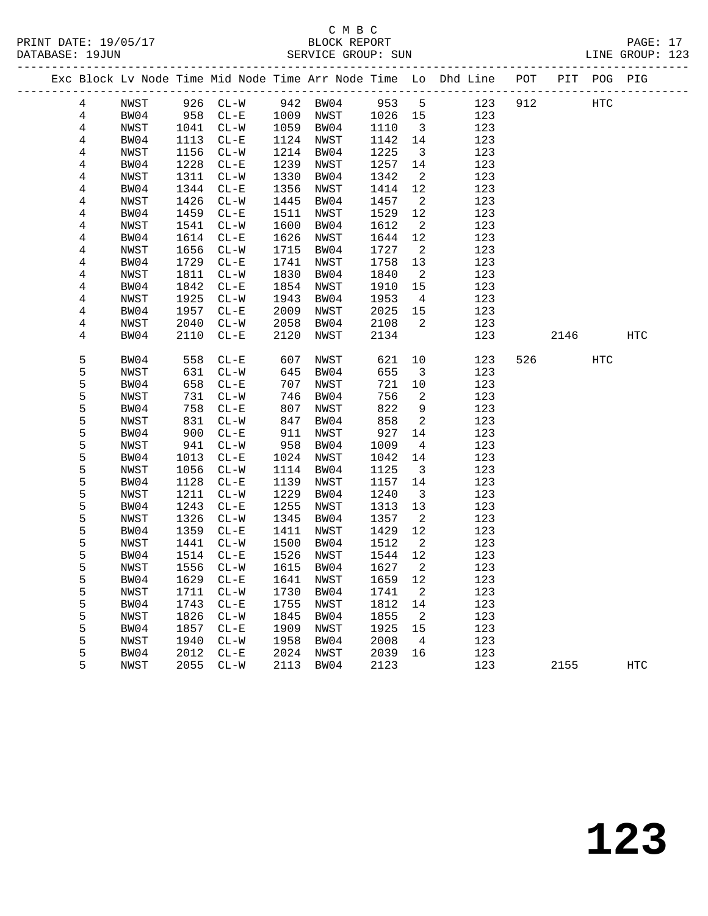C M B C
PRINT DATE: 19/05/17 BLOCK REPORT
DATABASE: 19JUN SERVICE GROUP: SUN LINE GROUP: 123

| Exc | Block | Lv | Node | Time | Mid Node | Time | Arr Node | Time | Lo | Dhd Line | POT | PIT | POG | PIG |
|---|---|---|---|---|---|---|---|---|---|---|---|---|---|---|
| | 4 | | NWST | 926 | CL-W | 942 | BW04 | 953 | 5 | 123 | 912 | | HTC | |
| | 4 | | BW04 | 958 | CL-E | 1009 | NWST | 1026 | 15 | 123 | | | | |
| | 4 | | NWST | 1041 | CL-W | 1059 | BW04 | 1110 | 3 | 123 | | | | |
| | 4 | | BW04 | 1113 | CL-E | 1124 | NWST | 1142 | 14 | 123 | | | | |
| | 4 | | NWST | 1156 | CL-W | 1214 | BW04 | 1225 | 3 | 123 | | | | |
| | 4 | | BW04 | 1228 | CL-E | 1239 | NWST | 1257 | 14 | 123 | | | | |
| | 4 | | NWST | 1311 | CL-W | 1330 | BW04 | 1342 | 2 | 123 | | | | |
| | 4 | | BW04 | 1344 | CL-E | 1356 | NWST | 1414 | 12 | 123 | | | | |
| | 4 | | NWST | 1426 | CL-W | 1445 | BW04 | 1457 | 2 | 123 | | | | |
| | 4 | | BW04 | 1459 | CL-E | 1511 | NWST | 1529 | 12 | 123 | | | | |
| | 4 | | NWST | 1541 | CL-W | 1600 | BW04 | 1612 | 2 | 123 | | | | |
| | 4 | | BW04 | 1614 | CL-E | 1626 | NWST | 1644 | 12 | 123 | | | | |
| | 4 | | NWST | 1656 | CL-W | 1715 | BW04 | 1727 | 2 | 123 | | | | |
| | 4 | | BW04 | 1729 | CL-E | 1741 | NWST | 1758 | 13 | 123 | | | | |
| | 4 | | NWST | 1811 | CL-W | 1830 | BW04 | 1840 | 2 | 123 | | | | |
| | 4 | | BW04 | 1842 | CL-E | 1854 | NWST | 1910 | 15 | 123 | | | | |
| | 4 | | NWST | 1925 | CL-W | 1943 | BW04 | 1953 | 4 | 123 | | | | |
| | 4 | | BW04 | 1957 | CL-E | 2009 | NWST | 2025 | 15 | 123 | | | | |
| | 4 | | NWST | 2040 | CL-W | 2058 | BW04 | 2108 | 2 | 123 | | | | |
| | 4 | | BW04 | 2110 | CL-E | 2120 | NWST | 2134 | | 123 | | 2146 | | HTC |
| | 5 | | BW04 | 558 | CL-E | 607 | NWST | 621 | 10 | 123 | 526 | | HTC | |
| | 5 | | NWST | 631 | CL-W | 645 | BW04 | 655 | 3 | 123 | | | | |
| | 5 | | BW04 | 658 | CL-E | 707 | NWST | 721 | 10 | 123 | | | | |
| | 5 | | NWST | 731 | CL-W | 746 | BW04 | 756 | 2 | 123 | | | | |
| | 5 | | BW04 | 758 | CL-E | 807 | NWST | 822 | 9 | 123 | | | | |
| | 5 | | NWST | 831 | CL-W | 847 | BW04 | 858 | 2 | 123 | | | | |
| | 5 | | BW04 | 900 | CL-E | 911 | NWST | 927 | 14 | 123 | | | | |
| | 5 | | NWST | 941 | CL-W | 958 | BW04 | 1009 | 4 | 123 | | | | |
| | 5 | | BW04 | 1013 | CL-E | 1024 | NWST | 1042 | 14 | 123 | | | | |
| | 5 | | NWST | 1056 | CL-W | 1114 | BW04 | 1125 | 3 | 123 | | | | |
| | 5 | | BW04 | 1128 | CL-E | 1139 | NWST | 1157 | 14 | 123 | | | | |
| | 5 | | NWST | 1211 | CL-W | 1229 | BW04 | 1240 | 3 | 123 | | | | |
| | 5 | | BW04 | 1243 | CL-E | 1255 | NWST | 1313 | 13 | 123 | | | | |
| | 5 | | NWST | 1326 | CL-W | 1345 | BW04 | 1357 | 2 | 123 | | | | |
| | 5 | | BW04 | 1359 | CL-E | 1411 | NWST | 1429 | 12 | 123 | | | | |
| | 5 | | NWST | 1441 | CL-W | 1500 | BW04 | 1512 | 2 | 123 | | | | |
| | 5 | | BW04 | 1514 | CL-E | 1526 | NWST | 1544 | 12 | 123 | | | | |
| | 5 | | NWST | 1556 | CL-W | 1615 | BW04 | 1627 | 2 | 123 | | | | |
| | 5 | | BW04 | 1629 | CL-E | 1641 | NWST | 1659 | 12 | 123 | | | | |
| | 5 | | NWST | 1711 | CL-W | 1730 | BW04 | 1741 | 2 | 123 | | | | |
| | 5 | | BW04 | 1743 | CL-E | 1755 | NWST | 1812 | 14 | 123 | | | | |
| | 5 | | NWST | 1826 | CL-W | 1845 | BW04 | 1855 | 2 | 123 | | | | |
| | 5 | | BW04 | 1857 | CL-E | 1909 | NWST | 1925 | 15 | 123 | | | | |
| | 5 | | NWST | 1940 | CL-W | 1958 | BW04 | 2008 | 4 | 123 | | | | |
| | 5 | | BW04 | 2012 | CL-E | 2024 | NWST | 2039 | 16 | 123 | | | | |
| | 5 | | NWST | 2055 | CL-W | 2113 | BW04 | 2123 | | 123 | | 2155 | | HTC |

123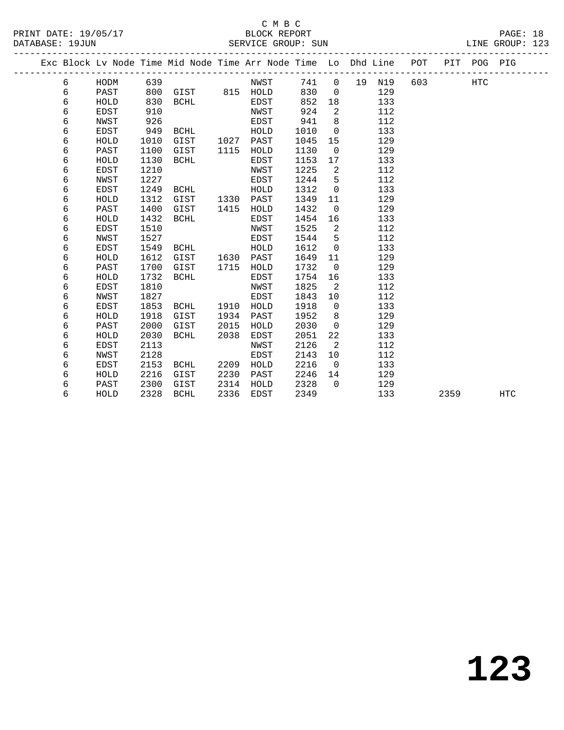C M B C

BLOCK REPORT

SERVICE GROUP: SUN

| Exc | Block | Lv Node | Time | Mid Node | Time | Arr Node | Time | Lo | Dhd | Line | POT | PIT | POG | PIG |
|---|---|---|---|---|---|---|---|---|---|---|---|---|---|---|
| | 6 | HODM | 639 | | | NWST | 741 | 0 | 19 | N19 | 603 | | HTC | |
| | 6 | PAST | 800 | GIST | 815 | HOLD | 830 | 0 | | 129 | | | | |
| | 6 | HOLD | 830 | BCHL | | EDST | 852 | 18 | | 133 | | | | |
| | 6 | EDST | 910 | | | NWST | 924 | 2 | | 112 | | | | |
| | 6 | NWST | 926 | | | EDST | 941 | 8 | | 112 | | | | |
| | 6 | EDST | 949 | BCHL | | HOLD | 1010 | 0 | | 133 | | | | |
| | 6 | HOLD | 1010 | GIST | 1027 | PAST | 1045 | 15 | | 129 | | | | |
| | 6 | PAST | 1100 | GIST | 1115 | HOLD | 1130 | 0 | | 129 | | | | |
| | 6 | HOLD | 1130 | BCHL | | EDST | 1153 | 17 | | 133 | | | | |
| | 6 | EDST | 1210 | | | NWST | 1225 | 2 | | 112 | | | | |
| | 6 | NWST | 1227 | | | EDST | 1244 | 5 | | 112 | | | | |
| | 6 | EDST | 1249 | BCHL | | HOLD | 1312 | 0 | | 133 | | | | |
| | 6 | HOLD | 1312 | GIST | 1330 | PAST | 1349 | 11 | | 129 | | | | |
| | 6 | PAST | 1400 | GIST | 1415 | HOLD | 1432 | 0 | | 129 | | | | |
| | 6 | HOLD | 1432 | BCHL | | EDST | 1454 | 16 | | 133 | | | | |
| | 6 | EDST | 1510 | | | NWST | 1525 | 2 | | 112 | | | | |
| | 6 | NWST | 1527 | | | EDST | 1544 | 5 | | 112 | | | | |
| | 6 | EDST | 1549 | BCHL | | HOLD | 1612 | 0 | | 133 | | | | |
| | 6 | HOLD | 1612 | GIST | 1630 | PAST | 1649 | 11 | | 129 | | | | |
| | 6 | PAST | 1700 | GIST | 1715 | HOLD | 1732 | 0 | | 129 | | | | |
| | 6 | HOLD | 1732 | BCHL | | EDST | 1754 | 16 | | 133 | | | | |
| | 6 | EDST | 1810 | | | NWST | 1825 | 2 | | 112 | | | | |
| | 6 | NWST | 1827 | | | EDST | 1843 | 10 | | 112 | | | | |
| | 6 | EDST | 1853 | BCHL | 1910 | HOLD | 1918 | 0 | | 133 | | | | |
| | 6 | HOLD | 1918 | GIST | 1934 | PAST | 1952 | 8 | | 129 | | | | |
| | 6 | PAST | 2000 | GIST | 2015 | HOLD | 2030 | 0 | | 129 | | | | |
| | 6 | HOLD | 2030 | BCHL | 2038 | EDST | 2051 | 22 | | 133 | | | | |
| | 6 | EDST | 2113 | | | NWST | 2126 | 2 | | 112 | | | | |
| | 6 | NWST | 2128 | | | EDST | 2143 | 10 | | 112 | | | | |
| | 6 | EDST | 2153 | BCHL | 2209 | HOLD | 2216 | 0 | | 133 | | | | |
| | 6 | HOLD | 2216 | GIST | 2230 | PAST | 2246 | 14 | | 129 | | | | |
| | 6 | PAST | 2300 | GIST | 2314 | HOLD | 2328 | 0 | | 129 | | | | |
| | 6 | HOLD | 2328 | BCHL | 2336 | EDST | 2349 | | | 133 | | 2359 | | HTC |

123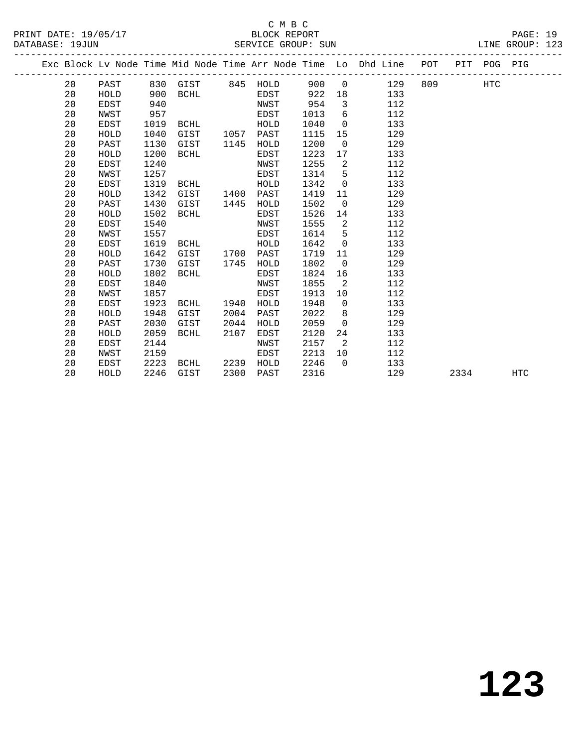C M B C

BLOCK REPORT

SERVICE GROUP: SUN

PRINT DATE: 19/05/17

DATABASE: 19JUN

LINE GROUP: 123

| Exc | Block | Lv Node | Time | Mid Node | Time | Arr Node | Time | Lo | Dhd Line | POT | PIT | POG | PIG |
|---|---|---|---|---|---|---|---|---|---|---|---|---|---|
| | 20 | PAST | 830 | GIST | 845 | HOLD | 900 | 0 | 129 | 809 | | HTC | |
| | 20 | HOLD | 900 | BCHL | | EDST | 922 | 18 | 133 | | | | |
| | 20 | EDST | 940 | | | NWST | 954 | 3 | 112 | | | | |
| | 20 | NWST | 957 | | | EDST | 1013 | 6 | 112 | | | | |
| | 20 | EDST | 1019 | BCHL | | HOLD | 1040 | 0 | 133 | | | | |
| | 20 | HOLD | 1040 | GIST | 1057 | PAST | 1115 | 15 | 129 | | | | |
| | 20 | PAST | 1130 | GIST | 1145 | HOLD | 1200 | 0 | 129 | | | | |
| | 20 | HOLD | 1200 | BCHL | | EDST | 1223 | 17 | 133 | | | | |
| | 20 | EDST | 1240 | | | NWST | 1255 | 2 | 112 | | | | |
| | 20 | NWST | 1257 | | | EDST | 1314 | 5 | 112 | | | | |
| | 20 | EDST | 1319 | BCHL | | HOLD | 1342 | 0 | 133 | | | | |
| | 20 | HOLD | 1342 | GIST | 1400 | PAST | 1419 | 11 | 129 | | | | |
| | 20 | PAST | 1430 | GIST | 1445 | HOLD | 1502 | 0 | 129 | | | | |
| | 20 | HOLD | 1502 | BCHL | | EDST | 1526 | 14 | 133 | | | | |
| | 20 | EDST | 1540 | | | NWST | 1555 | 2 | 112 | | | | |
| | 20 | NWST | 1557 | | | EDST | 1614 | 5 | 112 | | | | |
| | 20 | EDST | 1619 | BCHL | | HOLD | 1642 | 0 | 133 | | | | |
| | 20 | HOLD | 1642 | GIST | 1700 | PAST | 1719 | 11 | 129 | | | | |
| | 20 | PAST | 1730 | GIST | 1745 | HOLD | 1802 | 0 | 129 | | | | |
| | 20 | HOLD | 1802 | BCHL | | EDST | 1824 | 16 | 133 | | | | |
| | 20 | EDST | 1840 | | | NWST | 1855 | 2 | 112 | | | | |
| | 20 | NWST | 1857 | | | EDST | 1913 | 10 | 112 | | | | |
| | 20 | EDST | 1923 | BCHL | 1940 | HOLD | 1948 | 0 | 133 | | | | |
| | 20 | HOLD | 1948 | GIST | 2004 | PAST | 2022 | 8 | 129 | | | | |
| | 20 | PAST | 2030 | GIST | 2044 | HOLD | 2059 | 0 | 129 | | | | |
| | 20 | HOLD | 2059 | BCHL | 2107 | EDST | 2120 | 24 | 133 | | | | |
| | 20 | EDST | 2144 | | | NWST | 2157 | 2 | 112 | | | | |
| | 20 | NWST | 2159 | | | EDST | 2213 | 10 | 112 | | | | |
| | 20 | EDST | 2223 | BCHL | 2239 | HOLD | 2246 | 0 | 133 | | | | |
| | 20 | HOLD | 2246 | GIST | 2300 | PAST | 2316 | | 129 | | 2334 | | HTC |

# 123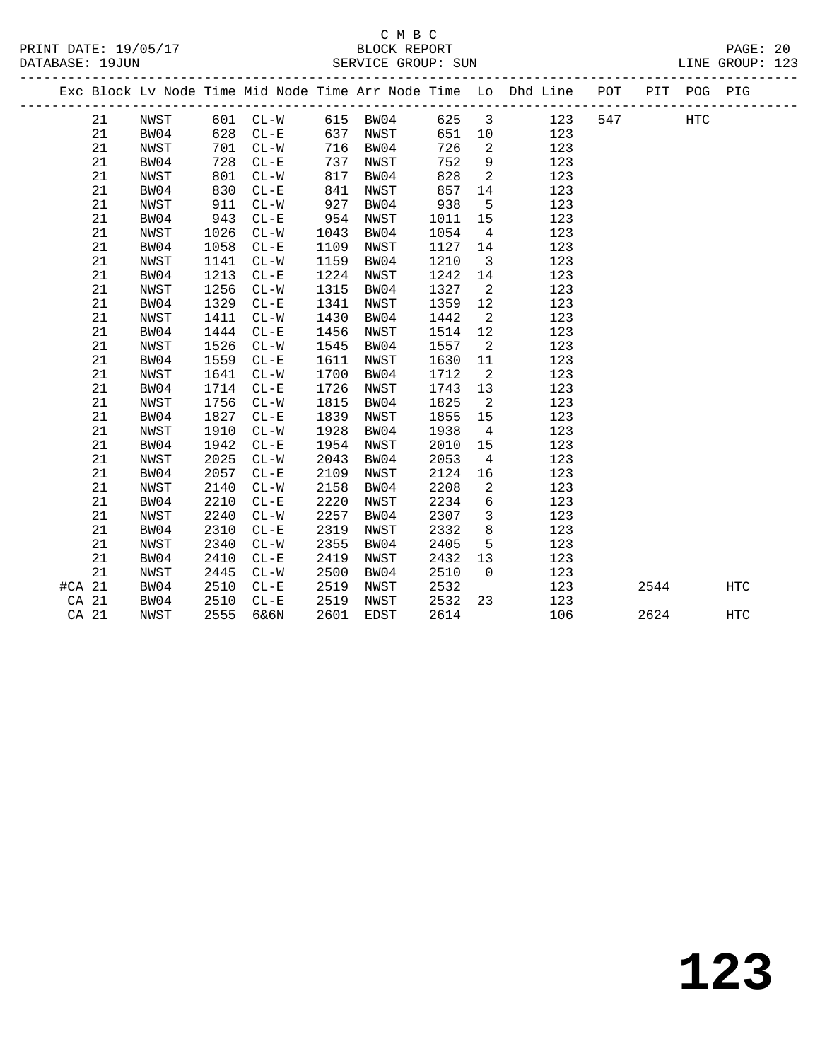C M B C

BLOCK REPORT

SERVICE GROUP: SUN

PRINT DATE: 19/05/17
DATABASE: 19JUN
LINE GROUP: 123

| Exc | Block | Lv | Node | Time | Mid Node | Time | Arr Node | Time | Lo | Dhd Line | POT | PIT | POG | PIG |
|---|---|---|---|---|---|---|---|---|---|---|---|---|---|---|
| | 21 | | NWST | 601 | CL-W | 615 | BW04 | 625 | 3 | 123 | 547 | | HTC | |
| | 21 | | BW04 | 628 | CL-E | 637 | NWST | 651 | 10 | 123 | | | | |
| | 21 | | NWST | 701 | CL-W | 716 | BW04 | 726 | 2 | 123 | | | | |
| | 21 | | BW04 | 728 | CL-E | 737 | NWST | 752 | 9 | 123 | | | | |
| | 21 | | NWST | 801 | CL-W | 817 | BW04 | 828 | 2 | 123 | | | | |
| | 21 | | BW04 | 830 | CL-E | 841 | NWST | 857 | 14 | 123 | | | | |
| | 21 | | NWST | 911 | CL-W | 927 | BW04 | 938 | 5 | 123 | | | | |
| | 21 | | BW04 | 943 | CL-E | 954 | NWST | 1011 | 15 | 123 | | | | |
| | 21 | | NWST | 1026 | CL-W | 1043 | BW04 | 1054 | 4 | 123 | | | | |
| | 21 | | BW04 | 1058 | CL-E | 1109 | NWST | 1127 | 14 | 123 | | | | |
| | 21 | | NWST | 1141 | CL-W | 1159 | BW04 | 1210 | 3 | 123 | | | | |
| | 21 | | BW04 | 1213 | CL-E | 1224 | NWST | 1242 | 14 | 123 | | | | |
| | 21 | | NWST | 1256 | CL-W | 1315 | BW04 | 1327 | 2 | 123 | | | | |
| | 21 | | BW04 | 1329 | CL-E | 1341 | NWST | 1359 | 12 | 123 | | | | |
| | 21 | | NWST | 1411 | CL-W | 1430 | BW04 | 1442 | 2 | 123 | | | | |
| | 21 | | BW04 | 1444 | CL-E | 1456 | NWST | 1514 | 12 | 123 | | | | |
| | 21 | | NWST | 1526 | CL-W | 1545 | BW04 | 1557 | 2 | 123 | | | | |
| | 21 | | BW04 | 1559 | CL-E | 1611 | NWST | 1630 | 11 | 123 | | | | |
| | 21 | | NWST | 1641 | CL-W | 1700 | BW04 | 1712 | 2 | 123 | | | | |
| | 21 | | BW04 | 1714 | CL-E | 1726 | NWST | 1743 | 13 | 123 | | | | |
| | 21 | | NWST | 1756 | CL-W | 1815 | BW04 | 1825 | 2 | 123 | | | | |
| | 21 | | BW04 | 1827 | CL-E | 1839 | NWST | 1855 | 15 | 123 | | | | |
| | 21 | | NWST | 1910 | CL-W | 1928 | BW04 | 1938 | 4 | 123 | | | | |
| | 21 | | BW04 | 1942 | CL-E | 1954 | NWST | 2010 | 15 | 123 | | | | |
| | 21 | | NWST | 2025 | CL-W | 2043 | BW04 | 2053 | 4 | 123 | | | | |
| | 21 | | BW04 | 2057 | CL-E | 2109 | NWST | 2124 | 16 | 123 | | | | |
| | 21 | | NWST | 2140 | CL-W | 2158 | BW04 | 2208 | 2 | 123 | | | | |
| | 21 | | BW04 | 2210 | CL-E | 2220 | NWST | 2234 | 6 | 123 | | | | |
| | 21 | | NWST | 2240 | CL-W | 2257 | BW04 | 2307 | 3 | 123 | | | | |
| | 21 | | BW04 | 2310 | CL-E | 2319 | NWST | 2332 | 8 | 123 | | | | |
| | 21 | | NWST | 2340 | CL-W | 2355 | BW04 | 2405 | 5 | 123 | | | | |
| | 21 | | BW04 | 2410 | CL-E | 2419 | NWST | 2432 | 13 | 123 | | | | |
| | 21 | | NWST | 2445 | CL-W | 2500 | BW04 | 2510 | 0 | 123 | | | | |
| #CA | 21 | | BW04 | 2510 | CL-E | 2519 | NWST | 2532 | | 123 | | 2544 | | HTC |
| CA | 21 | | BW04 | 2510 | CL-E | 2519 | NWST | 2532 | 23 | 123 | | | | |
| CA | 21 | | NWST | 2555 | 6&6N | 2601 | EDST | 2614 | | 106 | | 2624 | | HTC |

# 123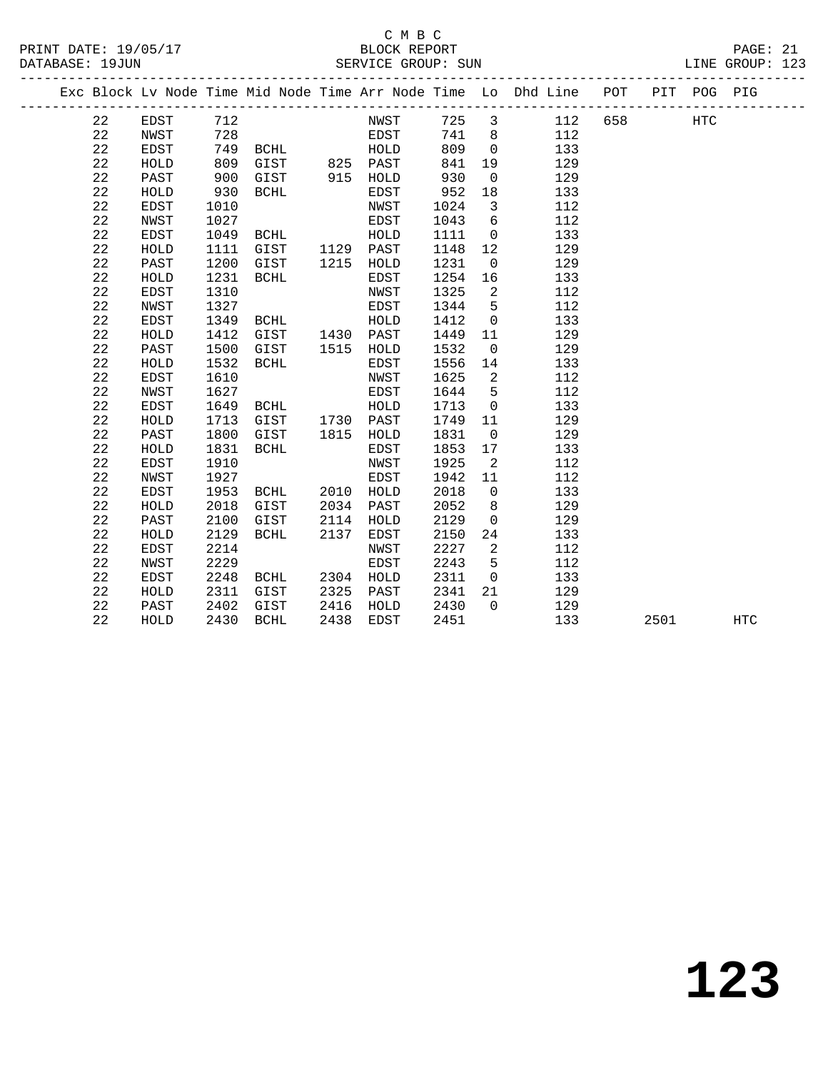C M B C
BLOCK REPORT
SERVICE GROUP: SUN

PRINT DATE: 19/05/17
DATABASE: 19JUN
LINE GROUP: 123

| Exc | Block | Lv | Node | Time | Mid Node | Time | Arr Node | Time | Lo | Dhd Line | POT | PIT | POG | PIG |
|---|---|---|---|---|---|---|---|---|---|---|---|---|---|---|
| | 22 | | EDST | 712 | | | NWST | 725 | 3 | 112 | 658 | | HTC | |
| | 22 | | NWST | 728 | | | EDST | 741 | 8 | 112 | | | | |
| | 22 | | EDST | 749 | BCHL | | HOLD | 809 | 0 | 133 | | | | |
| | 22 | | HOLD | 809 | GIST | 825 | PAST | 841 | 19 | 129 | | | | |
| | 22 | | PAST | 900 | GIST | 915 | HOLD | 930 | 0 | 129 | | | | |
| | 22 | | HOLD | 930 | BCHL | | EDST | 952 | 18 | 133 | | | | |
| | 22 | | EDST | 1010 | | | NWST | 1024 | 3 | 112 | | | | |
| | 22 | | NWST | 1027 | | | EDST | 1043 | 6 | 112 | | | | |
| | 22 | | EDST | 1049 | BCHL | | HOLD | 1111 | 0 | 133 | | | | |
| | 22 | | HOLD | 1111 | GIST | 1129 | PAST | 1148 | 12 | 129 | | | | |
| | 22 | | PAST | 1200 | GIST | 1215 | HOLD | 1231 | 0 | 129 | | | | |
| | 22 | | HOLD | 1231 | BCHL | | EDST | 1254 | 16 | 133 | | | | |
| | 22 | | EDST | 1310 | | | NWST | 1325 | 2 | 112 | | | | |
| | 22 | | NWST | 1327 | | | EDST | 1344 | 5 | 112 | | | | |
| | 22 | | EDST | 1349 | BCHL | | HOLD | 1412 | 0 | 133 | | | | |
| | 22 | | HOLD | 1412 | GIST | 1430 | PAST | 1449 | 11 | 129 | | | | |
| | 22 | | PAST | 1500 | GIST | 1515 | HOLD | 1532 | 0 | 129 | | | | |
| | 22 | | HOLD | 1532 | BCHL | | EDST | 1556 | 14 | 133 | | | | |
| | 22 | | EDST | 1610 | | | NWST | 1625 | 2 | 112 | | | | |
| | 22 | | NWST | 1627 | | | EDST | 1644 | 5 | 112 | | | | |
| | 22 | | EDST | 1649 | BCHL | | HOLD | 1713 | 0 | 133 | | | | |
| | 22 | | HOLD | 1713 | GIST | 1730 | PAST | 1749 | 11 | 129 | | | | |
| | 22 | | PAST | 1800 | GIST | 1815 | HOLD | 1831 | 0 | 129 | | | | |
| | 22 | | HOLD | 1831 | BCHL | | EDST | 1853 | 17 | 133 | | | | |
| | 22 | | EDST | 1910 | | | NWST | 1925 | 2 | 112 | | | | |
| | 22 | | NWST | 1927 | | | EDST | 1942 | 11 | 112 | | | | |
| | 22 | | EDST | 1953 | BCHL | 2010 | HOLD | 2018 | 0 | 133 | | | | |
| | 22 | | HOLD | 2018 | GIST | 2034 | PAST | 2052 | 8 | 129 | | | | |
| | 22 | | PAST | 2100 | GIST | 2114 | HOLD | 2129 | 0 | 129 | | | | |
| | 22 | | HOLD | 2129 | BCHL | 2137 | EDST | 2150 | 24 | 133 | | | | |
| | 22 | | EDST | 2214 | | | NWST | 2227 | 2 | 112 | | | | |
| | 22 | | NWST | 2229 | | | EDST | 2243 | 5 | 112 | | | | |
| | 22 | | EDST | 2248 | BCHL | 2304 | HOLD | 2311 | 0 | 133 | | | | |
| | 22 | | HOLD | 2311 | GIST | 2325 | PAST | 2341 | 21 | 129 | | | | |
| | 22 | | PAST | 2402 | GIST | 2416 | HOLD | 2430 | 0 | 129 | | | | |
| | 22 | | HOLD | 2430 | BCHL | 2438 | EDST | 2451 | | 133 | | 2501 | | HTC |

# 123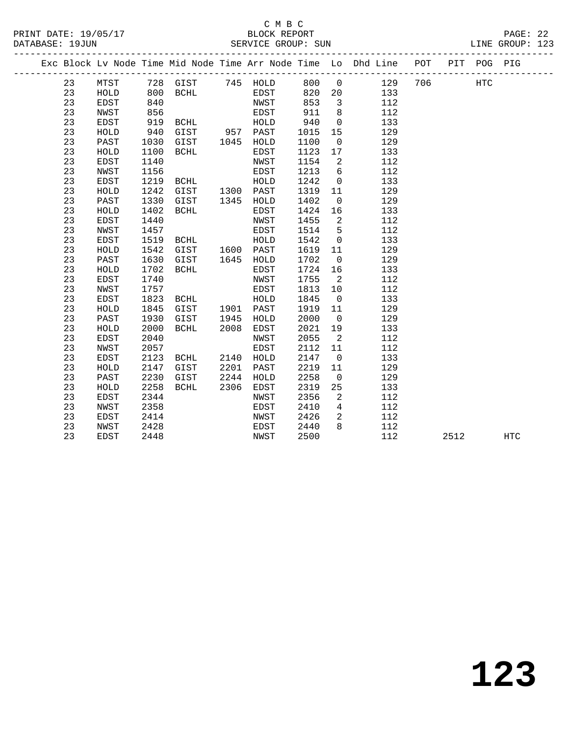C M B C
BLOCK REPORT
SERVICE GROUP: SUN

PRINT DATE: 19/05/17
DATABASE: 19JUN
LINE GROUP: 123

| Exc | Block | Lv | Node | Time | Mid Node | Time | Arr Node | Time | Lo | Dhd Line | POT | PIT | POG | PIG |
|---|---|---|---|---|---|---|---|---|---|---|---|---|---|---|
| | 23 | | MTST | 728 | GIST | 745 | HOLD | 800 | 0 | 129 | 706 | | HTC | |
| | 23 | | HOLD | 800 | BCHL | | EDST | 820 | 20 | 133 | | | | |
| | 23 | | EDST | 840 | | | NWST | 853 | 3 | 112 | | | | |
| | 23 | | NWST | 856 | | | EDST | 911 | 8 | 112 | | | | |
| | 23 | | EDST | 919 | BCHL | | HOLD | 940 | 0 | 133 | | | | |
| | 23 | | HOLD | 940 | GIST | 957 | PAST | 1015 | 15 | 129 | | | | |
| | 23 | | PAST | 1030 | GIST | 1045 | HOLD | 1100 | 0 | 129 | | | | |
| | 23 | | HOLD | 1100 | BCHL | | EDST | 1123 | 17 | 133 | | | | |
| | 23 | | EDST | 1140 | | | NWST | 1154 | 2 | 112 | | | | |
| | 23 | | NWST | 1156 | | | EDST | 1213 | 6 | 112 | | | | |
| | 23 | | EDST | 1219 | BCHL | | HOLD | 1242 | 0 | 133 | | | | |
| | 23 | | HOLD | 1242 | GIST | 1300 | PAST | 1319 | 11 | 129 | | | | |
| | 23 | | PAST | 1330 | GIST | 1345 | HOLD | 1402 | 0 | 129 | | | | |
| | 23 | | HOLD | 1402 | BCHL | | EDST | 1424 | 16 | 133 | | | | |
| | 23 | | EDST | 1440 | | | NWST | 1455 | 2 | 112 | | | | |
| | 23 | | NWST | 1457 | | | EDST | 1514 | 5 | 112 | | | | |
| | 23 | | EDST | 1519 | BCHL | | HOLD | 1542 | 0 | 133 | | | | |
| | 23 | | HOLD | 1542 | GIST | 1600 | PAST | 1619 | 11 | 129 | | | | |
| | 23 | | PAST | 1630 | GIST | 1645 | HOLD | 1702 | 0 | 129 | | | | |
| | 23 | | HOLD | 1702 | BCHL | | EDST | 1724 | 16 | 133 | | | | |
| | 23 | | EDST | 1740 | | | NWST | 1755 | 2 | 112 | | | | |
| | 23 | | NWST | 1757 | | | EDST | 1813 | 10 | 112 | | | | |
| | 23 | | EDST | 1823 | BCHL | | HOLD | 1845 | 0 | 133 | | | | |
| | 23 | | HOLD | 1845 | GIST | 1901 | PAST | 1919 | 11 | 129 | | | | |
| | 23 | | PAST | 1930 | GIST | 1945 | HOLD | 2000 | 0 | 129 | | | | |
| | 23 | | HOLD | 2000 | BCHL | 2008 | EDST | 2021 | 19 | 133 | | | | |
| | 23 | | EDST | 2040 | | | NWST | 2055 | 2 | 112 | | | | |
| | 23 | | NWST | 2057 | | | EDST | 2112 | 11 | 112 | | | | |
| | 23 | | EDST | 2123 | BCHL | 2140 | HOLD | 2147 | 0 | 133 | | | | |
| | 23 | | HOLD | 2147 | GIST | 2201 | PAST | 2219 | 11 | 129 | | | | |
| | 23 | | PAST | 2230 | GIST | 2244 | HOLD | 2258 | 0 | 129 | | | | |
| | 23 | | HOLD | 2258 | BCHL | 2306 | EDST | 2319 | 25 | 133 | | | | |
| | 23 | | EDST | 2344 | | | NWST | 2356 | 2 | 112 | | | | |
| | 23 | | NWST | 2358 | | | EDST | 2410 | 4 | 112 | | | | |
| | 23 | | EDST | 2414 | | | NWST | 2426 | 2 | 112 | | | | |
| | 23 | | NWST | 2428 | | | EDST | 2440 | 8 | 112 | | | | |
| | 23 | | EDST | 2448 | | | NWST | 2500 | | 112 | | 2512 | | HTC |

123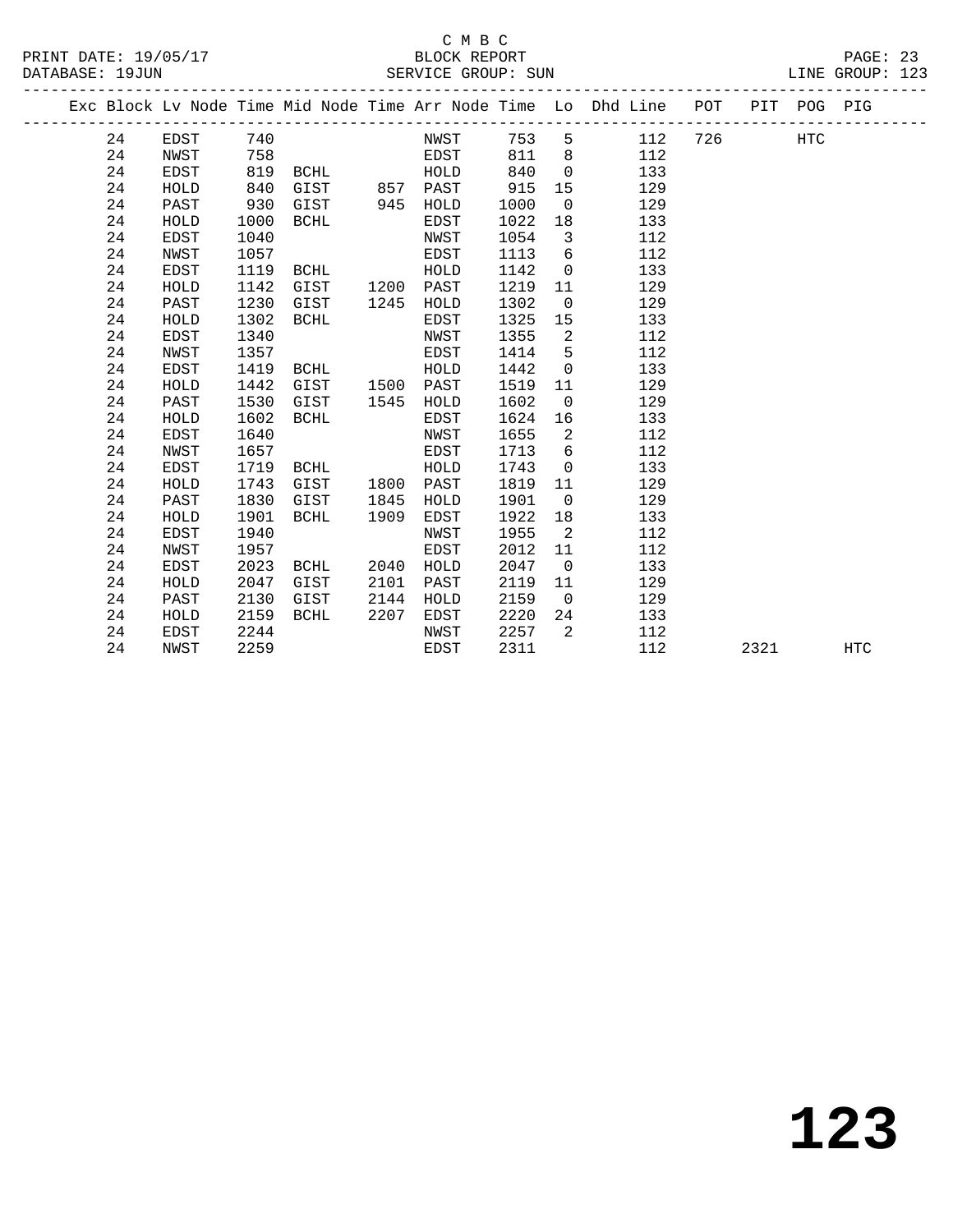C M B C
BLOCK REPORT
SERVICE GROUP: SUN

PRINT DATE: 19/05/17
DATABASE: 19JUN
LINE GROUP: 123

| Exc | Block | Lv Node | Time | Mid Node | Time | Arr Node | Time | Lo | Dhd Line | POT | PIT | POG | PIG |
|---|---|---|---|---|---|---|---|---|---|---|---|---|---|
| | 24 | EDST | 740 | | | NWST | 753 | 5 | 112 | 726 | | HTC | |
| | 24 | NWST | 758 | | | EDST | 811 | 8 | 112 | | | | |
| | 24 | EDST | 819 | BCHL | | HOLD | 840 | 0 | 133 | | | | |
| | 24 | HOLD | 840 | GIST | 857 | PAST | 915 | 15 | 129 | | | | |
| | 24 | PAST | 930 | GIST | 945 | HOLD | 1000 | 0 | 129 | | | | |
| | 24 | HOLD | 1000 | BCHL | | EDST | 1022 | 18 | 133 | | | | |
| | 24 | EDST | 1040 | | | NWST | 1054 | 3 | 112 | | | | |
| | 24 | NWST | 1057 | | | EDST | 1113 | 6 | 112 | | | | |
| | 24 | EDST | 1119 | BCHL | | HOLD | 1142 | 0 | 133 | | | | |
| | 24 | HOLD | 1142 | GIST | 1200 | PAST | 1219 | 11 | 129 | | | | |
| | 24 | PAST | 1230 | GIST | 1245 | HOLD | 1302 | 0 | 129 | | | | |
| | 24 | HOLD | 1302 | BCHL | | EDST | 1325 | 15 | 133 | | | | |
| | 24 | EDST | 1340 | | | NWST | 1355 | 2 | 112 | | | | |
| | 24 | NWST | 1357 | | | EDST | 1414 | 5 | 112 | | | | |
| | 24 | EDST | 1419 | BCHL | | HOLD | 1442 | 0 | 133 | | | | |
| | 24 | HOLD | 1442 | GIST | 1500 | PAST | 1519 | 11 | 129 | | | | |
| | 24 | PAST | 1530 | GIST | 1545 | HOLD | 1602 | 0 | 129 | | | | |
| | 24 | HOLD | 1602 | BCHL | | EDST | 1624 | 16 | 133 | | | | |
| | 24 | EDST | 1640 | | | NWST | 1655 | 2 | 112 | | | | |
| | 24 | NWST | 1657 | | | EDST | 1713 | 6 | 112 | | | | |
| | 24 | EDST | 1719 | BCHL | | HOLD | 1743 | 0 | 133 | | | | |
| | 24 | HOLD | 1743 | GIST | 1800 | PAST | 1819 | 11 | 129 | | | | |
| | 24 | PAST | 1830 | GIST | 1845 | HOLD | 1901 | 0 | 129 | | | | |
| | 24 | HOLD | 1901 | BCHL | 1909 | EDST | 1922 | 18 | 133 | | | | |
| | 24 | EDST | 1940 | | | NWST | 1955 | 2 | 112 | | | | |
| | 24 | NWST | 1957 | | | EDST | 2012 | 11 | 112 | | | | |
| | 24 | EDST | 2023 | BCHL | 2040 | HOLD | 2047 | 0 | 133 | | | | |
| | 24 | HOLD | 2047 | GIST | 2101 | PAST | 2119 | 11 | 129 | | | | |
| | 24 | PAST | 2130 | GIST | 2144 | HOLD | 2159 | 0 | 129 | | | | |
| | 24 | HOLD | 2159 | BCHL | 2207 | EDST | 2220 | 24 | 133 | | | | |
| | 24 | EDST | 2244 | | | NWST | 2257 | 2 | 112 | | | | |
| | 24 | NWST | 2259 | | | EDST | 2311 | | 112 | | 2321 | | HTC |

# 123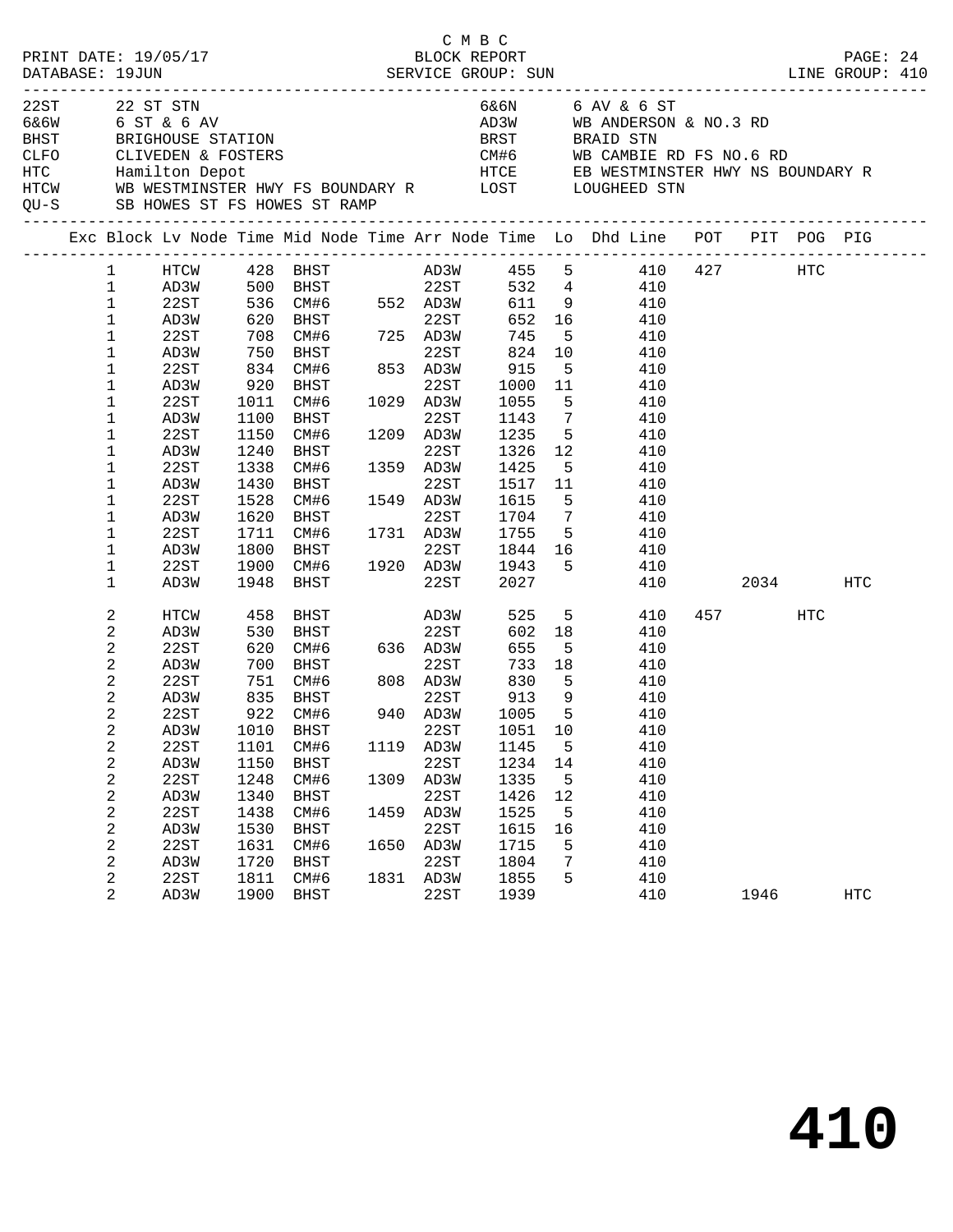C M B C
PRINT DATE: 19/05/17 BLOCK REPORT
DATABASE: 19JUN SERVICE GROUP: SUN LINE GROUP: 410

| | | | |
|---|---|---|---|
| 22ST | 22 ST STN | 6&6N | 6 AV & 6 ST |
| 6&6W | 6 ST & 6 AV | AD3W | WB ANDERSON & NO.3 RD |
| BHST | BRIGHOUSE STATION | BRST | BRAID STN |
| CLFO | CLIVEDEN & FOSTERS | CM#6 | WB CAMBIE RD FS NO.6 RD |
| HTC | Hamilton Depot | HTCE | EB WESTMINSTER HWY NS BOUNDARY R |
| HTCW | WB WESTMINSTER HWY FS BOUNDARY R | LOST | LOUGHEED STN |
| QU-S | SB HOWES ST FS HOWES ST RAMP | | |

| Exc | Block | Lv Node | Time | Mid Node | Time | Arr Node | Time | Lo | Dhd Line | POT | PIT | POG | PIG |
|---|---|---|---|---|---|---|---|---|---|---|---|---|---|
| | 1 | HTCW | 428 | BHST | | AD3W | 455 | 5 | 410 | 427 | | HTC | |
| | 1 | AD3W | 500 | BHST | | 22ST | 532 | 4 | 410 | | | | |
| | 1 | 22ST | 536 | CM#6 | 552 | AD3W | 611 | 9 | 410 | | | | |
| | 1 | AD3W | 620 | BHST | | 22ST | 652 | 16 | 410 | | | | |
| | 1 | 22ST | 708 | CM#6 | 725 | AD3W | 745 | 5 | 410 | | | | |
| | 1 | AD3W | 750 | BHST | | 22ST | 824 | 10 | 410 | | | | |
| | 1 | 22ST | 834 | CM#6 | 853 | AD3W | 915 | 5 | 410 | | | | |
| | 1 | AD3W | 920 | BHST | | 22ST | 1000 | 11 | 410 | | | | |
| | 1 | 22ST | 1011 | CM#6 | 1029 | AD3W | 1055 | 5 | 410 | | | | |
| | 1 | AD3W | 1100 | BHST | | 22ST | 1143 | 7 | 410 | | | | |
| | 1 | 22ST | 1150 | CM#6 | 1209 | AD3W | 1235 | 5 | 410 | | | | |
| | 1 | AD3W | 1240 | BHST | | 22ST | 1326 | 12 | 410 | | | | |
| | 1 | 22ST | 1338 | CM#6 | 1359 | AD3W | 1425 | 5 | 410 | | | | |
| | 1 | AD3W | 1430 | BHST | | 22ST | 1517 | 11 | 410 | | | | |
| | 1 | 22ST | 1528 | CM#6 | 1549 | AD3W | 1615 | 5 | 410 | | | | |
| | 1 | AD3W | 1620 | BHST | | 22ST | 1704 | 7 | 410 | | | | |
| | 1 | 22ST | 1711 | CM#6 | 1731 | AD3W | 1755 | 5 | 410 | | | | |
| | 1 | AD3W | 1800 | BHST | | 22ST | 1844 | 16 | 410 | | | | |
| | 1 | 22ST | 1900 | CM#6 | 1920 | AD3W | 1943 | 5 | 410 | | | | |
| | 1 | AD3W | 1948 | BHST | | 22ST | 2027 | | 410 | | 2034 | | HTC |
| | 2 | HTCW | 458 | BHST | | AD3W | 525 | 5 | 410 | 457 | | HTC | |
| | 2 | AD3W | 530 | BHST | | 22ST | 602 | 18 | 410 | | | | |
| | 2 | 22ST | 620 | CM#6 | 636 | AD3W | 655 | 5 | 410 | | | | |
| | 2 | AD3W | 700 | BHST | | 22ST | 733 | 18 | 410 | | | | |
| | 2 | 22ST | 751 | CM#6 | 808 | AD3W | 830 | 5 | 410 | | | | |
| | 2 | AD3W | 835 | BHST | | 22ST | 913 | 9 | 410 | | | | |
| | 2 | 22ST | 922 | CM#6 | 940 | AD3W | 1005 | 5 | 410 | | | | |
| | 2 | AD3W | 1010 | BHST | | 22ST | 1051 | 10 | 410 | | | | |
| | 2 | 22ST | 1101 | CM#6 | 1119 | AD3W | 1145 | 5 | 410 | | | | |
| | 2 | AD3W | 1150 | BHST | | 22ST | 1234 | 14 | 410 | | | | |
| | 2 | 22ST | 1248 | CM#6 | 1309 | AD3W | 1335 | 5 | 410 | | | | |
| | 2 | AD3W | 1340 | BHST | | 22ST | 1426 | 12 | 410 | | | | |
| | 2 | 22ST | 1438 | CM#6 | 1459 | AD3W | 1525 | 5 | 410 | | | | |
| | 2 | AD3W | 1530 | BHST | | 22ST | 1615 | 16 | 410 | | | | |
| | 2 | 22ST | 1631 | CM#6 | 1650 | AD3W | 1715 | 5 | 410 | | | | |
| | 2 | AD3W | 1720 | BHST | | 22ST | 1804 | 7 | 410 | | | | |
| | 2 | 22ST | 1811 | CM#6 | 1831 | AD3W | 1855 | 5 | 410 | | | | |
| | 2 | AD3W | 1900 | BHST | | 22ST | 1939 | | 410 | | 1946 | | HTC |

# 410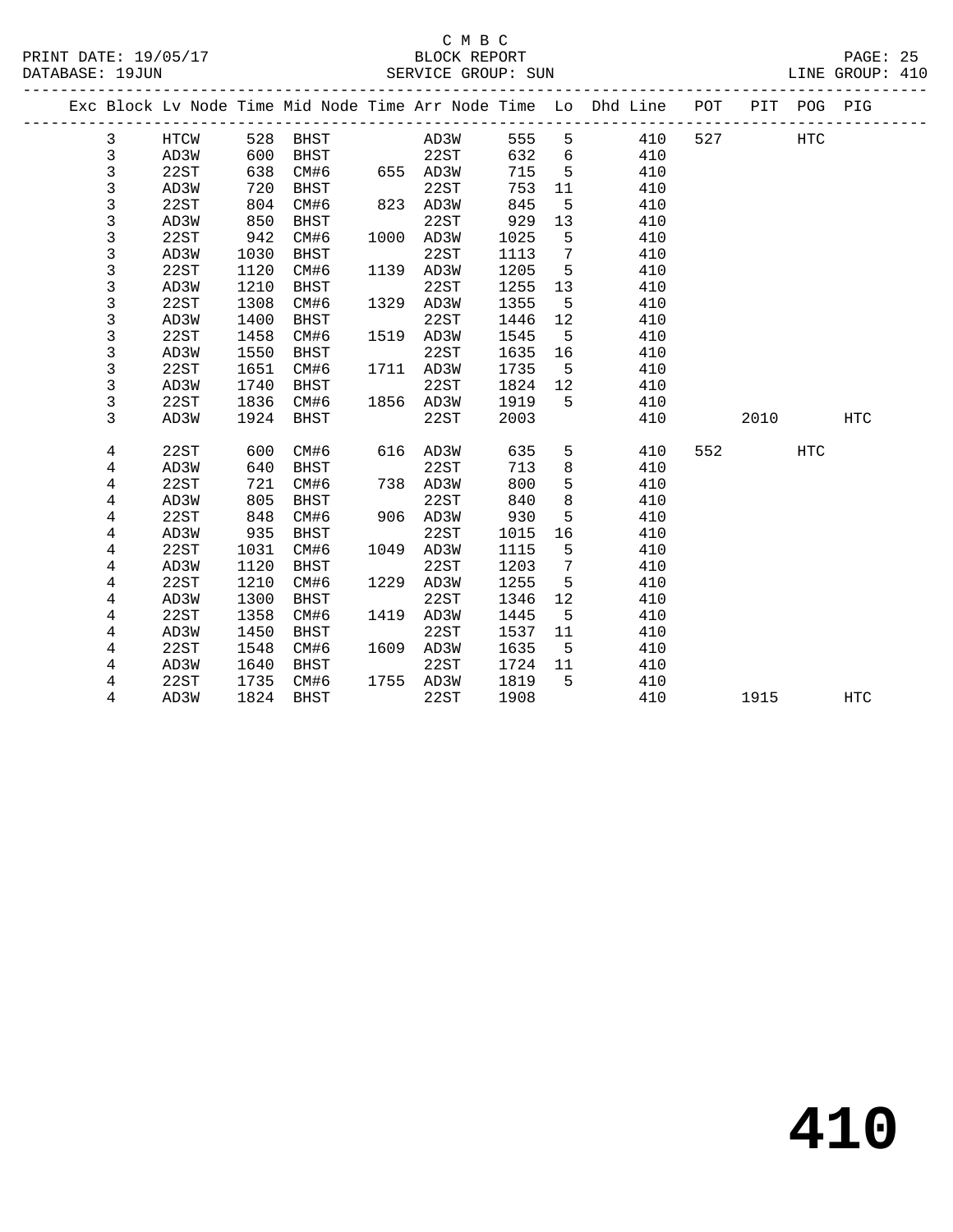C M B C
BLOCK REPORT
SERVICE GROUP: SUN

PRINT DATE: 19/05/17
DATABASE: 19JUN
LINE GROUP: 410

| Exc | Block | Lv Node | Time | Mid Node | Time | Arr Node | Time | Lo | Dhd Line | POT | PIT | POG | PIG |
|---|---|---|---|---|---|---|---|---|---|---|---|---|---|
| | 3 | HTCW | 528 | BHST | | AD3W | 555 | 5 | 410 | 527 | | HTC | |
| | 3 | AD3W | 600 | BHST | | 22ST | 632 | 6 | 410 | | | | |
| | 3 | 22ST | 638 | CM#6 | 655 | AD3W | 715 | 5 | 410 | | | | |
| | 3 | AD3W | 720 | BHST | | 22ST | 753 | 11 | 410 | | | | |
| | 3 | 22ST | 804 | CM#6 | 823 | AD3W | 845 | 5 | 410 | | | | |
| | 3 | AD3W | 850 | BHST | | 22ST | 929 | 13 | 410 | | | | |
| | 3 | 22ST | 942 | CM#6 | 1000 | AD3W | 1025 | 5 | 410 | | | | |
| | 3 | AD3W | 1030 | BHST | | 22ST | 1113 | 7 | 410 | | | | |
| | 3 | 22ST | 1120 | CM#6 | 1139 | AD3W | 1205 | 5 | 410 | | | | |
| | 3 | AD3W | 1210 | BHST | | 22ST | 1255 | 13 | 410 | | | | |
| | 3 | 22ST | 1308 | CM#6 | 1329 | AD3W | 1355 | 5 | 410 | | | | |
| | 3 | AD3W | 1400 | BHST | | 22ST | 1446 | 12 | 410 | | | | |
| | 3 | 22ST | 1458 | CM#6 | 1519 | AD3W | 1545 | 5 | 410 | | | | |
| | 3 | AD3W | 1550 | BHST | | 22ST | 1635 | 16 | 410 | | | | |
| | 3 | 22ST | 1651 | CM#6 | 1711 | AD3W | 1735 | 5 | 410 | | | | |
| | 3 | AD3W | 1740 | BHST | | 22ST | 1824 | 12 | 410 | | | | |
| | 3 | 22ST | 1836 | CM#6 | 1856 | AD3W | 1919 | 5 | 410 | | | | |
| | 3 | AD3W | 1924 | BHST | | 22ST | 2003 | | 410 | | 2010 | | HTC |
| | 4 | 22ST | 600 | CM#6 | 616 | AD3W | 635 | 5 | 410 | 552 | | HTC | |
| | 4 | AD3W | 640 | BHST | | 22ST | 713 | 8 | 410 | | | | |
| | 4 | 22ST | 721 | CM#6 | 738 | AD3W | 800 | 5 | 410 | | | | |
| | 4 | AD3W | 805 | BHST | | 22ST | 840 | 8 | 410 | | | | |
| | 4 | 22ST | 848 | CM#6 | 906 | AD3W | 930 | 5 | 410 | | | | |
| | 4 | AD3W | 935 | BHST | | 22ST | 1015 | 16 | 410 | | | | |
| | 4 | 22ST | 1031 | CM#6 | 1049 | AD3W | 1115 | 5 | 410 | | | | |
| | 4 | AD3W | 1120 | BHST | | 22ST | 1203 | 7 | 410 | | | | |
| | 4 | 22ST | 1210 | CM#6 | 1229 | AD3W | 1255 | 5 | 410 | | | | |
| | 4 | AD3W | 1300 | BHST | | 22ST | 1346 | 12 | 410 | | | | |
| | 4 | 22ST | 1358 | CM#6 | 1419 | AD3W | 1445 | 5 | 410 | | | | |
| | 4 | AD3W | 1450 | BHST | | 22ST | 1537 | 11 | 410 | | | | |
| | 4 | 22ST | 1548 | CM#6 | 1609 | AD3W | 1635 | 5 | 410 | | | | |
| | 4 | AD3W | 1640 | BHST | | 22ST | 1724 | 11 | 410 | | | | |
| | 4 | 22ST | 1735 | CM#6 | 1755 | AD3W | 1819 | 5 | 410 | | | | |
| | 4 | AD3W | 1824 | BHST | | 22ST | 1908 | | 410 | | 1915 | | HTC |

# 410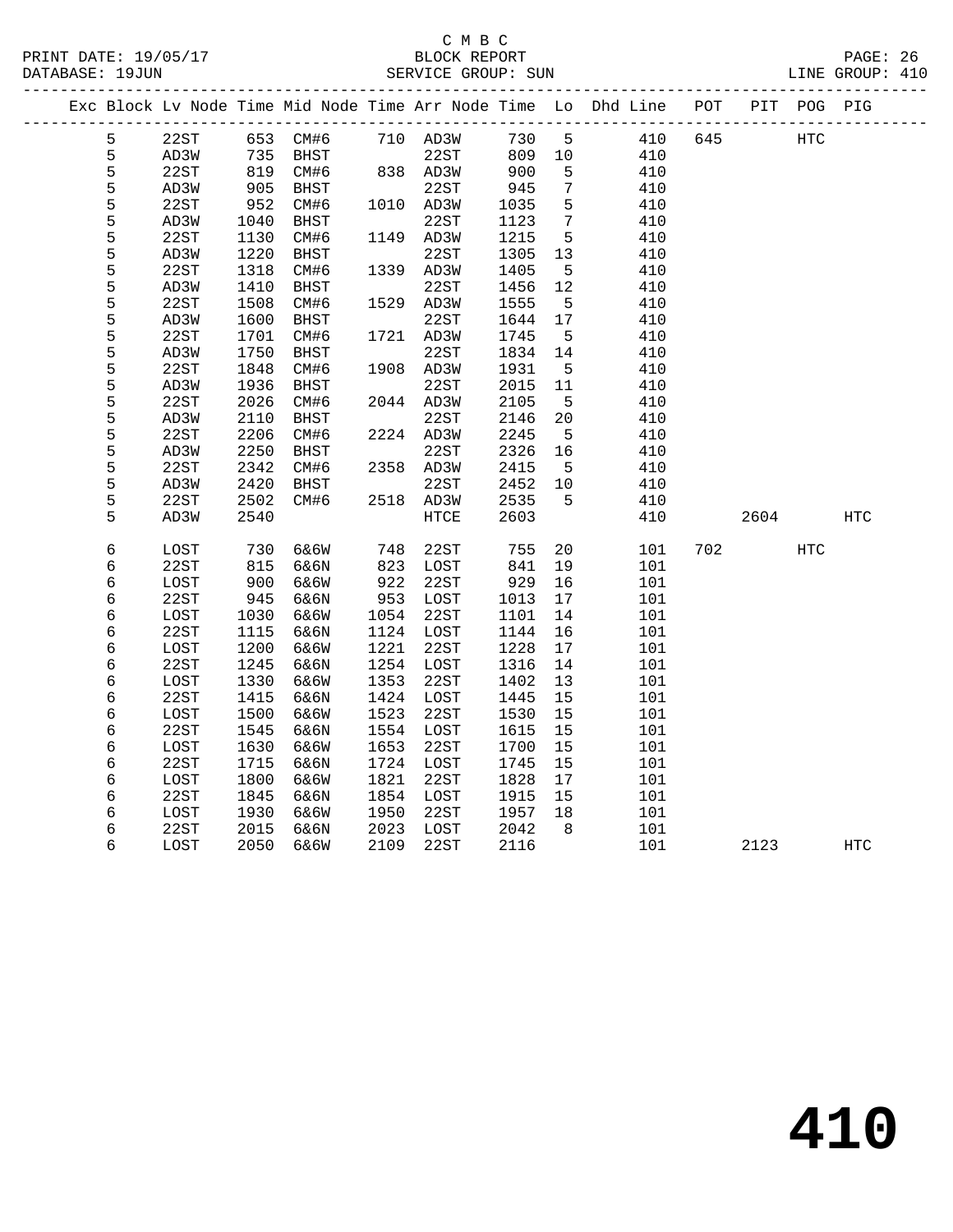C M B C
BLOCK REPORT
SERVICE GROUP: SUN

PRINT DATE: 19/05/17
DATABASE: 19JUN
LINE GROUP: 410

| Exc | Block | Lv Node | Time | Mid Node | Time | Arr Node | Time | Lo | Dhd Line | POT | PIT | POG | PIG |
|---|---|---|---|---|---|---|---|---|---|---|---|---|---|
| | 5 | 22ST | 653 | CM#6 | 710 | AD3W | 730 | 5 | 410 | 645 | | HTC | |
| | 5 | AD3W | 735 | BHST | | 22ST | 809 | 10 | 410 | | | | |
| | 5 | 22ST | 819 | CM#6 | 838 | AD3W | 900 | 5 | 410 | | | | |
| | 5 | AD3W | 905 | BHST | | 22ST | 945 | 7 | 410 | | | | |
| | 5 | 22ST | 952 | CM#6 | 1010 | AD3W | 1035 | 5 | 410 | | | | |
| | 5 | AD3W | 1040 | BHST | | 22ST | 1123 | 7 | 410 | | | | |
| | 5 | 22ST | 1130 | CM#6 | 1149 | AD3W | 1215 | 5 | 410 | | | | |
| | 5 | AD3W | 1220 | BHST | | 22ST | 1305 | 13 | 410 | | | | |
| | 5 | 22ST | 1318 | CM#6 | 1339 | AD3W | 1405 | 5 | 410 | | | | |
| | 5 | AD3W | 1410 | BHST | | 22ST | 1456 | 12 | 410 | | | | |
| | 5 | 22ST | 1508 | CM#6 | 1529 | AD3W | 1555 | 5 | 410 | | | | |
| | 5 | AD3W | 1600 | BHST | | 22ST | 1644 | 17 | 410 | | | | |
| | 5 | 22ST | 1701 | CM#6 | 1721 | AD3W | 1745 | 5 | 410 | | | | |
| | 5 | AD3W | 1750 | BHST | | 22ST | 1834 | 14 | 410 | | | | |
| | 5 | 22ST | 1848 | CM#6 | 1908 | AD3W | 1931 | 5 | 410 | | | | |
| | 5 | AD3W | 1936 | BHST | | 22ST | 2015 | 11 | 410 | | | | |
| | 5 | 22ST | 2026 | CM#6 | 2044 | AD3W | 2105 | 5 | 410 | | | | |
| | 5 | AD3W | 2110 | BHST | | 22ST | 2146 | 20 | 410 | | | | |
| | 5 | 22ST | 2206 | CM#6 | 2224 | AD3W | 2245 | 5 | 410 | | | | |
| | 5 | AD3W | 2250 | BHST | | 22ST | 2326 | 16 | 410 | | | | |
| | 5 | 22ST | 2342 | CM#6 | 2358 | AD3W | 2415 | 5 | 410 | | | | |
| | 5 | AD3W | 2420 | BHST | | 22ST | 2452 | 10 | 410 | | | | |
| | 5 | 22ST | 2502 | CM#6 | 2518 | AD3W | 2535 | 5 | 410 | | | | |
| | 5 | AD3W | 2540 | | | HTCE | 2603 | | 410 | | 2604 | | HTC |
| | 6 | LOST | 730 | 6&6W | 748 | 22ST | 755 | 20 | 101 | 702 | | HTC | |
| | 6 | 22ST | 815 | 6&6N | 823 | LOST | 841 | 19 | 101 | | | | |
| | 6 | LOST | 900 | 6&6W | 922 | 22ST | 929 | 16 | 101 | | | | |
| | 6 | 22ST | 945 | 6&6N | 953 | LOST | 1013 | 17 | 101 | | | | |
| | 6 | LOST | 1030 | 6&6W | 1054 | 22ST | 1101 | 14 | 101 | | | | |
| | 6 | 22ST | 1115 | 6&6N | 1124 | LOST | 1144 | 16 | 101 | | | | |
| | 6 | LOST | 1200 | 6&6W | 1221 | 22ST | 1228 | 17 | 101 | | | | |
| | 6 | 22ST | 1245 | 6&6N | 1254 | LOST | 1316 | 14 | 101 | | | | |
| | 6 | LOST | 1330 | 6&6W | 1353 | 22ST | 1402 | 13 | 101 | | | | |
| | 6 | 22ST | 1415 | 6&6N | 1424 | LOST | 1445 | 15 | 101 | | | | |
| | 6 | LOST | 1500 | 6&6W | 1523 | 22ST | 1530 | 15 | 101 | | | | |
| | 6 | 22ST | 1545 | 6&6N | 1554 | LOST | 1615 | 15 | 101 | | | | |
| | 6 | LOST | 1630 | 6&6W | 1653 | 22ST | 1700 | 15 | 101 | | | | |
| | 6 | 22ST | 1715 | 6&6N | 1724 | LOST | 1745 | 15 | 101 | | | | |
| | 6 | LOST | 1800 | 6&6W | 1821 | 22ST | 1828 | 17 | 101 | | | | |
| | 6 | 22ST | 1845 | 6&6N | 1854 | LOST | 1915 | 15 | 101 | | | | |
| | 6 | LOST | 1930 | 6&6W | 1950 | 22ST | 1957 | 18 | 101 | | | | |
| | 6 | 22ST | 2015 | 6&6N | 2023 | LOST | 2042 | 8 | 101 | | | | |
| | 6 | LOST | 2050 | 6&6W | 2109 | 22ST | 2116 | | 101 | | 2123 | | HTC |

**410**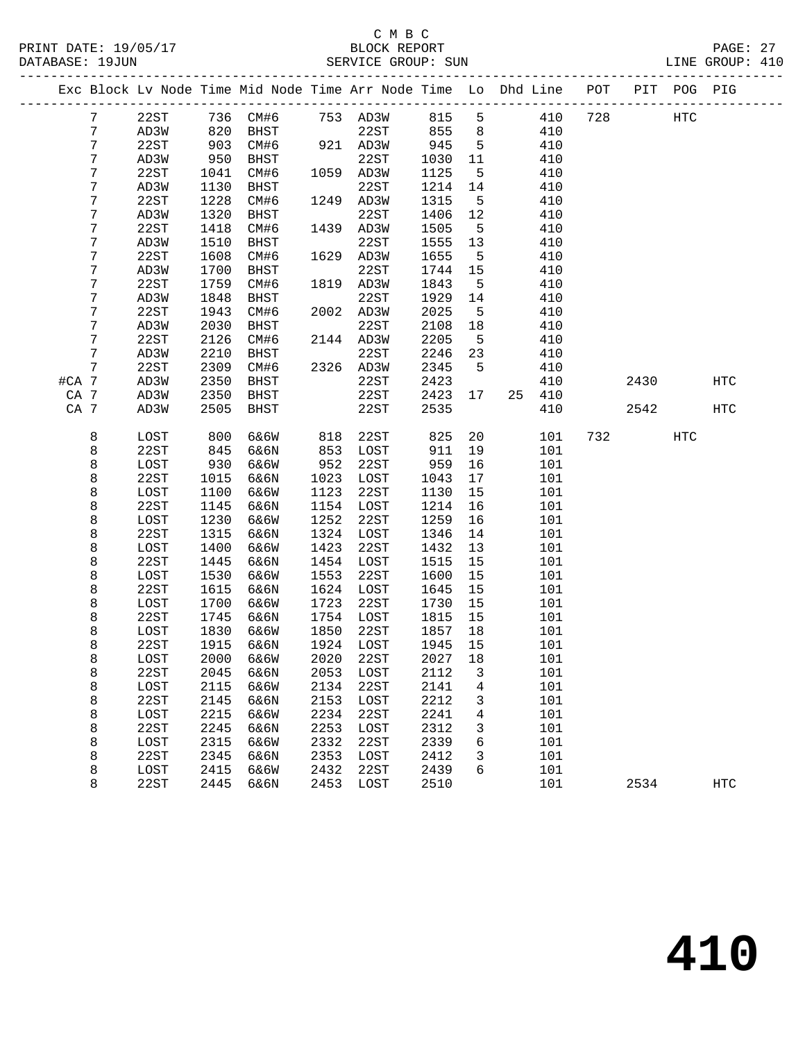C M B C
BLOCK REPORT
SERVICE GROUP: SUN

PRINT DATE: 19/05/17
DATABASE: 19JUN
LINE GROUP: 410

| Exc | Block | Lv Node | Time | Mid Node | Time | Arr Node | Time | Lo | Dhd | Line | POT | PIT | POG | PIG |
|---|---|---|---|---|---|---|---|---|---|---|---|---|---|---|
| | 7 | 22ST | 736 | CM#6 | 753 | AD3W | 815 | 5 | | 410 | 728 | | HTC | |
| | 7 | AD3W | 820 | BHST | | 22ST | 855 | 8 | | 410 | | | | |
| | 7 | 22ST | 903 | CM#6 | 921 | AD3W | 945 | 5 | | 410 | | | | |
| | 7 | AD3W | 950 | BHST | | 22ST | 1030 | 11 | | 410 | | | | |
| | 7 | 22ST | 1041 | CM#6 | 1059 | AD3W | 1125 | 5 | | 410 | | | | |
| | 7 | AD3W | 1130 | BHST | | 22ST | 1214 | 14 | | 410 | | | | |
| | 7 | 22ST | 1228 | CM#6 | 1249 | AD3W | 1315 | 5 | | 410 | | | | |
| | 7 | AD3W | 1320 | BHST | | 22ST | 1406 | 12 | | 410 | | | | |
| | 7 | 22ST | 1418 | CM#6 | 1439 | AD3W | 1505 | 5 | | 410 | | | | |
| | 7 | AD3W | 1510 | BHST | | 22ST | 1555 | 13 | | 410 | | | | |
| | 7 | 22ST | 1608 | CM#6 | 1629 | AD3W | 1655 | 5 | | 410 | | | | |
| | 7 | AD3W | 1700 | BHST | | 22ST | 1744 | 15 | | 410 | | | | |
| | 7 | 22ST | 1759 | CM#6 | 1819 | AD3W | 1843 | 5 | | 410 | | | | |
| | 7 | AD3W | 1848 | BHST | | 22ST | 1929 | 14 | | 410 | | | | |
| | 7 | 22ST | 1943 | CM#6 | 2002 | AD3W | 2025 | 5 | | 410 | | | | |
| | 7 | AD3W | 2030 | BHST | | 22ST | 2108 | 18 | | 410 | | | | |
| | 7 | 22ST | 2126 | CM#6 | 2144 | AD3W | 2205 | 5 | | 410 | | | | |
| | 7 | AD3W | 2210 | BHST | | 22ST | 2246 | 23 | | 410 | | | | |
| | 7 | 22ST | 2309 | CM#6 | 2326 | AD3W | 2345 | 5 | | 410 | | | | |
| #CA | 7 | AD3W | 2350 | BHST | | 22ST | 2423 | | | 410 | | 2430 | | HTC |
| CA | 7 | AD3W | 2350 | BHST | | 22ST | 2423 | 17 | 25 | 410 | | | | |
| CA | 7 | AD3W | 2505 | BHST | | 22ST | 2535 | | | 410 | | 2542 | | HTC |
| | 8 | LOST | 800 | 6&6W | 818 | 22ST | 825 | 20 | | 101 | 732 | | HTC | |
| | 8 | 22ST | 845 | 6&6N | 853 | LOST | 911 | 19 | | 101 | | | | |
| | 8 | LOST | 930 | 6&6W | 952 | 22ST | 959 | 16 | | 101 | | | | |
| | 8 | 22ST | 1015 | 6&6N | 1023 | LOST | 1043 | 17 | | 101 | | | | |
| | 8 | LOST | 1100 | 6&6W | 1123 | 22ST | 1130 | 15 | | 101 | | | | |
| | 8 | 22ST | 1145 | 6&6N | 1154 | LOST | 1214 | 16 | | 101 | | | | |
| | 8 | LOST | 1230 | 6&6W | 1252 | 22ST | 1259 | 16 | | 101 | | | | |
| | 8 | 22ST | 1315 | 6&6N | 1324 | LOST | 1346 | 14 | | 101 | | | | |
| | 8 | LOST | 1400 | 6&6W | 1423 | 22ST | 1432 | 13 | | 101 | | | | |
| | 8 | 22ST | 1445 | 6&6N | 1454 | LOST | 1515 | 15 | | 101 | | | | |
| | 8 | LOST | 1530 | 6&6W | 1553 | 22ST | 1600 | 15 | | 101 | | | | |
| | 8 | 22ST | 1615 | 6&6N | 1624 | LOST | 1645 | 15 | | 101 | | | | |
| | 8 | LOST | 1700 | 6&6W | 1723 | 22ST | 1730 | 15 | | 101 | | | | |
| | 8 | 22ST | 1745 | 6&6N | 1754 | LOST | 1815 | 15 | | 101 | | | | |
| | 8 | LOST | 1830 | 6&6W | 1850 | 22ST | 1857 | 18 | | 101 | | | | |
| | 8 | 22ST | 1915 | 6&6N | 1924 | LOST | 1945 | 15 | | 101 | | | | |
| | 8 | LOST | 2000 | 6&6W | 2020 | 22ST | 2027 | 18 | | 101 | | | | |
| | 8 | 22ST | 2045 | 6&6N | 2053 | LOST | 2112 | 3 | | 101 | | | | |
| | 8 | LOST | 2115 | 6&6W | 2134 | 22ST | 2141 | 4 | | 101 | | | | |
| | 8 | 22ST | 2145 | 6&6N | 2153 | LOST | 2212 | 3 | | 101 | | | | |
| | 8 | LOST | 2215 | 6&6W | 2234 | 22ST | 2241 | 4 | | 101 | | | | |
| | 8 | 22ST | 2245 | 6&6N | 2253 | LOST | 2312 | 3 | | 101 | | | | |
| | 8 | LOST | 2315 | 6&6W | 2332 | 22ST | 2339 | 6 | | 101 | | | | |
| | 8 | 22ST | 2345 | 6&6N | 2353 | LOST | 2412 | 3 | | 101 | | | | |
| | 8 | LOST | 2415 | 6&6W | 2432 | 22ST | 2439 | 6 | | 101 | | | | |
| | 8 | 22ST | 2445 | 6&6N | 2453 | LOST | 2510 | | | 101 | | 2534 | | HTC |

# 410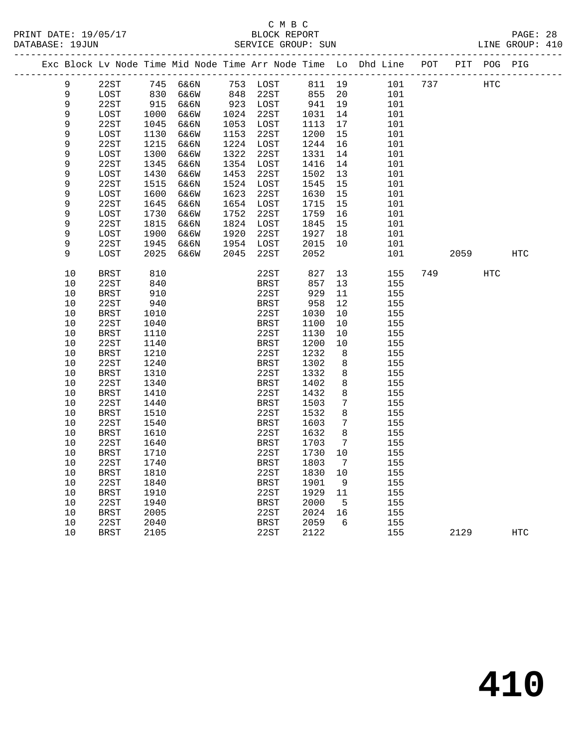C M B C

BLOCK REPORT

SERVICE GROUP: SUN

LINE GROUP: 410

| Exc | Block | Lv Node | Time | Mid Node | Time | Arr Node | Time | Lo | Dhd Line | POT | PIT | POG | PIG |
|---|---|---|---|---|---|---|---|---|---|---|---|---|---|
| | 9 | 22ST | 745 | 6&6N | 753 | LOST | 811 | 19 | 101 | 737 | | HTC | |
| | 9 | LOST | 830 | 6&6W | 848 | 22ST | 855 | 20 | 101 | | | | |
| | 9 | 22ST | 915 | 6&6N | 923 | LOST | 941 | 19 | 101 | | | | |
| | 9 | LOST | 1000 | 6&6W | 1024 | 22ST | 1031 | 14 | 101 | | | | |
| | 9 | 22ST | 1045 | 6&6N | 1053 | LOST | 1113 | 17 | 101 | | | | |
| | 9 | LOST | 1130 | 6&6W | 1153 | 22ST | 1200 | 15 | 101 | | | | |
| | 9 | 22ST | 1215 | 6&6N | 1224 | LOST | 1244 | 16 | 101 | | | | |
| | 9 | LOST | 1300 | 6&6W | 1322 | 22ST | 1331 | 14 | 101 | | | | |
| | 9 | 22ST | 1345 | 6&6N | 1354 | LOST | 1416 | 14 | 101 | | | | |
| | 9 | LOST | 1430 | 6&6W | 1453 | 22ST | 1502 | 13 | 101 | | | | |
| | 9 | 22ST | 1515 | 6&6N | 1524 | LOST | 1545 | 15 | 101 | | | | |
| | 9 | LOST | 1600 | 6&6W | 1623 | 22ST | 1630 | 15 | 101 | | | | |
| | 9 | 22ST | 1645 | 6&6N | 1654 | LOST | 1715 | 15 | 101 | | | | |
| | 9 | LOST | 1730 | 6&6W | 1752 | 22ST | 1759 | 16 | 101 | | | | |
| | 9 | 22ST | 1815 | 6&6N | 1824 | LOST | 1845 | 15 | 101 | | | | |
| | 9 | LOST | 1900 | 6&6W | 1920 | 22ST | 1927 | 18 | 101 | | | | |
| | 9 | 22ST | 1945 | 6&6N | 1954 | LOST | 2015 | 10 | 101 | | | | |
| | 9 | LOST | 2025 | 6&6W | 2045 | 22ST | 2052 | | 101 | | 2059 | | HTC |
| | 10 | BRST | 810 | | | 22ST | 827 | 13 | 155 | 749 | | HTC | |
| | 10 | 22ST | 840 | | | BRST | 857 | 13 | 155 | | | | |
| | 10 | BRST | 910 | | | 22ST | 929 | 11 | 155 | | | | |
| | 10 | 22ST | 940 | | | BRST | 958 | 12 | 155 | | | | |
| | 10 | BRST | 1010 | | | 22ST | 1030 | 10 | 155 | | | | |
| | 10 | 22ST | 1040 | | | BRST | 1100 | 10 | 155 | | | | |
| | 10 | BRST | 1110 | | | 22ST | 1130 | 10 | 155 | | | | |
| | 10 | 22ST | 1140 | | | BRST | 1200 | 10 | 155 | | | | |
| | 10 | BRST | 1210 | | | 22ST | 1232 | 8 | 155 | | | | |
| | 10 | 22ST | 1240 | | | BRST | 1302 | 8 | 155 | | | | |
| | 10 | BRST | 1310 | | | 22ST | 1332 | 8 | 155 | | | | |
| | 10 | 22ST | 1340 | | | BRST | 1402 | 8 | 155 | | | | |
| | 10 | BRST | 1410 | | | 22ST | 1432 | 8 | 155 | | | | |
| | 10 | 22ST | 1440 | | | BRST | 1503 | 7 | 155 | | | | |
| | 10 | BRST | 1510 | | | 22ST | 1532 | 8 | 155 | | | | |
| | 10 | 22ST | 1540 | | | BRST | 1603 | 7 | 155 | | | | |
| | 10 | BRST | 1610 | | | 22ST | 1632 | 8 | 155 | | | | |
| | 10 | 22ST | 1640 | | | BRST | 1703 | 7 | 155 | | | | |
| | 10 | BRST | 1710 | | | 22ST | 1730 | 10 | 155 | | | | |
| | 10 | 22ST | 1740 | | | BRST | 1803 | 7 | 155 | | | | |
| | 10 | BRST | 1810 | | | 22ST | 1830 | 10 | 155 | | | | |
| | 10 | 22ST | 1840 | | | BRST | 1901 | 9 | 155 | | | | |
| | 10 | BRST | 1910 | | | 22ST | 1929 | 11 | 155 | | | | |
| | 10 | 22ST | 1940 | | | BRST | 2000 | 5 | 155 | | | | |
| | 10 | BRST | 2005 | | | 22ST | 2024 | 16 | 155 | | | | |
| | 10 | 22ST | 2040 | | | BRST | 2059 | 6 | 155 | | | | |
| | 10 | BRST | 2105 | | | 22ST | 2122 | | 155 | | 2129 | | HTC |

# 410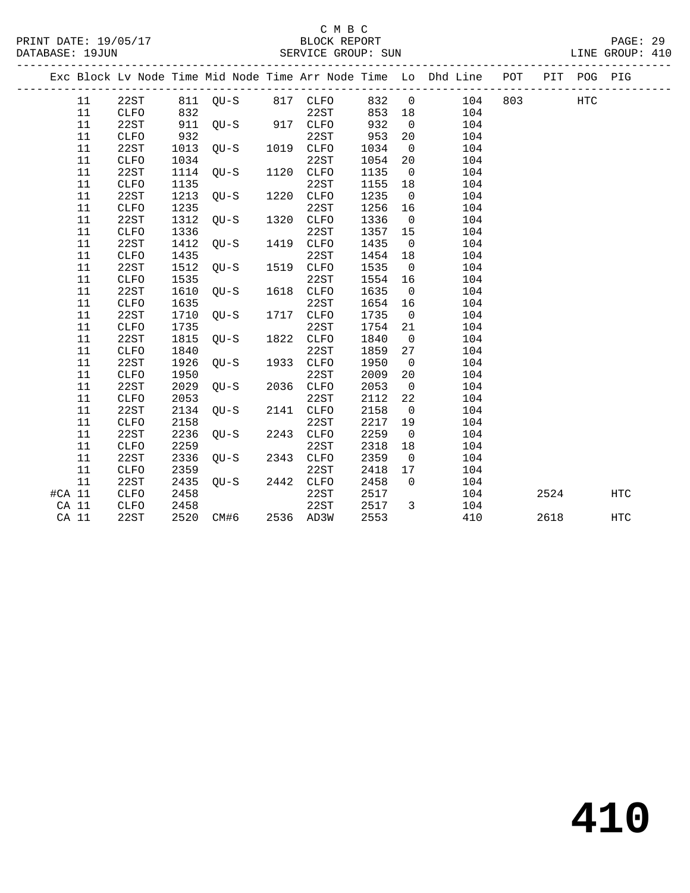C M B C

PRINT DATE: 19/05/17 BLOCK REPORT

DATABASE: 19JUN SERVICE GROUP: SUN LINE GROUP: 410

| Exc | Block | Lv | Node | Time | Mid Node | Time | Arr Node | Time | Lo | Dhd Line | POT | PIT | POG | PIG |
|---|---|---|---|---|---|---|---|---|---|---|---|---|---|---|
| | 11 | | 22ST | 811 | QU-S | 817 | CLFO | 832 | 0 | 104 | 803 | | HTC | |
| | 11 | | CLFO | 832 | | | 22ST | 853 | 18 | 104 | | | | |
| | 11 | | 22ST | 911 | QU-S | 917 | CLFO | 932 | 0 | 104 | | | | |
| | 11 | | CLFO | 932 | | | 22ST | 953 | 20 | 104 | | | | |
| | 11 | | 22ST | 1013 | QU-S | 1019 | CLFO | 1034 | 0 | 104 | | | | |
| | 11 | | CLFO | 1034 | | | 22ST | 1054 | 20 | 104 | | | | |
| | 11 | | 22ST | 1114 | QU-S | 1120 | CLFO | 1135 | 0 | 104 | | | | |
| | 11 | | CLFO | 1135 | | | 22ST | 1155 | 18 | 104 | | | | |
| | 11 | | 22ST | 1213 | QU-S | 1220 | CLFO | 1235 | 0 | 104 | | | | |
| | 11 | | CLFO | 1235 | | | 22ST | 1256 | 16 | 104 | | | | |
| | 11 | | 22ST | 1312 | QU-S | 1320 | CLFO | 1336 | 0 | 104 | | | | |
| | 11 | | CLFO | 1336 | | | 22ST | 1357 | 15 | 104 | | | | |
| | 11 | | 22ST | 1412 | QU-S | 1419 | CLFO | 1435 | 0 | 104 | | | | |
| | 11 | | CLFO | 1435 | | | 22ST | 1454 | 18 | 104 | | | | |
| | 11 | | 22ST | 1512 | QU-S | 1519 | CLFO | 1535 | 0 | 104 | | | | |
| | 11 | | CLFO | 1535 | | | 22ST | 1554 | 16 | 104 | | | | |
| | 11 | | 22ST | 1610 | QU-S | 1618 | CLFO | 1635 | 0 | 104 | | | | |
| | 11 | | CLFO | 1635 | | | 22ST | 1654 | 16 | 104 | | | | |
| | 11 | | 22ST | 1710 | QU-S | 1717 | CLFO | 1735 | 0 | 104 | | | | |
| | 11 | | CLFO | 1735 | | | 22ST | 1754 | 21 | 104 | | | | |
| | 11 | | 22ST | 1815 | QU-S | 1822 | CLFO | 1840 | 0 | 104 | | | | |
| | 11 | | CLFO | 1840 | | | 22ST | 1859 | 27 | 104 | | | | |
| | 11 | | 22ST | 1926 | QU-S | 1933 | CLFO | 1950 | 0 | 104 | | | | |
| | 11 | | CLFO | 1950 | | | 22ST | 2009 | 20 | 104 | | | | |
| | 11 | | 22ST | 2029 | QU-S | 2036 | CLFO | 2053 | 0 | 104 | | | | |
| | 11 | | CLFO | 2053 | | | 22ST | 2112 | 22 | 104 | | | | |
| | 11 | | 22ST | 2134 | QU-S | 2141 | CLFO | 2158 | 0 | 104 | | | | |
| | 11 | | CLFO | 2158 | | | 22ST | 2217 | 19 | 104 | | | | |
| | 11 | | 22ST | 2236 | QU-S | 2243 | CLFO | 2259 | 0 | 104 | | | | |
| | 11 | | CLFO | 2259 | | | 22ST | 2318 | 18 | 104 | | | | |
| | 11 | | 22ST | 2336 | QU-S | 2343 | CLFO | 2359 | 0 | 104 | | | | |
| | 11 | | CLFO | 2359 | | | 22ST | 2418 | 17 | 104 | | | | |
| | 11 | | 22ST | 2435 | QU-S | 2442 | CLFO | 2458 | 0 | 104 | | | | |
| #CA | 11 | | CLFO | 2458 | | | 22ST | 2517 | | 104 | | 2524 | | HTC |
| CA | 11 | | CLFO | 2458 | | | 22ST | 2517 | 3 | 104 | | | | |
| CA | 11 | | 22ST | 2520 | CM#6 | 2536 | AD3W | 2553 | | 410 | | 2618 | | HTC |

410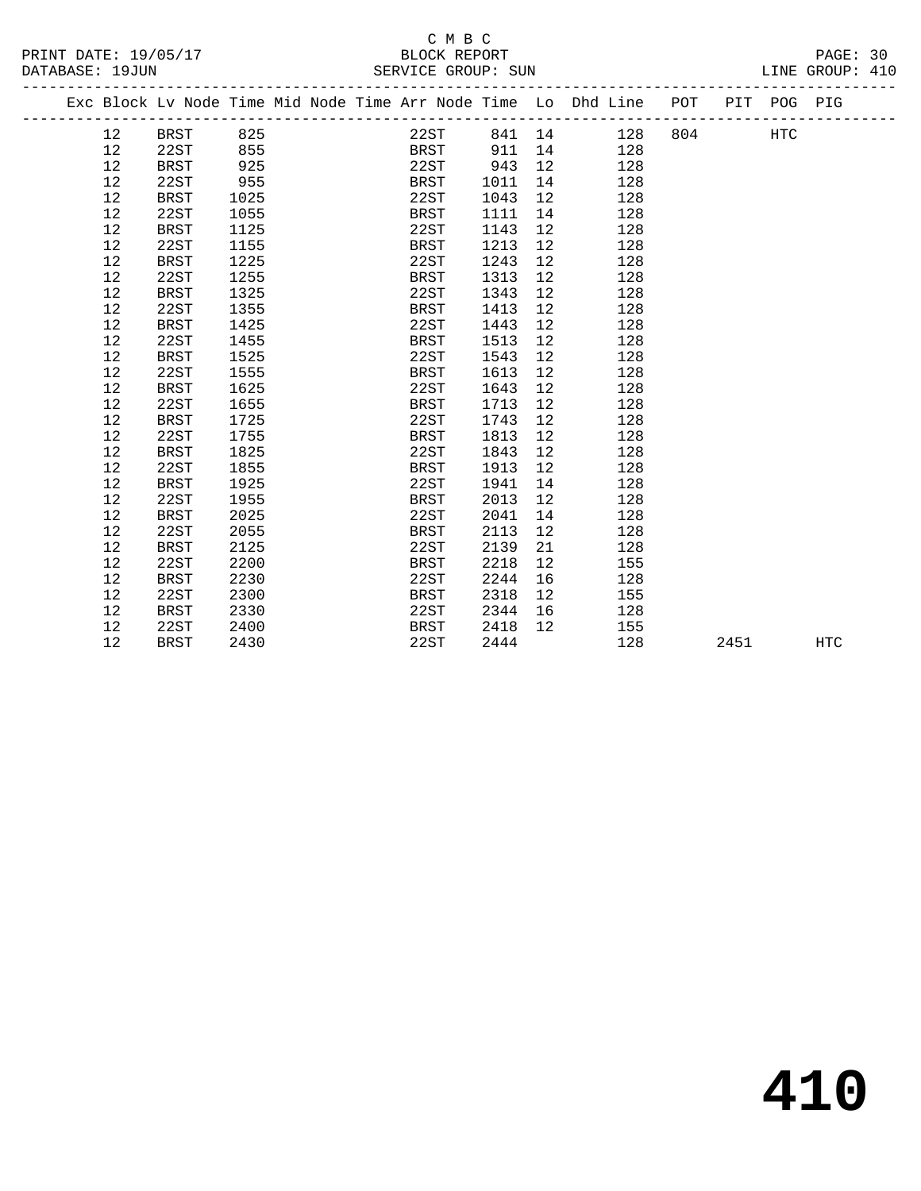C M B C
PRINT DATE: 19/05/17 BLOCK REPORT
DATABASE: 19JUN SERVICE GROUP: SUN LINE GROUP: 410

| Exc | Block | Lv | Node | Time | Mid | Node | Time | Arr | Node | Time | Lo | Dhd | Line | POT | PIT | POG | PIG |
|---|---|---|---|---|---|---|---|---|---|---|---|---|---|---|---|---|---|
| | 12 | | BRST | 825 | | | | | 22ST | 841 | 14 | | 128 | 804 | | HTC | |
| | 12 | | 22ST | 855 | | | | | BRST | 911 | 14 | | 128 | | | | |
| | 12 | | BRST | 925 | | | | | 22ST | 943 | 12 | | 128 | | | | |
| | 12 | | 22ST | 955 | | | | | BRST | 1011 | 14 | | 128 | | | | |
| | 12 | | BRST | 1025 | | | | | 22ST | 1043 | 12 | | 128 | | | | |
| | 12 | | 22ST | 1055 | | | | | BRST | 1111 | 14 | | 128 | | | | |
| | 12 | | BRST | 1125 | | | | | 22ST | 1143 | 12 | | 128 | | | | |
| | 12 | | 22ST | 1155 | | | | | BRST | 1213 | 12 | | 128 | | | | |
| | 12 | | BRST | 1225 | | | | | 22ST | 1243 | 12 | | 128 | | | | |
| | 12 | | 22ST | 1255 | | | | | BRST | 1313 | 12 | | 128 | | | | |
| | 12 | | BRST | 1325 | | | | | 22ST | 1343 | 12 | | 128 | | | | |
| | 12 | | 22ST | 1355 | | | | | BRST | 1413 | 12 | | 128 | | | | |
| | 12 | | BRST | 1425 | | | | | 22ST | 1443 | 12 | | 128 | | | | |
| | 12 | | 22ST | 1455 | | | | | BRST | 1513 | 12 | | 128 | | | | |
| | 12 | | BRST | 1525 | | | | | 22ST | 1543 | 12 | | 128 | | | | |
| | 12 | | 22ST | 1555 | | | | | BRST | 1613 | 12 | | 128 | | | | |
| | 12 | | BRST | 1625 | | | | | 22ST | 1643 | 12 | | 128 | | | | |
| | 12 | | 22ST | 1655 | | | | | BRST | 1713 | 12 | | 128 | | | | |
| | 12 | | BRST | 1725 | | | | | 22ST | 1743 | 12 | | 128 | | | | |
| | 12 | | 22ST | 1755 | | | | | BRST | 1813 | 12 | | 128 | | | | |
| | 12 | | BRST | 1825 | | | | | 22ST | 1843 | 12 | | 128 | | | | |
| | 12 | | 22ST | 1855 | | | | | BRST | 1913 | 12 | | 128 | | | | |
| | 12 | | BRST | 1925 | | | | | 22ST | 1941 | 14 | | 128 | | | | |
| | 12 | | 22ST | 1955 | | | | | BRST | 2013 | 12 | | 128 | | | | |
| | 12 | | BRST | 2025 | | | | | 22ST | 2041 | 14 | | 128 | | | | |
| | 12 | | 22ST | 2055 | | | | | BRST | 2113 | 12 | | 128 | | | | |
| | 12 | | BRST | 2125 | | | | | 22ST | 2139 | 21 | | 128 | | | | |
| | 12 | | 22ST | 2200 | | | | | BRST | 2218 | 12 | | 155 | | | | |
| | 12 | | BRST | 2230 | | | | | 22ST | 2244 | 16 | | 128 | | | | |
| | 12 | | 22ST | 2300 | | | | | BRST | 2318 | 12 | | 155 | | | | |
| | 12 | | BRST | 2330 | | | | | 22ST | 2344 | 16 | | 128 | | | | |
| | 12 | | 22ST | 2400 | | | | | BRST | 2418 | 12 | | 155 | | | | |
| | 12 | | BRST | 2430 | | | | | 22ST | 2444 | | | 128 | | 2451 | | HTC |

# 410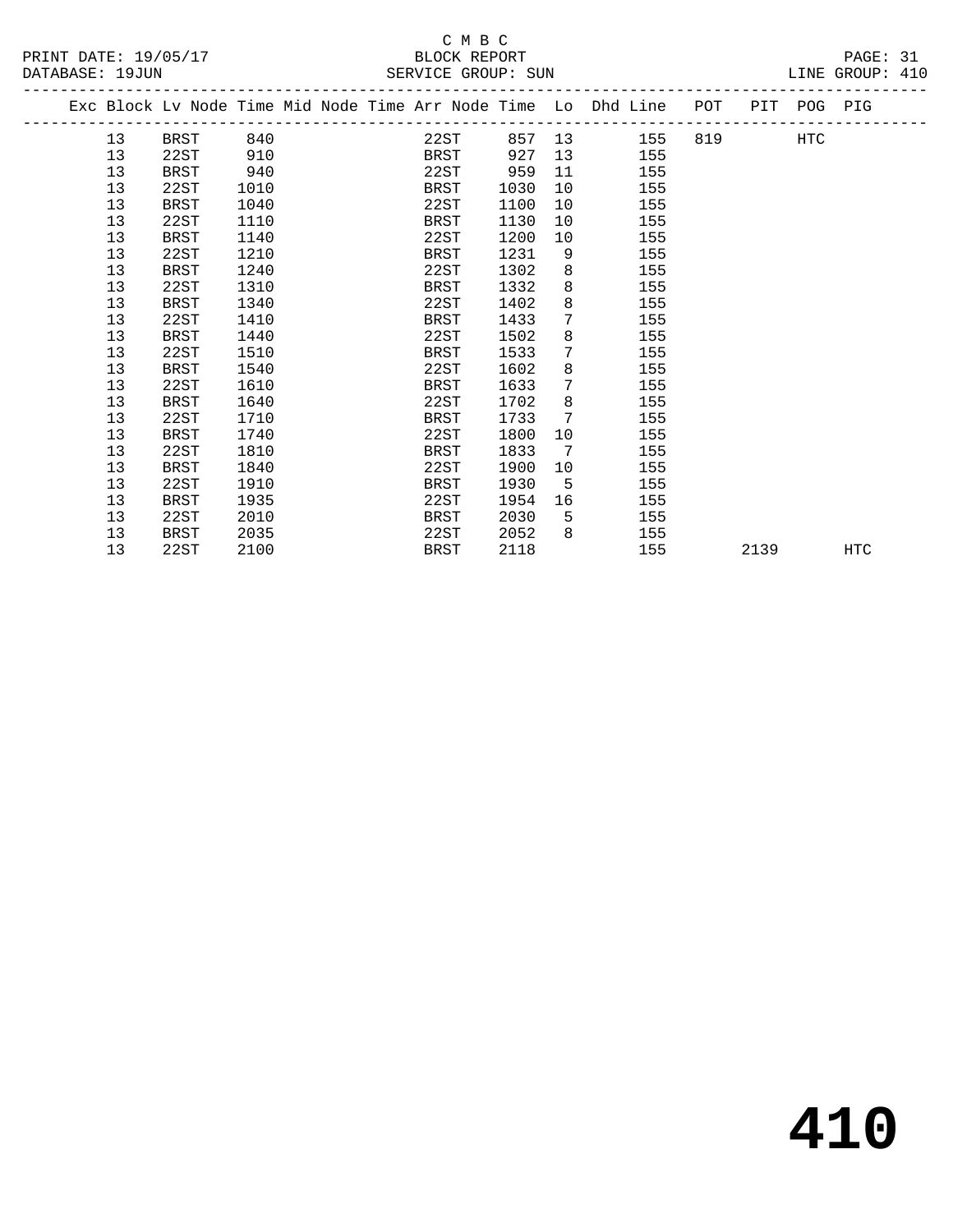C M B C

BLOCK REPORT

PRINT DATE: 19/05/17 DATABASE: 19JUN SERVICE GROUP: SUN LINE GROUP: 410

| Exc | Block | Lv | Node | Time | Mid Node | Time | Arr Node | Time | Lo | Dhd Line | POT | PIT | POG | PIG |
|---|---|---|---|---|---|---|---|---|---|---|---|---|---|---|
| | 13 | | BRST | 840 | | | 22ST | 857 | 13 | 155 | 819 | | HTC | |
| | 13 | | 22ST | 910 | | | BRST | 927 | 13 | 155 | | | | |
| | 13 | | BRST | 940 | | | 22ST | 959 | 11 | 155 | | | | |
| | 13 | | 22ST | 1010 | | | BRST | 1030 | 10 | 155 | | | | |
| | 13 | | BRST | 1040 | | | 22ST | 1100 | 10 | 155 | | | | |
| | 13 | | 22ST | 1110 | | | BRST | 1130 | 10 | 155 | | | | |
| | 13 | | BRST | 1140 | | | 22ST | 1200 | 10 | 155 | | | | |
| | 13 | | 22ST | 1210 | | | BRST | 1231 | 9 | 155 | | | | |
| | 13 | | BRST | 1240 | | | 22ST | 1302 | 8 | 155 | | | | |
| | 13 | | 22ST | 1310 | | | BRST | 1332 | 8 | 155 | | | | |
| | 13 | | BRST | 1340 | | | 22ST | 1402 | 8 | 155 | | | | |
| | 13 | | 22ST | 1410 | | | BRST | 1433 | 7 | 155 | | | | |
| | 13 | | BRST | 1440 | | | 22ST | 1502 | 8 | 155 | | | | |
| | 13 | | 22ST | 1510 | | | BRST | 1533 | 7 | 155 | | | | |
| | 13 | | BRST | 1540 | | | 22ST | 1602 | 8 | 155 | | | | |
| | 13 | | 22ST | 1610 | | | BRST | 1633 | 7 | 155 | | | | |
| | 13 | | BRST | 1640 | | | 22ST | 1702 | 8 | 155 | | | | |
| | 13 | | 22ST | 1710 | | | BRST | 1733 | 7 | 155 | | | | |
| | 13 | | BRST | 1740 | | | 22ST | 1800 | 10 | 155 | | | | |
| | 13 | | 22ST | 1810 | | | BRST | 1833 | 7 | 155 | | | | |
| | 13 | | BRST | 1840 | | | 22ST | 1900 | 10 | 155 | | | | |
| | 13 | | 22ST | 1910 | | | BRST | 1930 | 5 | 155 | | | | |
| | 13 | | BRST | 1935 | | | 22ST | 1954 | 16 | 155 | | | | |
| | 13 | | 22ST | 2010 | | | BRST | 2030 | 5 | 155 | | | | |
| | 13 | | BRST | 2035 | | | 22ST | 2052 | 8 | 155 | | | | |
| | 13 | | 22ST | 2100 | | | BRST | 2118 | | 155 | | 2139 | | HTC |

# 410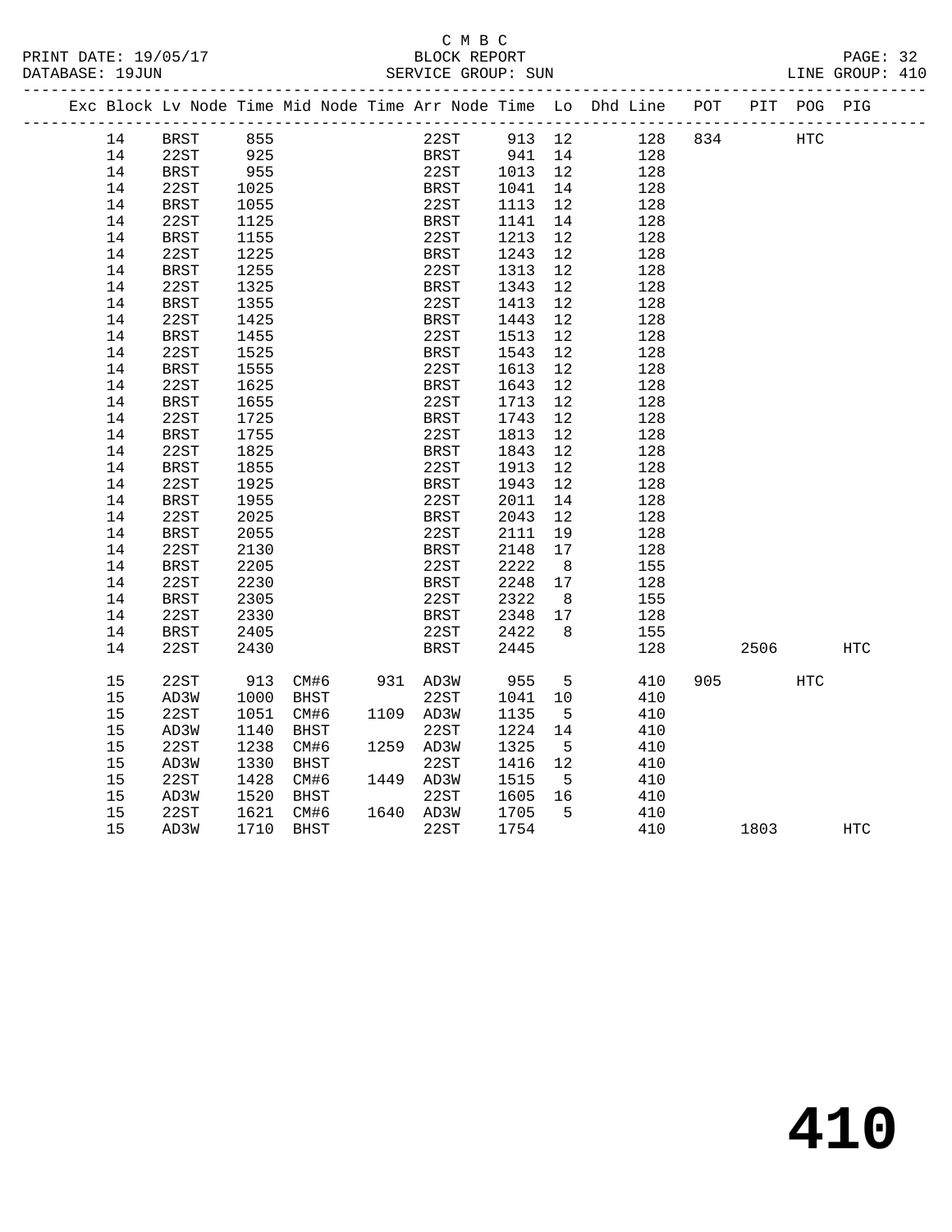C M B C
PRINT DATE: 19/05/17 BLOCK REPORT
DATABASE: 19JUN SERVICE GROUP: SUN LINE GROUP: 410

| Exc | Block | Lv Node | Time | Mid Node | Time | Arr Node | Time | Lo | Dhd Line | POT | PIT | POG | PIG |
|---|---|---|---|---|---|---|---|---|---|---|---|---|---|
| | 14 | BRST | 855 | | | 22ST | 913 | 12 | 128 | 834 | | HTC | |
| | 14 | 22ST | 925 | | | BRST | 941 | 14 | 128 | | | | |
| | 14 | BRST | 955 | | | 22ST | 1013 | 12 | 128 | | | | |
| | 14 | 22ST | 1025 | | | BRST | 1041 | 14 | 128 | | | | |
| | 14 | BRST | 1055 | | | 22ST | 1113 | 12 | 128 | | | | |
| | 14 | 22ST | 1125 | | | BRST | 1141 | 14 | 128 | | | | |
| | 14 | BRST | 1155 | | | 22ST | 1213 | 12 | 128 | | | | |
| | 14 | 22ST | 1225 | | | BRST | 1243 | 12 | 128 | | | | |
| | 14 | BRST | 1255 | | | 22ST | 1313 | 12 | 128 | | | | |
| | 14 | 22ST | 1325 | | | BRST | 1343 | 12 | 128 | | | | |
| | 14 | BRST | 1355 | | | 22ST | 1413 | 12 | 128 | | | | |
| | 14 | 22ST | 1425 | | | BRST | 1443 | 12 | 128 | | | | |
| | 14 | BRST | 1455 | | | 22ST | 1513 | 12 | 128 | | | | |
| | 14 | 22ST | 1525 | | | BRST | 1543 | 12 | 128 | | | | |
| | 14 | BRST | 1555 | | | 22ST | 1613 | 12 | 128 | | | | |
| | 14 | 22ST | 1625 | | | BRST | 1643 | 12 | 128 | | | | |
| | 14 | BRST | 1655 | | | 22ST | 1713 | 12 | 128 | | | | |
| | 14 | 22ST | 1725 | | | BRST | 1743 | 12 | 128 | | | | |
| | 14 | BRST | 1755 | | | 22ST | 1813 | 12 | 128 | | | | |
| | 14 | 22ST | 1825 | | | BRST | 1843 | 12 | 128 | | | | |
| | 14 | BRST | 1855 | | | 22ST | 1913 | 12 | 128 | | | | |
| | 14 | 22ST | 1925 | | | BRST | 1943 | 12 | 128 | | | | |
| | 14 | BRST | 1955 | | | 22ST | 2011 | 14 | 128 | | | | |
| | 14 | 22ST | 2025 | | | BRST | 2043 | 12 | 128 | | | | |
| | 14 | BRST | 2055 | | | 22ST | 2111 | 19 | 128 | | | | |
| | 14 | 22ST | 2130 | | | BRST | 2148 | 17 | 128 | | | | |
| | 14 | BRST | 2205 | | | 22ST | 2222 | 8 | 155 | | | | |
| | 14 | 22ST | 2230 | | | BRST | 2248 | 17 | 128 | | | | |
| | 14 | BRST | 2305 | | | 22ST | 2322 | 8 | 155 | | | | |
| | 14 | 22ST | 2330 | | | BRST | 2348 | 17 | 128 | | | | |
| | 14 | BRST | 2405 | | | 22ST | 2422 | 8 | 155 | | | | |
| | 14 | 22ST | 2430 | | | BRST | 2445 | | 128 | | 2506 | | HTC |
| | 15 | 22ST | 913 | CM#6 | 931 | AD3W | 955 | 5 | 410 | 905 | | HTC | |
| | 15 | AD3W | 1000 | BHST | | 22ST | 1041 | 10 | 410 | | | | |
| | 15 | 22ST | 1051 | CM#6 | 1109 | AD3W | 1135 | 5 | 410 | | | | |
| | 15 | AD3W | 1140 | BHST | | 22ST | 1224 | 14 | 410 | | | | |
| | 15 | 22ST | 1238 | CM#6 | 1259 | AD3W | 1325 | 5 | 410 | | | | |
| | 15 | AD3W | 1330 | BHST | | 22ST | 1416 | 12 | 410 | | | | |
| | 15 | 22ST | 1428 | CM#6 | 1449 | AD3W | 1515 | 5 | 410 | | | | |
| | 15 | AD3W | 1520 | BHST | | 22ST | 1605 | 16 | 410 | | | | |
| | 15 | 22ST | 1621 | CM#6 | 1640 | AD3W | 1705 | 5 | 410 | | | | |
| | 15 | AD3W | 1710 | BHST | | 22ST | 1754 | | 410 | | 1803 | | HTC |

# 410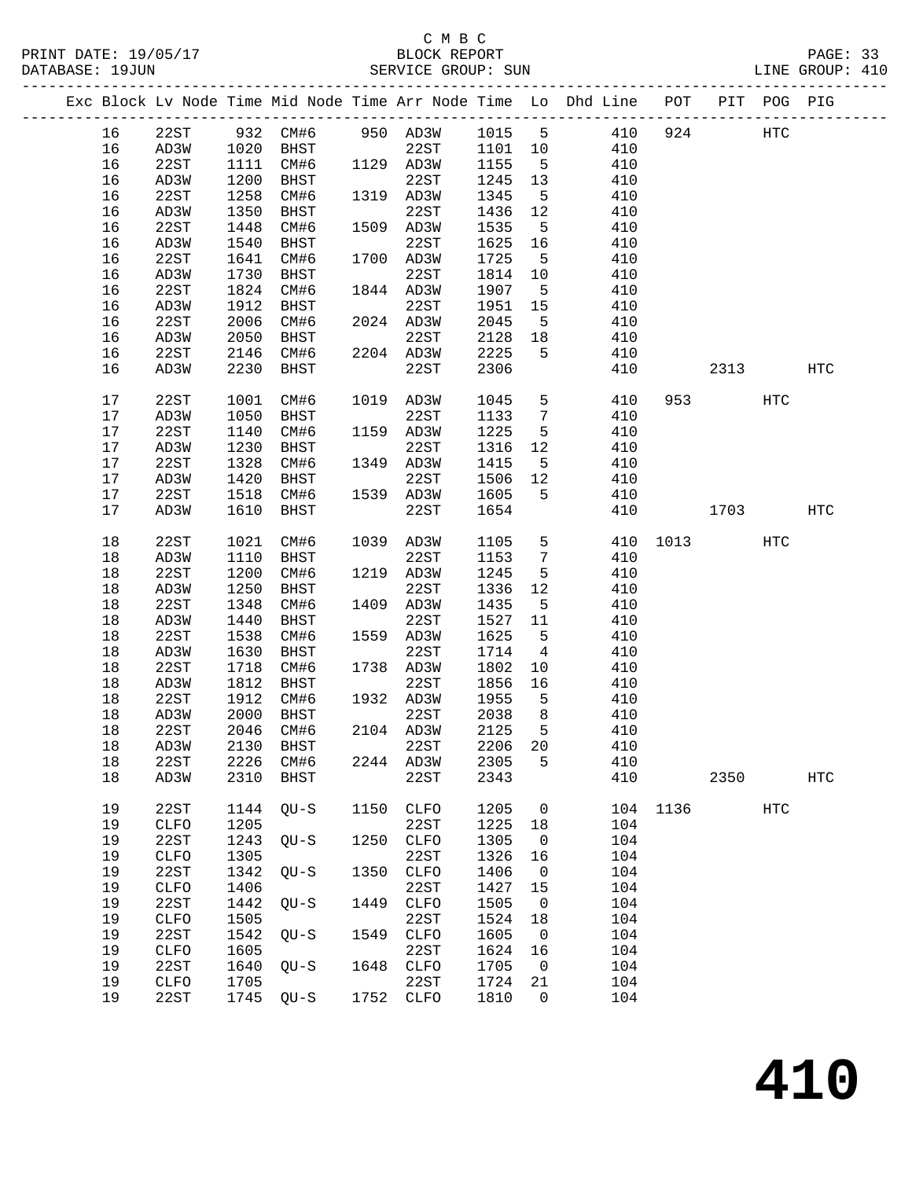C M B C

PRINT DATE: 19/05/17 BLOCK REPORT
DATABASE: 19JUN SERVICE GROUP: SUN LINE GROUP: 410

| Exc | Block | Lv | Node | Time | Mid Node | Time | Arr Node | Time | Lo | Dhd Line | POT | PIT | POG | PIG |
|---|---|---|---|---|---|---|---|---|---|---|---|---|---|---|
| | 16 | | 22ST | 932 | CM#6 | 950 | AD3W | 1015 | 5 | 410 | 924 | | HTC | |
| | 16 | | AD3W | 1020 | BHST | | 22ST | 1101 | 10 | 410 | | | | |
| | 16 | | 22ST | 1111 | CM#6 | 1129 | AD3W | 1155 | 5 | 410 | | | | |
| | 16 | | AD3W | 1200 | BHST | | 22ST | 1245 | 13 | 410 | | | | |
| | 16 | | 22ST | 1258 | CM#6 | 1319 | AD3W | 1345 | 5 | 410 | | | | |
| | 16 | | AD3W | 1350 | BHST | | 22ST | 1436 | 12 | 410 | | | | |
| | 16 | | 22ST | 1448 | CM#6 | 1509 | AD3W | 1535 | 5 | 410 | | | | |
| | 16 | | AD3W | 1540 | BHST | | 22ST | 1625 | 16 | 410 | | | | |
| | 16 | | 22ST | 1641 | CM#6 | 1700 | AD3W | 1725 | 5 | 410 | | | | |
| | 16 | | AD3W | 1730 | BHST | | 22ST | 1814 | 10 | 410 | | | | |
| | 16 | | 22ST | 1824 | CM#6 | 1844 | AD3W | 1907 | 5 | 410 | | | | |
| | 16 | | AD3W | 1912 | BHST | | 22ST | 1951 | 15 | 410 | | | | |
| | 16 | | 22ST | 2006 | CM#6 | 2024 | AD3W | 2045 | 5 | 410 | | | | |
| | 16 | | AD3W | 2050 | BHST | | 22ST | 2128 | 18 | 410 | | | | |
| | 16 | | 22ST | 2146 | CM#6 | 2204 | AD3W | 2225 | 5 | 410 | | | | |
| | 16 | | AD3W | 2230 | BHST | | 22ST | 2306 | | 410 | | 2313 | | HTC |
| | 17 | | 22ST | 1001 | CM#6 | 1019 | AD3W | 1045 | 5 | 410 | 953 | | HTC | |
| | 17 | | AD3W | 1050 | BHST | | 22ST | 1133 | 7 | 410 | | | | |
| | 17 | | 22ST | 1140 | CM#6 | 1159 | AD3W | 1225 | 5 | 410 | | | | |
| | 17 | | AD3W | 1230 | BHST | | 22ST | 1316 | 12 | 410 | | | | |
| | 17 | | 22ST | 1328 | CM#6 | 1349 | AD3W | 1415 | 5 | 410 | | | | |
| | 17 | | AD3W | 1420 | BHST | | 22ST | 1506 | 12 | 410 | | | | |
| | 17 | | 22ST | 1518 | CM#6 | 1539 | AD3W | 1605 | 5 | 410 | | | | |
| | 17 | | AD3W | 1610 | BHST | | 22ST | 1654 | | 410 | | 1703 | | HTC |
| | 18 | | 22ST | 1021 | CM#6 | 1039 | AD3W | 1105 | 5 | 410 | 1013 | | HTC | |
| | 18 | | AD3W | 1110 | BHST | | 22ST | 1153 | 7 | 410 | | | | |
| | 18 | | 22ST | 1200 | CM#6 | 1219 | AD3W | 1245 | 5 | 410 | | | | |
| | 18 | | AD3W | 1250 | BHST | | 22ST | 1336 | 12 | 410 | | | | |
| | 18 | | 22ST | 1348 | CM#6 | 1409 | AD3W | 1435 | 5 | 410 | | | | |
| | 18 | | AD3W | 1440 | BHST | | 22ST | 1527 | 11 | 410 | | | | |
| | 18 | | 22ST | 1538 | CM#6 | 1559 | AD3W | 1625 | 5 | 410 | | | | |
| | 18 | | AD3W | 1630 | BHST | | 22ST | 1714 | 4 | 410 | | | | |
| | 18 | | 22ST | 1718 | CM#6 | 1738 | AD3W | 1802 | 10 | 410 | | | | |
| | 18 | | AD3W | 1812 | BHST | | 22ST | 1856 | 16 | 410 | | | | |
| | 18 | | 22ST | 1912 | CM#6 | 1932 | AD3W | 1955 | 5 | 410 | | | | |
| | 18 | | AD3W | 2000 | BHST | | 22ST | 2038 | 8 | 410 | | | | |
| | 18 | | 22ST | 2046 | CM#6 | 2104 | AD3W | 2125 | 5 | 410 | | | | |
| | 18 | | AD3W | 2130 | BHST | | 22ST | 2206 | 20 | 410 | | | | |
| | 18 | | 22ST | 2226 | CM#6 | 2244 | AD3W | 2305 | 5 | 410 | | | | |
| | 18 | | AD3W | 2310 | BHST | | 22ST | 2343 | | 410 | | 2350 | | HTC |
| | 19 | | 22ST | 1144 | QU-S | 1150 | CLFO | 1205 | 0 | 104 | 1136 | | HTC | |
| | 19 | | CLFO | 1205 | | | 22ST | 1225 | 18 | 104 | | | | |
| | 19 | | 22ST | 1243 | QU-S | 1250 | CLFO | 1305 | 0 | 104 | | | | |
| | 19 | | CLFO | 1305 | | | 22ST | 1326 | 16 | 104 | | | | |
| | 19 | | 22ST | 1342 | QU-S | 1350 | CLFO | 1406 | 0 | 104 | | | | |
| | 19 | | CLFO | 1406 | | | 22ST | 1427 | 15 | 104 | | | | |
| | 19 | | 22ST | 1442 | QU-S | 1449 | CLFO | 1505 | 0 | 104 | | | | |
| | 19 | | CLFO | 1505 | | | 22ST | 1524 | 18 | 104 | | | | |
| | 19 | | 22ST | 1542 | QU-S | 1549 | CLFO | 1605 | 0 | 104 | | | | |
| | 19 | | CLFO | 1605 | | | 22ST | 1624 | 16 | 104 | | | | |
| | 19 | | 22ST | 1640 | QU-S | 1648 | CLFO | 1705 | 0 | 104 | | | | |
| | 19 | | CLFO | 1705 | | | 22ST | 1724 | 21 | 104 | | | | |
| | 19 | | 22ST | 1745 | QU-S | 1752 | CLFO | 1810 | 0 | 104 | | | | |

# 410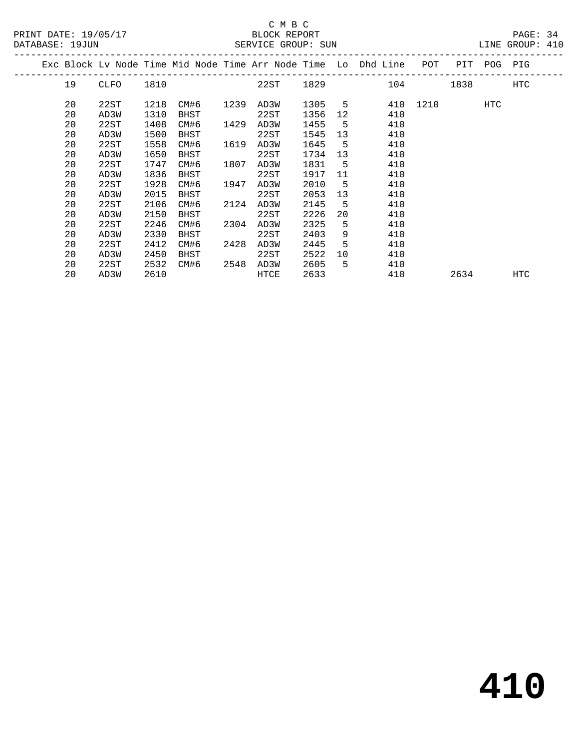C M B C

BLOCK REPORT

SERVICE GROUP: SUN

| Exc | Block | Lv Node | Time | Mid Node | Time | Arr Node | Time | Lo | Dhd Line | POT | PIT | POG | PIG |
|---|---|---|---|---|---|---|---|---|---|---|---|---|---|
| | 19 | CLFO | 1810 | | | 22ST | 1829 | | 104 | | 1838 | | HTC |
| | 20 | 22ST | 1218 | CM#6 | 1239 | AD3W | 1305 | 5 | 410 | 1210 | | HTC | |
| | 20 | AD3W | 1310 | BHST | | 22ST | 1356 | 12 | 410 | | | | |
| | 20 | 22ST | 1408 | CM#6 | 1429 | AD3W | 1455 | 5 | 410 | | | | |
| | 20 | AD3W | 1500 | BHST | | 22ST | 1545 | 13 | 410 | | | | |
| | 20 | 22ST | 1558 | CM#6 | 1619 | AD3W | 1645 | 5 | 410 | | | | |
| | 20 | AD3W | 1650 | BHST | | 22ST | 1734 | 13 | 410 | | | | |
| | 20 | 22ST | 1747 | CM#6 | 1807 | AD3W | 1831 | 5 | 410 | | | | |
| | 20 | AD3W | 1836 | BHST | | 22ST | 1917 | 11 | 410 | | | | |
| | 20 | 22ST | 1928 | CM#6 | 1947 | AD3W | 2010 | 5 | 410 | | | | |
| | 20 | AD3W | 2015 | BHST | | 22ST | 2053 | 13 | 410 | | | | |
| | 20 | 22ST | 2106 | CM#6 | 2124 | AD3W | 2145 | 5 | 410 | | | | |
| | 20 | AD3W | 2150 | BHST | | 22ST | 2226 | 20 | 410 | | | | |
| | 20 | 22ST | 2246 | CM#6 | 2304 | AD3W | 2325 | 5 | 410 | | | | |
| | 20 | AD3W | 2330 | BHST | | 22ST | 2403 | 9 | 410 | | | | |
| | 20 | 22ST | 2412 | CM#6 | 2428 | AD3W | 2445 | 5 | 410 | | | | |
| | 20 | AD3W | 2450 | BHST | | 22ST | 2522 | 10 | 410 | | | | |
| | 20 | 22ST | 2532 | CM#6 | 2548 | AD3W | 2605 | 5 | 410 | | | | |
| | 20 | AD3W | 2610 | | | HTCE | 2633 | | 410 | | 2634 | | HTC |

# 410